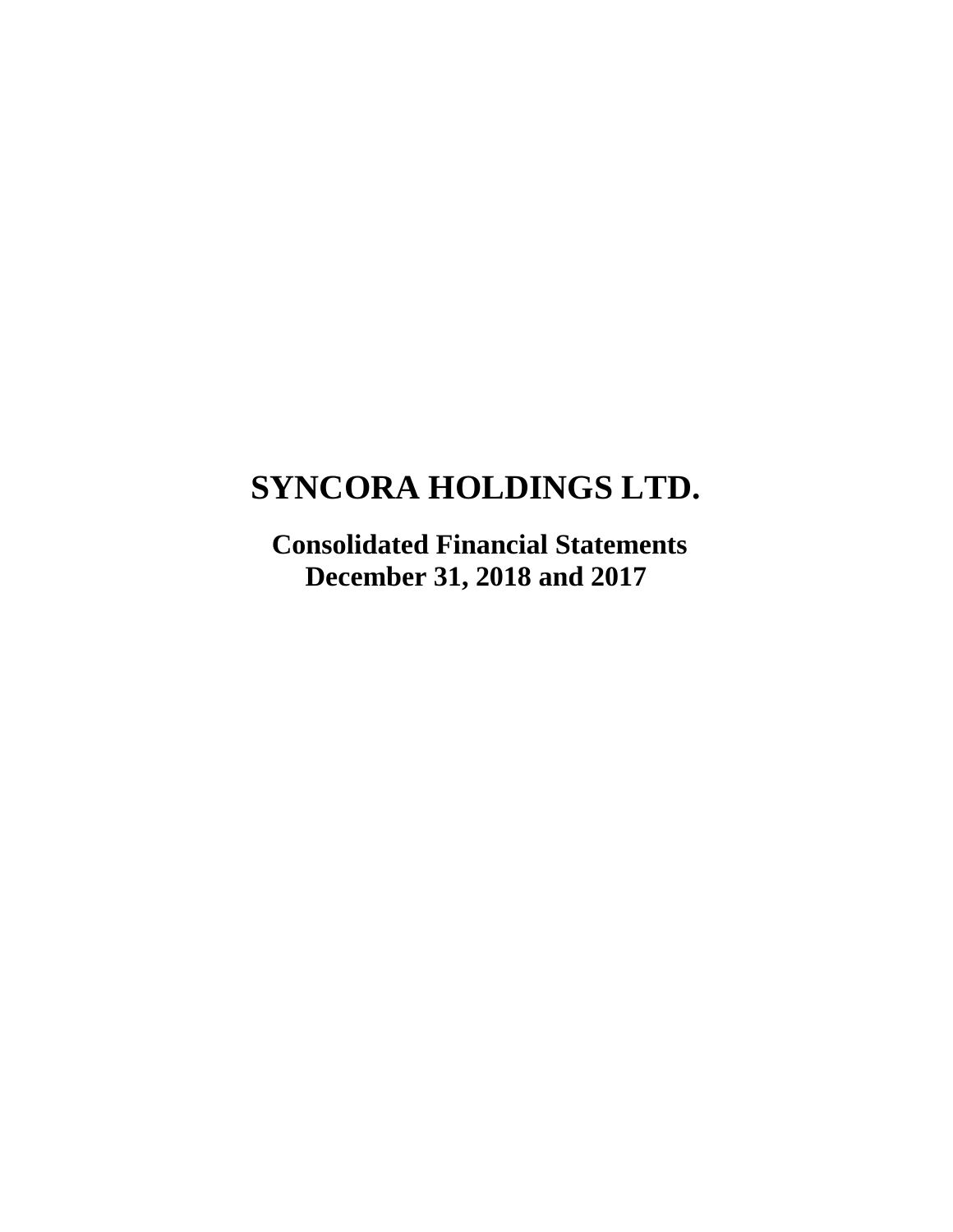# SYNCORA HOLDINGS LTD.

**Consolidated Financial Statements**
**December 31, 2018 and 2017**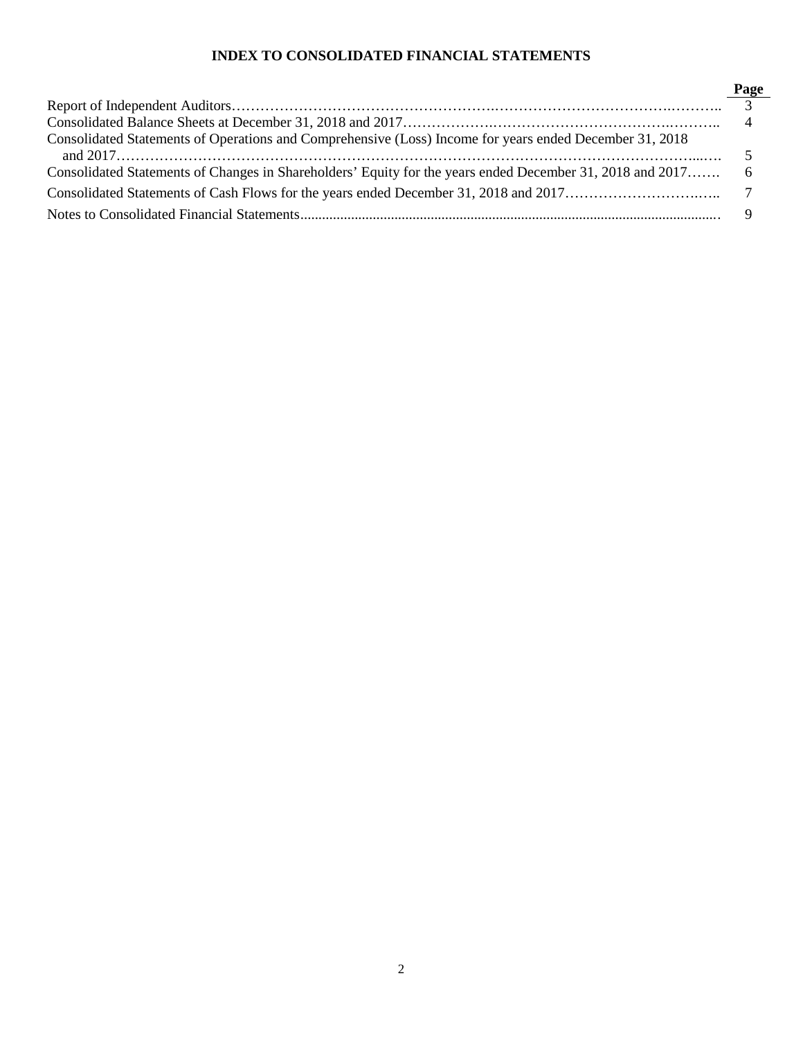# INDEX TO CONSOLIDATED FINANCIAL STATEMENTS

| | Page |
|---|---|
| Report of Independent Auditors | 3 |
| Consolidated Balance Sheets at December 31, 2018 and 2017 | 4 |
| Consolidated Statements of Operations and Comprehensive (Loss) Income for years ended December 31, 2018 and 2017 | 5 |
| Consolidated Statements of Changes in Shareholders' Equity for the years ended December 31, 2018 and 2017 | 6 |
| Consolidated Statements of Cash Flows for the years ended December 31, 2018 and 2017 | 7 |
| Notes to Consolidated Financial Statements | 9 |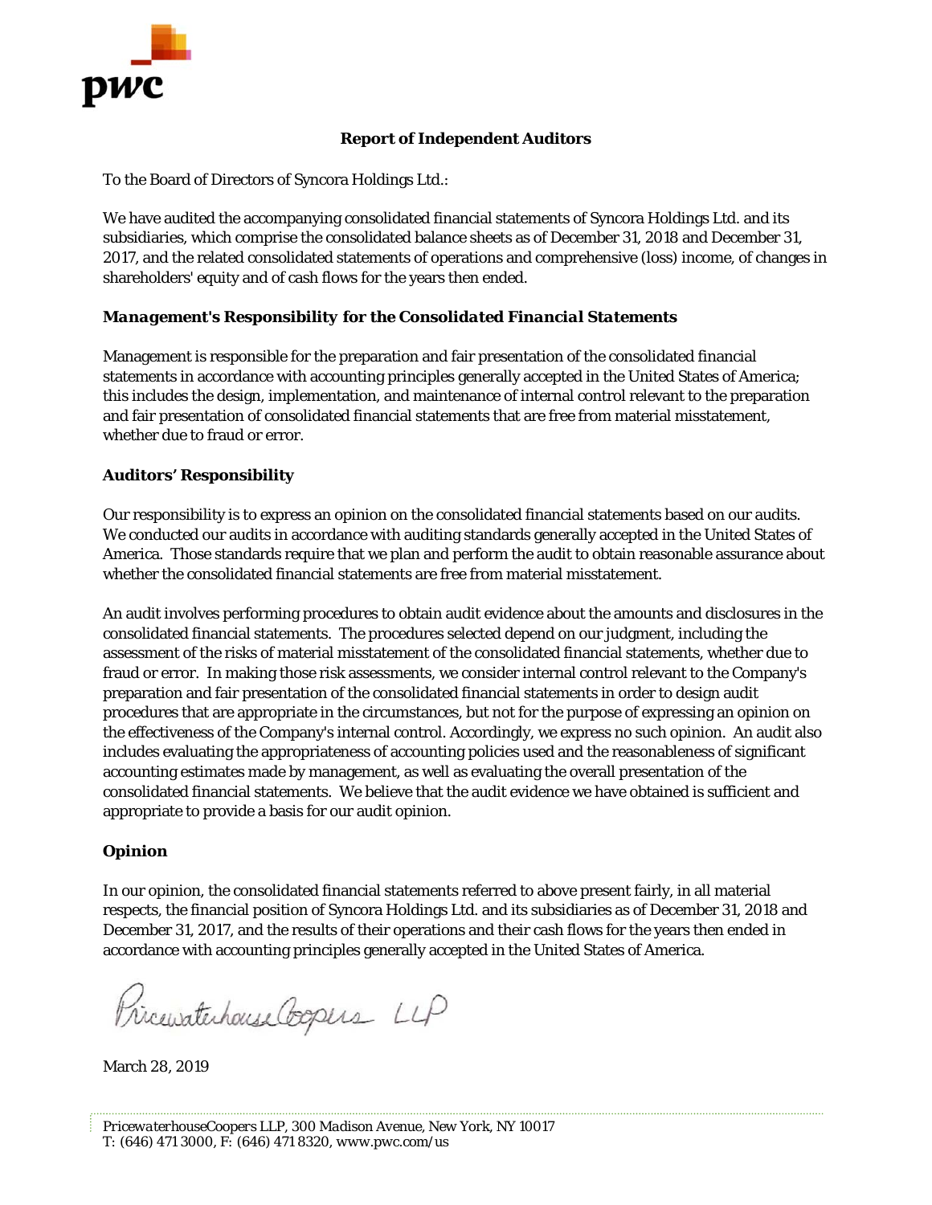pwc

## Report of Independent Auditors

To the Board of Directors of Syncora Holdings Ltd.:

We have audited the accompanying consolidated financial statements of Syncora Holdings Ltd. and its subsidiaries, which comprise the consolidated balance sheets as of December 31, 2018 and December 31, 2017, and the related consolidated statements of operations and comprehensive (loss) income, of changes in shareholders' equity and of cash flows for the years then ended.

### *Management's Responsibility for the Consolidated Financial Statements*

Management is responsible for the preparation and fair presentation of the consolidated financial statements in accordance with accounting principles generally accepted in the United States of America; this includes the design, implementation, and maintenance of internal control relevant to the preparation and fair presentation of consolidated financial statements that are free from material misstatement, whether due to fraud or error.

### Auditors' Responsibility

Our responsibility is to express an opinion on the consolidated financial statements based on our audits. We conducted our audits in accordance with auditing standards generally accepted in the United States of America. Those standards require that we plan and perform the audit to obtain reasonable assurance about whether the consolidated financial statements are free from material misstatement.

An audit involves performing procedures to obtain audit evidence about the amounts and disclosures in the consolidated financial statements. The procedures selected depend on our judgment, including the assessment of the risks of material misstatement of the consolidated financial statements, whether due to fraud or error. In making those risk assessments, we consider internal control relevant to the Company's preparation and fair presentation of the consolidated financial statements in order to design audit procedures that are appropriate in the circumstances, but not for the purpose of expressing an opinion on the effectiveness of the Company's internal control. Accordingly, we express no such opinion. An audit also includes evaluating the appropriateness of accounting policies used and the reasonableness of significant accounting estimates made by management, as well as evaluating the overall presentation of the consolidated financial statements. We believe that the audit evidence we have obtained is sufficient and appropriate to provide a basis for our audit opinion.

### Opinion

In our opinion, the consolidated financial statements referred to above present fairly, in all material respects, the financial position of Syncora Holdings Ltd. and its subsidiaries as of December 31, 2018 and December 31, 2017, and the results of their operations and their cash flows for the years then ended in accordance with accounting principles generally accepted in the United States of America.

PricewaterhouseCoopers LLP

March 28, 2019

*PricewaterhouseCoopers LLP, 300 Madison Avenue, New York, NY 10017*
*T: (646) 471 3000, F: (646) 471 8320, www.pwc.com/us*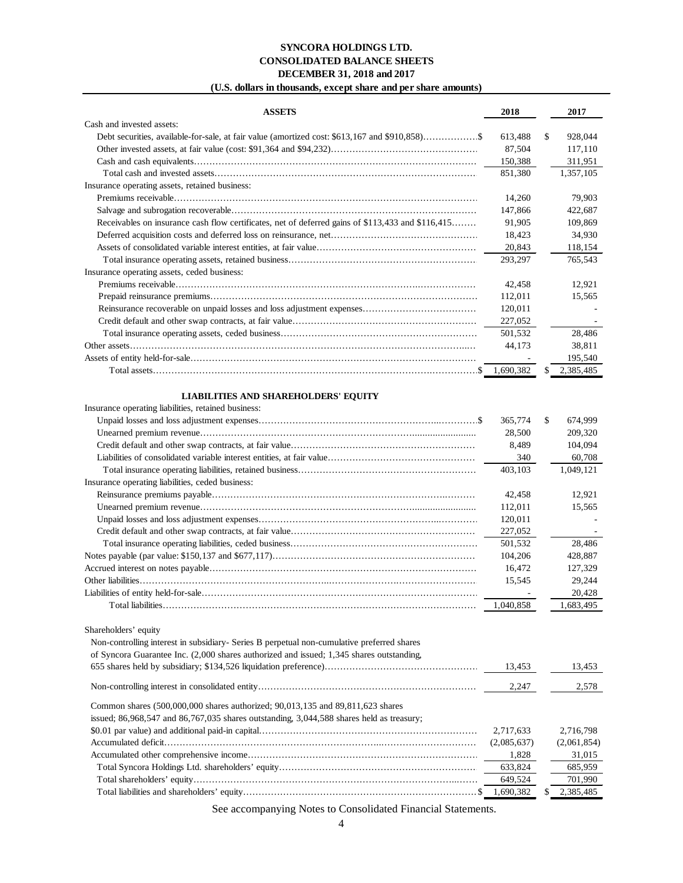# SYNCORA HOLDINGS LTD.
## CONSOLIDATED BALANCE SHEETS
### DECEMBER 31, 2018 and 2017
#### (U.S. dollars in thousands, except share and per share amounts)

| ASSETS | 2018 | 2017 |
|---|---|---|
| Cash and invested assets: | | |
| Debt securities, available-for-sale, at fair value (amortized cost: $613,167 and $910,858) | $ 613,488 | $ 928,044 |
| Other invested assets, at fair value (cost: $91,364 and $94,232) | 87,504 | 117,110 |
| Cash and cash equivalents | 150,388 | 311,951 |
| Total cash and invested assets | 851,380 | 1,357,105 |
| Insurance operating assets, retained business: | | |
| Premiums receivable | 14,260 | 79,903 |
| Salvage and subrogation recoverable | 147,866 | 422,687 |
| Receivables on insurance cash flow certificates, net of deferred gains of $113,433 and $116,415 | 91,905 | 109,869 |
| Deferred acquisition costs and deferred loss on reinsurance, net | 18,423 | 34,930 |
| Assets of consolidated variable interest entities, at fair value | 20,843 | 118,154 |
| Total insurance operating assets, retained business | 293,297 | 765,543 |
| Insurance operating assets, ceded business: | | |
| Premiums receivable | 42,458 | 12,921 |
| Prepaid reinsurance premiums | 112,011 | 15,565 |
| Reinsurance recoverable on unpaid losses and loss adjustment expenses | 120,011 | - |
| Credit default and other swap contracts, at fair value | 227,052 | - |
| Total insurance operating assets, ceded business | 501,532 | 28,486 |
| Other assets | 44,173 | 38,811 |
| Assets of entity held-for-sale | - | 195,540 |
| Total assets | $ 1,690,382 | $ 2,385,485 |

| LIABILITIES AND SHAREHOLDERS' EQUITY | 2018 | 2017 |
|---|---|---|
| Insurance operating liabilities, retained business: | | |
| Unpaid losses and loss adjustment expenses | $ 365,774 | $ 674,999 |
| Unearned premium revenue | 28,500 | 209,320 |
| Credit default and other swap contracts, at fair value | 8,489 | 104,094 |
| Liabilities of consolidated variable interest entities, at fair value | 340 | 60,708 |
| Total insurance operating liabilities, retained business | 403,103 | 1,049,121 |
| Insurance operating liabilities, ceded business: | | |
| Reinsurance premiums payable | 42,458 | 12,921 |
| Unearned premium revenue | 112,011 | 15,565 |
| Unpaid losses and loss adjustment expenses | 120,011 | - |
| Credit default and other swap contracts, at fair value | 227,052 | - |
| Total insurance operating liabilities, ceded business | 501,532 | 28,486 |
| Notes payable (par value: $150,137 and $677,117) | 104,206 | 428,887 |
| Accrued interest on notes payable | 16,472 | 127,329 |
| Other liabilities | 15,545 | 29,244 |
| Liabilities of entity held-for-sale | - | 20,428 |
| Total liabilities | 1,040,858 | 1,683,495 |
| Shareholders' equity | | |
| Non-controlling interest in subsidiary- Series B perpetual non-cumulative preferred shares of Syncora Guarantee Inc. (2,000 shares authorized and issued; 1,345 shares outstanding, 655 shares held by subsidiary; $134,526 liquidation preference) | 13,453 | 13,453 |
| Non-controlling interest in consolidated entity | 2,247 | 2,578 |
| Common shares (500,000,000 shares authorized; 90,013,135 and 89,811,623 shares issued; 86,968,547 and 86,767,035 shares outstanding, 3,044,588 shares held as treasury; $0.01 par value) and additional paid-in capital | 2,717,633 | 2,716,798 |
| Accumulated deficit | (2,085,637) | (2,061,854) |
| Accumulated other comprehensive income | 1,828 | 31,015 |
| Total Syncora Holdings Ltd. shareholders' equity | 633,824 | 685,959 |
| Total shareholders' equity | 649,524 | 701,990 |
| Total liabilities and shareholders' equity | $ 1,690,382 | $ 2,385,485 |

See accompanying Notes to Consolidated Financial Statements.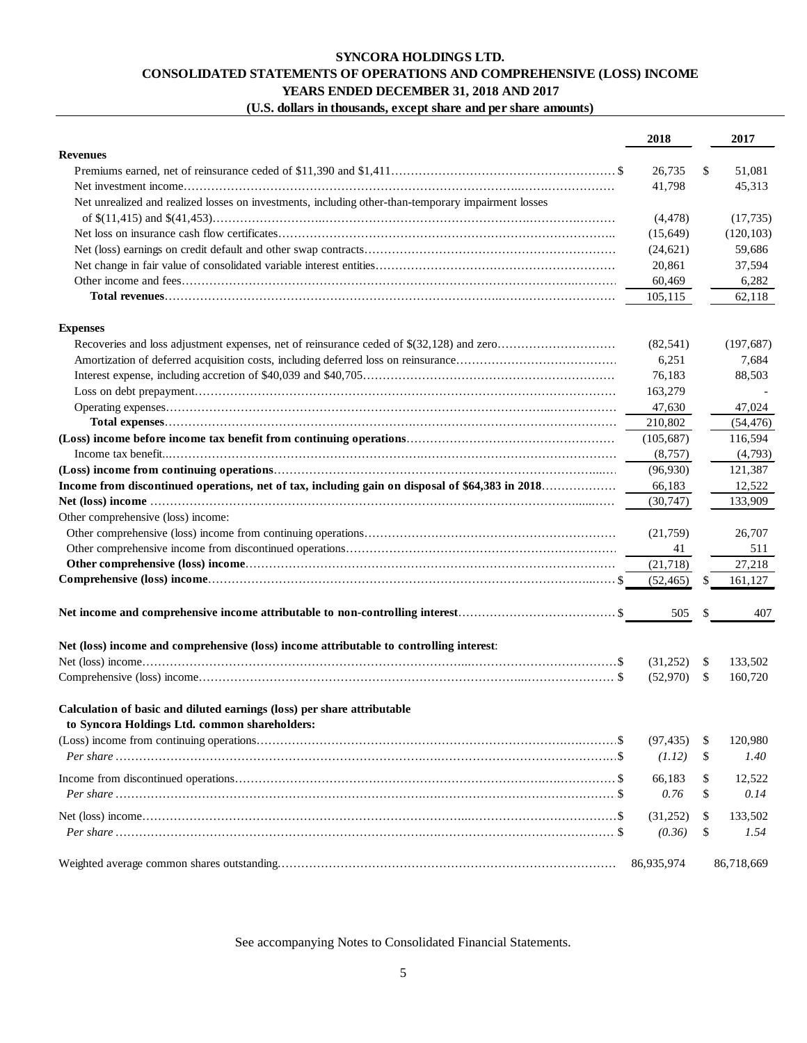# SYNCORA HOLDINGS LTD.
## CONSOLIDATED STATEMENTS OF OPERATIONS AND COMPREHENSIVE (LOSS) INCOME
### YEARS ENDED DECEMBER 31, 2018 AND 2017
#### (U.S. dollars in thousands, except share and per share amounts)

| | 2018 | 2017 |
|---|---|---|
| **Revenues** | | |
| Premiums earned, net of reinsurance ceded of $11,390 and $1,411 | $ 26,735 | $ 51,081 |
| Net investment income | 41,798 | 45,313 |
| Net unrealized and realized losses on investments, including other-than-temporary impairment losses of $(11,415) and $(41,453) | (4,478) | (17,735) |
| Net loss on insurance cash flow certificates | (15,649) | (120,103) |
| Net (loss) earnings on credit default and other swap contracts | (24,621) | 59,686 |
| Net change in fair value of consolidated variable interest entities | 20,861 | 37,594 |
| Other income and fees | 60,469 | 6,282 |
| **Total revenues** | 105,115 | 62,118 |
| **Expenses** | | |
| Recoveries and loss adjustment expenses, net of reinsurance ceded of $(32,128) and zero | (82,541) | (197,687) |
| Amortization of deferred acquisition costs, including deferred loss on reinsurance | 6,251 | 7,684 |
| Interest expense, including accretion of $40,039 and $40,705 | 76,183 | 88,503 |
| Loss on debt prepayment | 163,279 | - |
| Operating expenses | 47,630 | 47,024 |
| **Total expenses** | 210,802 | (54,476) |
| **(Loss) income before income tax benefit from continuing operations** | (105,687) | 116,594 |
| Income tax benefit | (8,757) | (4,793) |
| **(Loss) income from continuing operations** | (96,930) | 121,387 |
| **Income from discontinued operations, net of tax, including gain on disposal of $64,383 in 2018** | 66,183 | 12,522 |
| **Net (loss) income** | (30,747) | 133,909 |
| Other comprehensive (loss) income: | | |
| Other comprehensive (loss) income from continuing operations | (21,759) | 26,707 |
| Other comprehensive income from discontinued operations | 41 | 511 |
| **Other comprehensive (loss) income** | (21,718) | 27,218 |
| **Comprehensive (loss) income** | $ (52,465) | $ 161,127 |
| **Net income and comprehensive income attributable to non-controlling interest** | $ 505 | $ 407 |
| **Net (loss) income and comprehensive (loss) income attributable to controlling interest**: | | |
| Net (loss) income | $ (31,252) | $ 133,502 |
| Comprehensive (loss) income | $ (52,970) | $ 160,720 |
| **Calculation of basic and diluted earnings (loss) per share attributable to Syncora Holdings Ltd. common shareholders:** | | |
| (Loss) income from continuing operations | $ (97,435) | $ 120,980 |
| *Per share* | $ *(1.12)* | $ *1.40* |
| Income from discontinued operations | $ 66,183 | $ 12,522 |
| *Per share* | $ *0.76* | $ *0.14* |
| Net (loss) income | $ (31,252) | $ 133,502 |
| *Per share* | $ *(0.36)* | $ *1.54* |
| Weighted average common shares outstanding | 86,935,974 | 86,718,669 |

See accompanying Notes to Consolidated Financial Statements.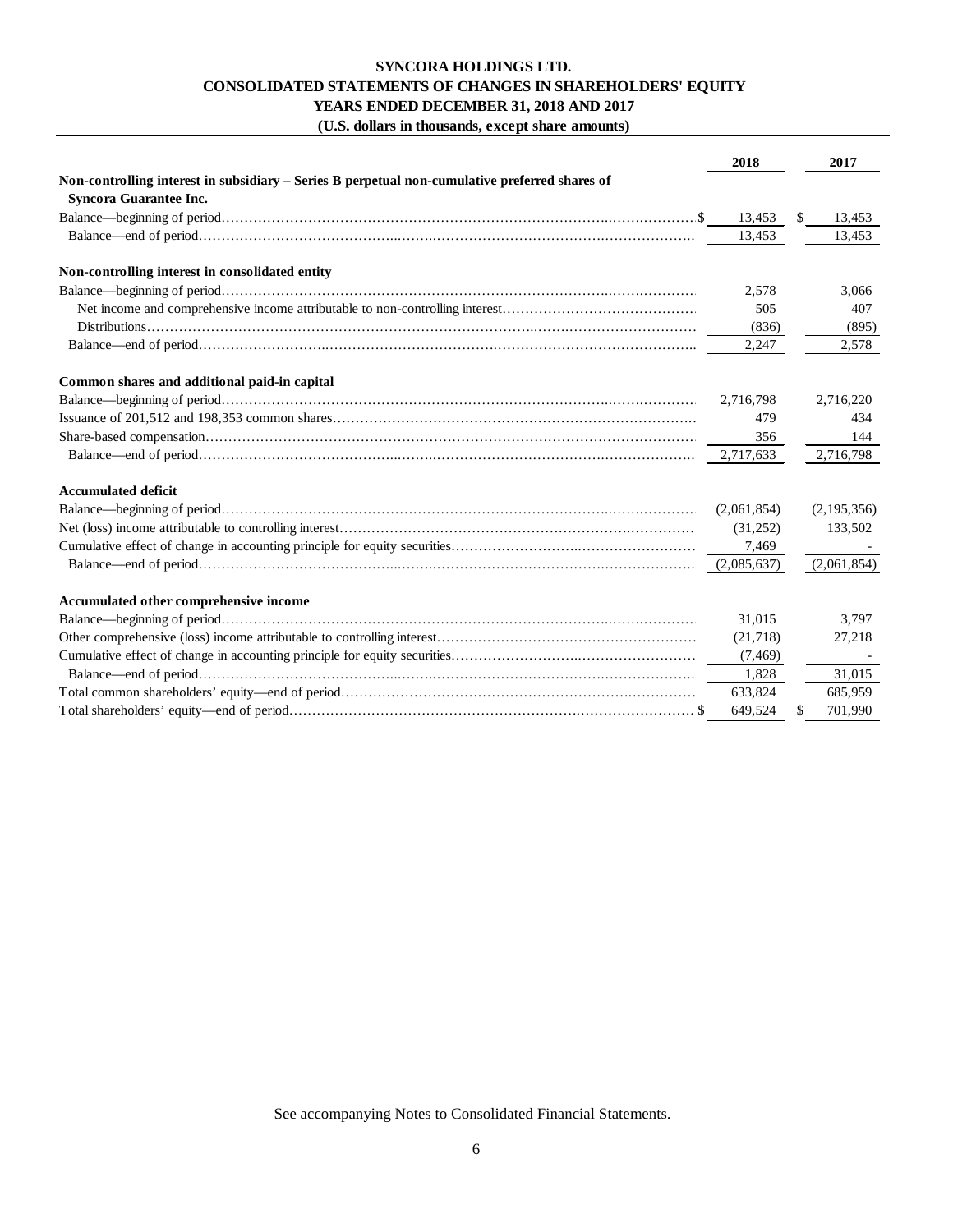**SYNCORA HOLDINGS LTD.**
**CONSOLIDATED STATEMENTS OF CHANGES IN SHAREHOLDERS' EQUITY**
**YEARS ENDED DECEMBER 31, 2018 AND 2017**
**(U.S. dollars in thousands, except share amounts)**

| | 2018 | 2017 |
|---|---|---|
| **Non-controlling interest in subsidiary – Series B perpetual non-cumulative preferred shares of Syncora Guarantee Inc.** | | |
| Balance—beginning of period | $ 13,453 | $ 13,453 |
| Balance—end of period | 13,453 | 13,453 |
| **Non-controlling interest in consolidated entity** | | |
| Balance—beginning of period | 2,578 | 3,066 |
| Net income and comprehensive income attributable to non-controlling interest | 505 | 407 |
| Distributions | (836) | (895) |
| Balance—end of period | 2,247 | 2,578 |
| **Common shares and additional paid-in capital** | | |
| Balance—beginning of period | 2,716,798 | 2,716,220 |
| Issuance of 201,512 and 198,353 common shares | 479 | 434 |
| Share-based compensation | 356 | 144 |
| Balance—end of period | 2,717,633 | 2,716,798 |
| **Accumulated deficit** | | |
| Balance—beginning of period | (2,061,854) | (2,195,356) |
| Net (loss) income attributable to controlling interest | (31,252) | 133,502 |
| Cumulative effect of change in accounting principle for equity securities | 7,469 | - |
| Balance—end of period | (2,085,637) | (2,061,854) |
| **Accumulated other comprehensive income** | | |
| Balance—beginning of period | 31,015 | 3,797 |
| Other comprehensive (loss) income attributable to controlling interest | (21,718) | 27,218 |
| Cumulative effect of change in accounting principle for equity securities | (7,469) | - |
| Balance—end of period | 1,828 | 31,015 |
| Total common shareholders' equity—end of period | 633,824 | 685,959 |
| Total shareholders' equity—end of period | $ 649,524 | $ 701,990 |

See accompanying Notes to Consolidated Financial Statements.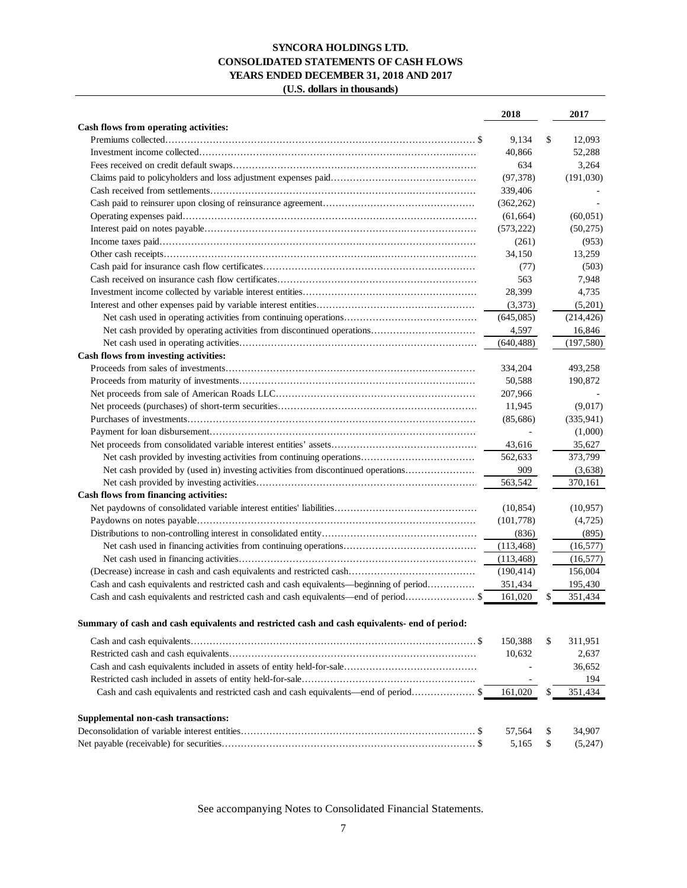# SYNCORA HOLDINGS LTD.
## CONSOLIDATED STATEMENTS OF CASH FLOWS
### YEARS ENDED DECEMBER 31, 2018 AND 2017
### (U.S. dollars in thousands)

| | 2018 | 2017 |
|---|---|---|
| **Cash flows from operating activities:** | | |
| Premiums collected | $ 9,134 | $ 12,093 |
| Investment income collected | 40,866 | 52,288 |
| Fees received on credit default swaps | 634 | 3,264 |
| Claims paid to policyholders and loss adjustment expenses paid | (97,378) | (191,030) |
| Cash received from settlements | 339,406 | - |
| Cash paid to reinsurer upon closing of reinsurance agreement | (362,262) | - |
| Operating expenses paid | (61,664) | (60,051) |
| Interest paid on notes payable | (573,222) | (50,275) |
| Income taxes paid | (261) | (953) |
| Other cash receipts | 34,150 | 13,259 |
| Cash paid for insurance cash flow certificates | (77) | (503) |
| Cash received on insurance cash flow certificates | 563 | 7,948 |
| Investment income collected by variable interest entities | 28,399 | 4,735 |
| Interest and other expenses paid by variable interest entities | (3,373) | (5,201) |
| Net cash used in operating activities from continuing operations | (645,085) | (214,426) |
| Net cash provided by operating activities from discontinued operations | 4,597 | 16,846 |
| Net cash used in operating activities | (640,488) | (197,580) |
| **Cash flows from investing activities:** | | |
| Proceeds from sales of investments | 334,204 | 493,258 |
| Proceeds from maturity of investments | 50,588 | 190,872 |
| Net proceeds from sale of American Roads LLC | 207,966 | - |
| Net proceeds (purchases) of short-term securities | 11,945 | (9,017) |
| Purchases of investments | (85,686) | (335,941) |
| Payment for loan disbursement | - | (1,000) |
| Net proceeds from consolidated variable interest entities' assets | 43,616 | 35,627 |
| Net cash provided by investing activities from continuing operations | 562,633 | 373,799 |
| Net cash provided by (used in) investing activities from discontinued operations | 909 | (3,638) |
| Net cash provided by investing activities | 563,542 | 370,161 |
| **Cash flows from financing activities:** | | |
| Net paydowns of consolidated variable interest entities' liabilities | (10,854) | (10,957) |
| Paydowns on notes payable | (101,778) | (4,725) |
| Distributions to non-controlling interest in consolidated entity | (836) | (895) |
| Net cash used in financing activities from continuing operations | (113,468) | (16,577) |
| Net cash used in financing activities | (113,468) | (16,577) |
| (Decrease) increase in cash and cash equivalents and restricted cash | (190,414) | 156,004 |
| Cash and cash equivalents and restricted cash and cash equivalents—beginning of period | 351,434 | 195,430 |
| Cash and cash equivalents and restricted cash and cash equivalents—end of period | $ 161,020 | $ 351,434 |

**Summary of cash and cash equivalents and restricted cash and cash equivalents- end of period:**

| | 2018 | 2017 |
|---|---|---|
| Cash and cash equivalents | $ 150,388 | $ 311,951 |
| Restricted cash and cash equivalents | 10,632 | 2,637 |
| Cash and cash equivalents included in assets of entity held-for-sale | - | 36,652 |
| Restricted cash included in assets of entity held-for-sale | - | 194 |
| Cash and cash equivalents and restricted cash and cash equivalents—end of period | $ 161,020 | $ 351,434 |

**Supplemental non-cash transactions:**

| | 2018 | 2017 |
|---|---|---|
| Deconsolidation of variable interest entities | $ 57,564 | $ 34,907 |
| Net payable (receivable) for securities | $ 5,165 | $ (5,247) |

See accompanying Notes to Consolidated Financial Statements.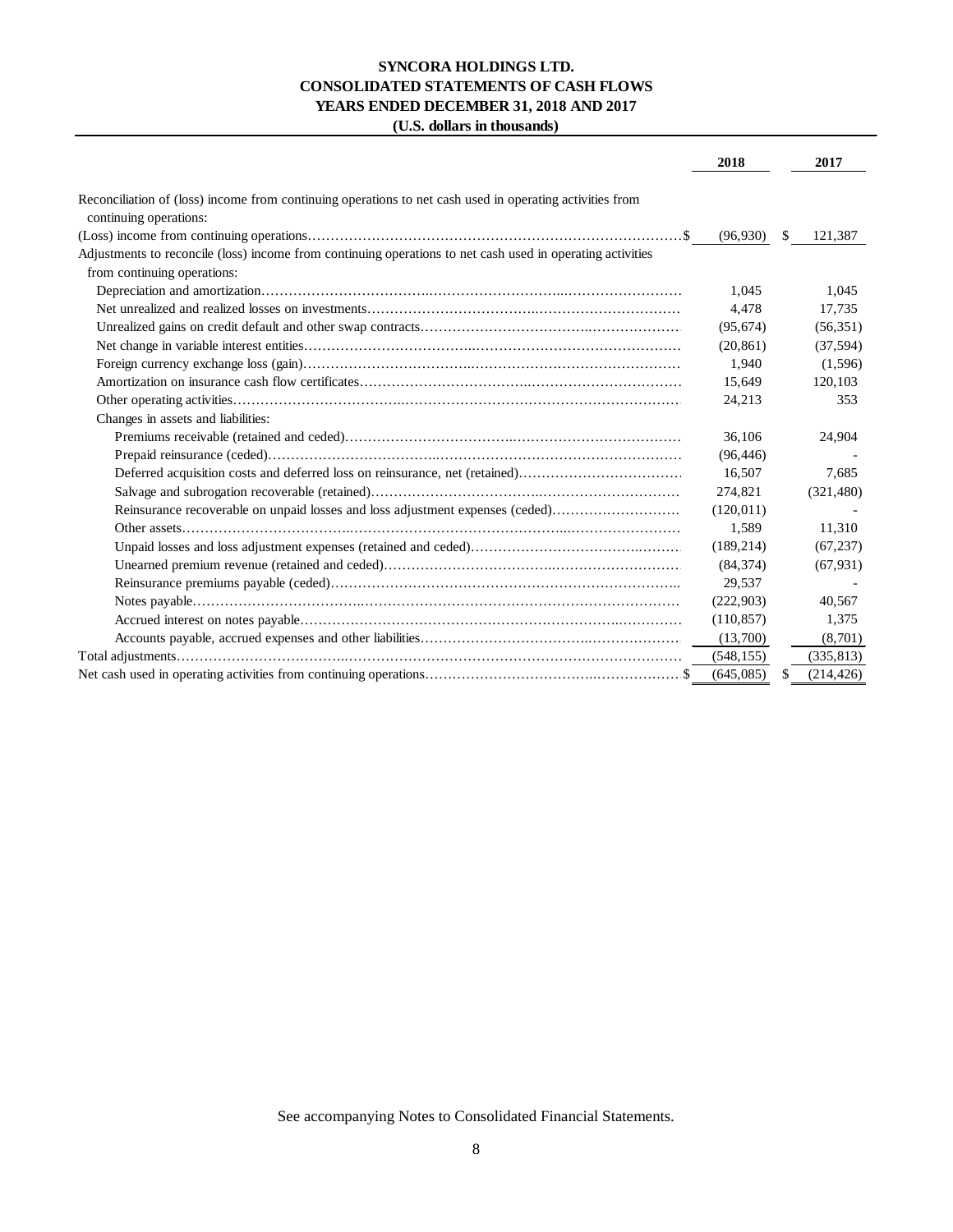**SYNCORA HOLDINGS LTD.**
**CONSOLIDATED STATEMENTS OF CASH FLOWS**
**YEARS ENDED DECEMBER 31, 2018 AND 2017**
**(U.S. dollars in thousands)**

| | 2018 | 2017 |
|---|---|---|
| Reconciliation of (loss) income from continuing operations to net cash used in operating activities from continuing operations: | | |
| (Loss) income from continuing operations $ | (96,930) | $ 121,387 |
| Adjustments to reconcile (loss) income from continuing operations to net cash used in operating activities from continuing operations: | | |
| Depreciation and amortization | 1,045 | 1,045 |
| Net unrealized and realized losses on investments | 4,478 | 17,735 |
| Unrealized gains on credit default and other swap contracts | (95,674) | (56,351) |
| Net change in variable interest entities | (20,861) | (37,594) |
| Foreign currency exchange loss (gain) | 1,940 | (1,596) |
| Amortization on insurance cash flow certificates | 15,649 | 120,103 |
| Other operating activities | 24,213 | 353 |
| Changes in assets and liabilities: | | |
| Premiums receivable (retained and ceded) | 36,106 | 24,904 |
| Prepaid reinsurance (ceded) | (96,446) | - |
| Deferred acquisition costs and deferred loss on reinsurance, net (retained) | 16,507 | 7,685 |
| Salvage and subrogation recoverable (retained) | 274,821 | (321,480) |
| Reinsurance recoverable on unpaid losses and loss adjustment expenses (ceded) | (120,011) | - |
| Other assets | 1,589 | 11,310 |
| Unpaid losses and loss adjustment expenses (retained and ceded) | (189,214) | (67,237) |
| Unearned premium revenue (retained and ceded) | (84,374) | (67,931) |
| Reinsurance premiums payable (ceded) | 29,537 | - |
| Notes payable | (222,903) | 40,567 |
| Accrued interest on notes payable | (110,857) | 1,375 |
| Accounts payable, accrued expenses and other liabilities | (13,700) | (8,701) |
| Total adjustments | (548,155) | (335,813) |
| Net cash used in operating activities from continuing operations $ | (645,085) | $ (214,426) |

See accompanying Notes to Consolidated Financial Statements.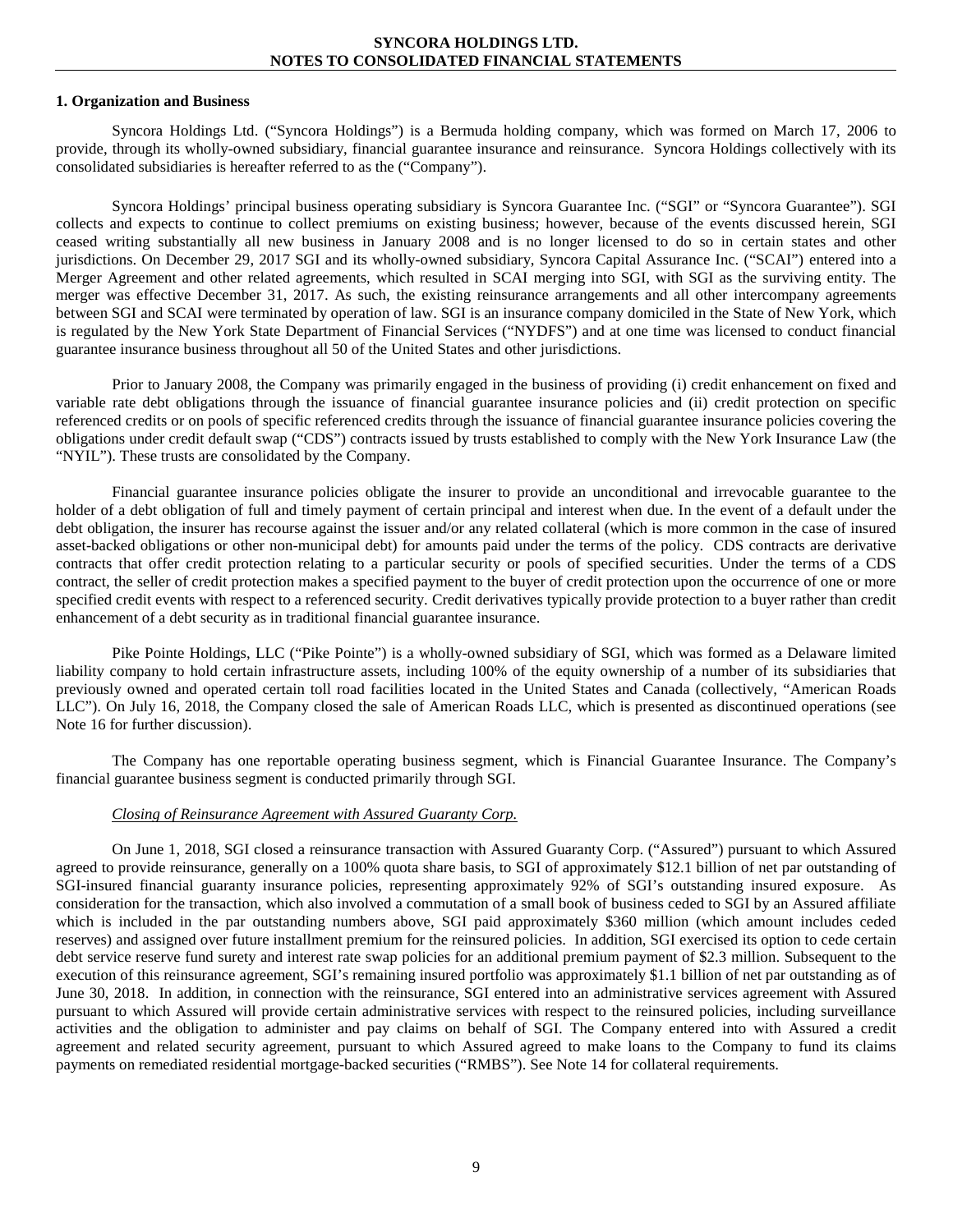## 1. Organization and Business

Syncora Holdings Ltd. ("Syncora Holdings") is a Bermuda holding company, which was formed on March 17, 2006 to provide, through its wholly-owned subsidiary, financial guarantee insurance and reinsurance. Syncora Holdings collectively with its consolidated subsidiaries is hereafter referred to as the ("Company").

Syncora Holdings' principal business operating subsidiary is Syncora Guarantee Inc. ("SGI" or "Syncora Guarantee"). SGI collects and expects to continue to collect premiums on existing business; however, because of the events discussed herein, SGI ceased writing substantially all new business in January 2008 and is no longer licensed to do so in certain states and other jurisdictions. On December 29, 2017 SGI and its wholly-owned subsidiary, Syncora Capital Assurance Inc. ("SCAI") entered into a Merger Agreement and other related agreements, which resulted in SCAI merging into SGI, with SGI as the surviving entity. The merger was effective December 31, 2017. As such, the existing reinsurance arrangements and all other intercompany agreements between SGI and SCAI were terminated by operation of law. SGI is an insurance company domiciled in the State of New York, which is regulated by the New York State Department of Financial Services ("NYDFS") and at one time was licensed to conduct financial guarantee insurance business throughout all 50 of the United States and other jurisdictions.

Prior to January 2008, the Company was primarily engaged in the business of providing (i) credit enhancement on fixed and variable rate debt obligations through the issuance of financial guarantee insurance policies and (ii) credit protection on specific referenced credits or on pools of specific referenced credits through the issuance of financial guarantee insurance policies covering the obligations under credit default swap ("CDS") contracts issued by trusts established to comply with the New York Insurance Law (the "NYIL"). These trusts are consolidated by the Company.

Financial guarantee insurance policies obligate the insurer to provide an unconditional and irrevocable guarantee to the holder of a debt obligation of full and timely payment of certain principal and interest when due. In the event of a default under the debt obligation, the insurer has recourse against the issuer and/or any related collateral (which is more common in the case of insured asset-backed obligations or other non-municipal debt) for amounts paid under the terms of the policy. CDS contracts are derivative contracts that offer credit protection relating to a particular security or pools of specified securities. Under the terms of a CDS contract, the seller of credit protection makes a specified payment to the buyer of credit protection upon the occurrence of one or more specified credit events with respect to a referenced security. Credit derivatives typically provide protection to a buyer rather than credit enhancement of a debt security as in traditional financial guarantee insurance.

Pike Pointe Holdings, LLC ("Pike Pointe") is a wholly-owned subsidiary of SGI, which was formed as a Delaware limited liability company to hold certain infrastructure assets, including 100% of the equity ownership of a number of its subsidiaries that previously owned and operated certain toll road facilities located in the United States and Canada (collectively, "American Roads LLC"). On July 16, 2018, the Company closed the sale of American Roads LLC, which is presented as discontinued operations (see Note 16 for further discussion).

The Company has one reportable operating business segment, which is Financial Guarantee Insurance. The Company's financial guarantee business segment is conducted primarily through SGI.

*Closing of Reinsurance Agreement with Assured Guaranty Corp.*

On June 1, 2018, SGI closed a reinsurance transaction with Assured Guaranty Corp. ("Assured") pursuant to which Assured agreed to provide reinsurance, generally on a 100% quota share basis, to SGI of approximately $12.1 billion of net par outstanding of SGI-insured financial guaranty insurance policies, representing approximately 92% of SGI's outstanding insured exposure. As consideration for the transaction, which also involved a commutation of a small book of business ceded to SGI by an Assured affiliate which is included in the par outstanding numbers above, SGI paid approximately $360 million (which amount includes ceded reserves) and assigned over future installment premium for the reinsured policies. In addition, SGI exercised its option to cede certain debt service reserve fund surety and interest rate swap policies for an additional premium payment of $2.3 million. Subsequent to the execution of this reinsurance agreement, SGI's remaining insured portfolio was approximately $1.1 billion of net par outstanding as of June 30, 2018. In addition, in connection with the reinsurance, SGI entered into an administrative services agreement with Assured pursuant to which Assured will provide certain administrative services with respect to the reinsured policies, including surveillance activities and the obligation to administer and pay claims on behalf of SGI. The Company entered into with Assured a credit agreement and related security agreement, pursuant to which Assured agreed to make loans to the Company to fund its claims payments on remediated residential mortgage-backed securities ("RMBS"). See Note 14 for collateral requirements.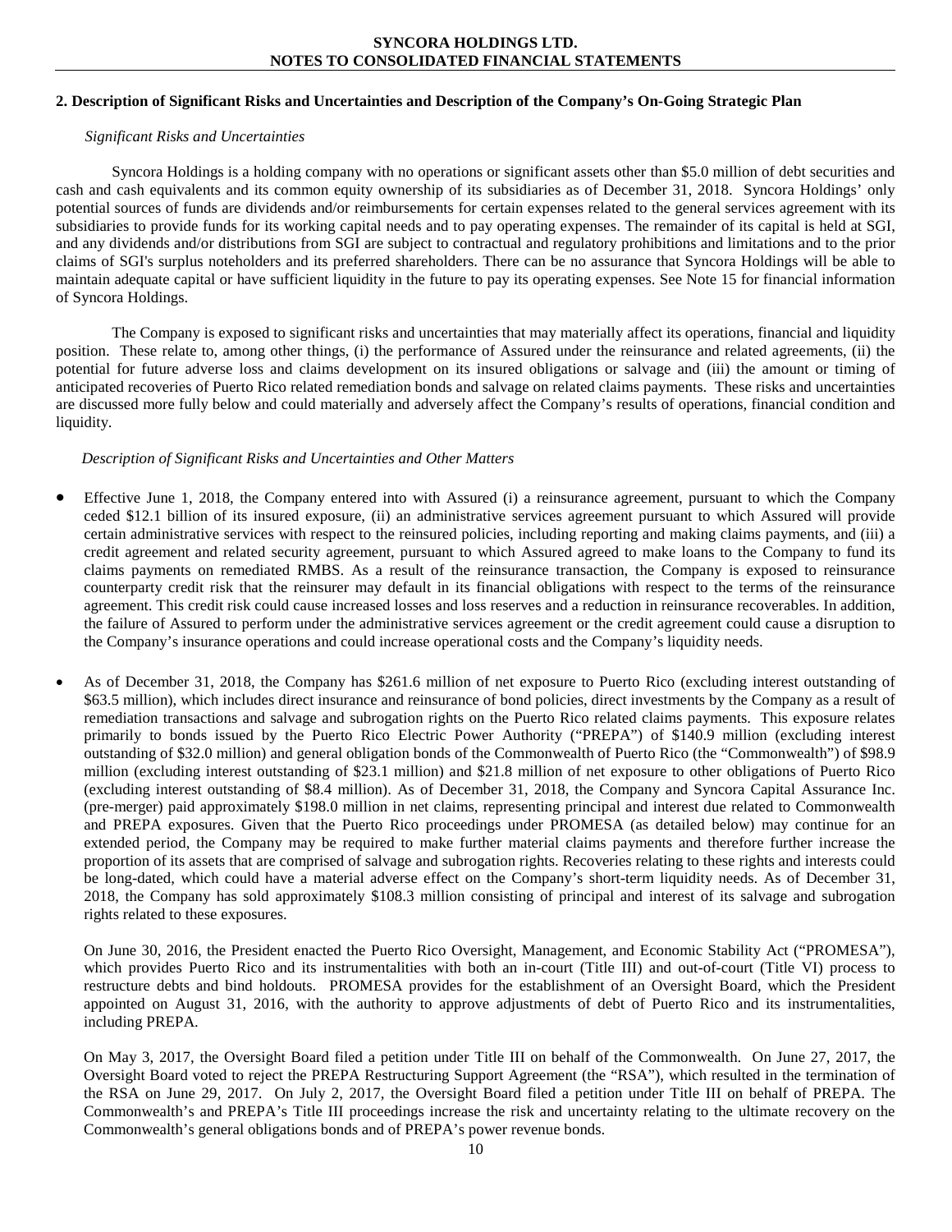## 2. Description of Significant Risks and Uncertainties and Description of the Company's On-Going Strategic Plan

*Significant Risks and Uncertainties*

Syncora Holdings is a holding company with no operations or significant assets other than $5.0 million of debt securities and cash and cash equivalents and its common equity ownership of its subsidiaries as of December 31, 2018. Syncora Holdings' only potential sources of funds are dividends and/or reimbursements for certain expenses related to the general services agreement with its subsidiaries to provide funds for its working capital needs and to pay operating expenses. The remainder of its capital is held at SGI, and any dividends and/or distributions from SGI are subject to contractual and regulatory prohibitions and limitations and to the prior claims of SGI's surplus noteholders and its preferred shareholders. There can be no assurance that Syncora Holdings will be able to maintain adequate capital or have sufficient liquidity in the future to pay its operating expenses. See Note 15 for financial information of Syncora Holdings.

The Company is exposed to significant risks and uncertainties that may materially affect its operations, financial and liquidity position. These relate to, among other things, (i) the performance of Assured under the reinsurance and related agreements, (ii) the potential for future adverse loss and claims development on its insured obligations or salvage and (iii) the amount or timing of anticipated recoveries of Puerto Rico related remediation bonds and salvage on related claims payments. These risks and uncertainties are discussed more fully below and could materially and adversely affect the Company's results of operations, financial condition and liquidity.

*Description of Significant Risks and Uncertainties and Other Matters*

- Effective June 1, 2018, the Company entered into with Assured (i) a reinsurance agreement, pursuant to which the Company ceded $12.1 billion of its insured exposure, (ii) an administrative services agreement pursuant to which Assured will provide certain administrative services with respect to the reinsured policies, including reporting and making claims payments, and (iii) a credit agreement and related security agreement, pursuant to which Assured agreed to make loans to the Company to fund its claims payments on remediated RMBS. As a result of the reinsurance transaction, the Company is exposed to reinsurance counterparty credit risk that the reinsurer may default in its financial obligations with respect to the terms of the reinsurance agreement. This credit risk could cause increased losses and loss reserves and a reduction in reinsurance recoverables. In addition, the failure of Assured to perform under the administrative services agreement or the credit agreement could cause a disruption to the Company's insurance operations and could increase operational costs and the Company's liquidity needs.

- As of December 31, 2018, the Company has $261.6 million of net exposure to Puerto Rico (excluding interest outstanding of $63.5 million), which includes direct insurance and reinsurance of bond policies, direct investments by the Company as a result of remediation transactions and salvage and subrogation rights on the Puerto Rico related claims payments. This exposure relates primarily to bonds issued by the Puerto Rico Electric Power Authority ("PREPA") of $140.9 million (excluding interest outstanding of $32.0 million) and general obligation bonds of the Commonwealth of Puerto Rico (the "Commonwealth") of $98.9 million (excluding interest outstanding of $23.1 million) and $21.8 million of net exposure to other obligations of Puerto Rico (excluding interest outstanding of $8.4 million). As of December 31, 2018, the Company and Syncora Capital Assurance Inc. (pre-merger) paid approximately $198.0 million in net claims, representing principal and interest due related to Commonwealth and PREPA exposures. Given that the Puerto Rico proceedings under PROMESA (as detailed below) may continue for an extended period, the Company may be required to make further material claims payments and therefore further increase the proportion of its assets that are comprised of salvage and subrogation rights. Recoveries relating to these rights and interests could be long-dated, which could have a material adverse effect on the Company's short-term liquidity needs. As of December 31, 2018, the Company has sold approximately $108.3 million consisting of principal and interest of its salvage and subrogation rights related to these exposures.

  On June 30, 2016, the President enacted the Puerto Rico Oversight, Management, and Economic Stability Act ("PROMESA"), which provides Puerto Rico and its instrumentalities with both an in-court (Title III) and out-of-court (Title VI) process to restructure debts and bind holdouts. PROMESA provides for the establishment of an Oversight Board, which the President appointed on August 31, 2016, with the authority to approve adjustments of debt of Puerto Rico and its instrumentalities, including PREPA.

  On May 3, 2017, the Oversight Board filed a petition under Title III on behalf of the Commonwealth. On June 27, 2017, the Oversight Board voted to reject the PREPA Restructuring Support Agreement (the "RSA"), which resulted in the termination of the RSA on June 29, 2017. On July 2, 2017, the Oversight Board filed a petition under Title III on behalf of PREPA. The Commonwealth's and PREPA's Title III proceedings increase the risk and uncertainty relating to the ultimate recovery on the Commonwealth's general obligations bonds and of PREPA's power revenue bonds.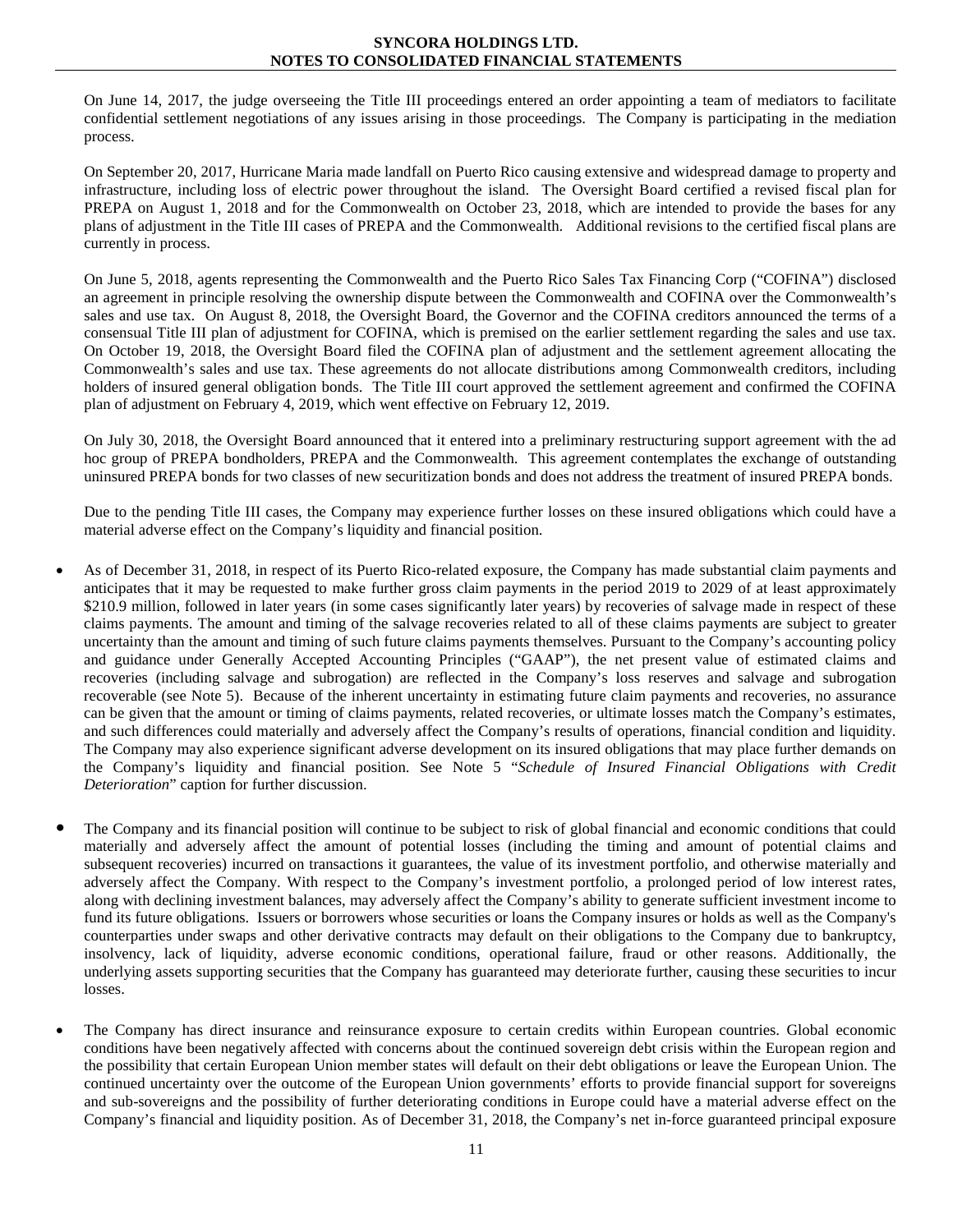On June 14, 2017, the judge overseeing the Title III proceedings entered an order appointing a team of mediators to facilitate confidential settlement negotiations of any issues arising in those proceedings. The Company is participating in the mediation process.

On September 20, 2017, Hurricane Maria made landfall on Puerto Rico causing extensive and widespread damage to property and infrastructure, including loss of electric power throughout the island. The Oversight Board certified a revised fiscal plan for PREPA on August 1, 2018 and for the Commonwealth on October 23, 2018, which are intended to provide the bases for any plans of adjustment in the Title III cases of PREPA and the Commonwealth. Additional revisions to the certified fiscal plans are currently in process.

On June 5, 2018, agents representing the Commonwealth and the Puerto Rico Sales Tax Financing Corp ("COFINA") disclosed an agreement in principle resolving the ownership dispute between the Commonwealth and COFINA over the Commonwealth's sales and use tax. On August 8, 2018, the Oversight Board, the Governor and the COFINA creditors announced the terms of a consensual Title III plan of adjustment for COFINA, which is premised on the earlier settlement regarding the sales and use tax. On October 19, 2018, the Oversight Board filed the COFINA plan of adjustment and the settlement agreement allocating the Commonwealth's sales and use tax. These agreements do not allocate distributions among Commonwealth creditors, including holders of insured general obligation bonds. The Title III court approved the settlement agreement and confirmed the COFINA plan of adjustment on February 4, 2019, which went effective on February 12, 2019.

On July 30, 2018, the Oversight Board announced that it entered into a preliminary restructuring support agreement with the ad hoc group of PREPA bondholders, PREPA and the Commonwealth. This agreement contemplates the exchange of outstanding uninsured PREPA bonds for two classes of new securitization bonds and does not address the treatment of insured PREPA bonds.

Due to the pending Title III cases, the Company may experience further losses on these insured obligations which could have a material adverse effect on the Company's liquidity and financial position.

- As of December 31, 2018, in respect of its Puerto Rico-related exposure, the Company has made substantial claim payments and anticipates that it may be requested to make further gross claim payments in the period 2019 to 2029 of at least approximately $210.9 million, followed in later years (in some cases significantly later years) by recoveries of salvage made in respect of these claims payments. The amount and timing of the salvage recoveries related to all of these claims payments are subject to greater uncertainty than the amount and timing of such future claims payments themselves. Pursuant to the Company's accounting policy and guidance under Generally Accepted Accounting Principles ("GAAP"), the net present value of estimated claims and recoveries (including salvage and subrogation) are reflected in the Company's loss reserves and salvage and subrogation recoverable (see Note 5). Because of the inherent uncertainty in estimating future claim payments and recoveries, no assurance can be given that the amount or timing of claims payments, related recoveries, or ultimate losses match the Company's estimates, and such differences could materially and adversely affect the Company's results of operations, financial condition and liquidity. The Company may also experience significant adverse development on its insured obligations that may place further demands on the Company's liquidity and financial position. See Note 5 "*Schedule of Insured Financial Obligations with Credit Deterioration*" caption for further discussion.

- The Company and its financial position will continue to be subject to risk of global financial and economic conditions that could materially and adversely affect the amount of potential losses (including the timing and amount of potential claims and subsequent recoveries) incurred on transactions it guarantees, the value of its investment portfolio, and otherwise materially and adversely affect the Company. With respect to the Company's investment portfolio, a prolonged period of low interest rates, along with declining investment balances, may adversely affect the Company's ability to generate sufficient investment income to fund its future obligations. Issuers or borrowers whose securities or loans the Company insures or holds as well as the Company's counterparties under swaps and other derivative contracts may default on their obligations to the Company due to bankruptcy, insolvency, lack of liquidity, adverse economic conditions, operational failure, fraud or other reasons. Additionally, the underlying assets supporting securities that the Company has guaranteed may deteriorate further, causing these securities to incur losses.

- The Company has direct insurance and reinsurance exposure to certain credits within European countries. Global economic conditions have been negatively affected with concerns about the continued sovereign debt crisis within the European region and the possibility that certain European Union member states will default on their debt obligations or leave the European Union. The continued uncertainty over the outcome of the European Union governments' efforts to provide financial support for sovereigns and sub-sovereigns and the possibility of further deteriorating conditions in Europe could have a material adverse effect on the Company's financial and liquidity position. As of December 31, 2018, the Company's net in-force guaranteed principal exposure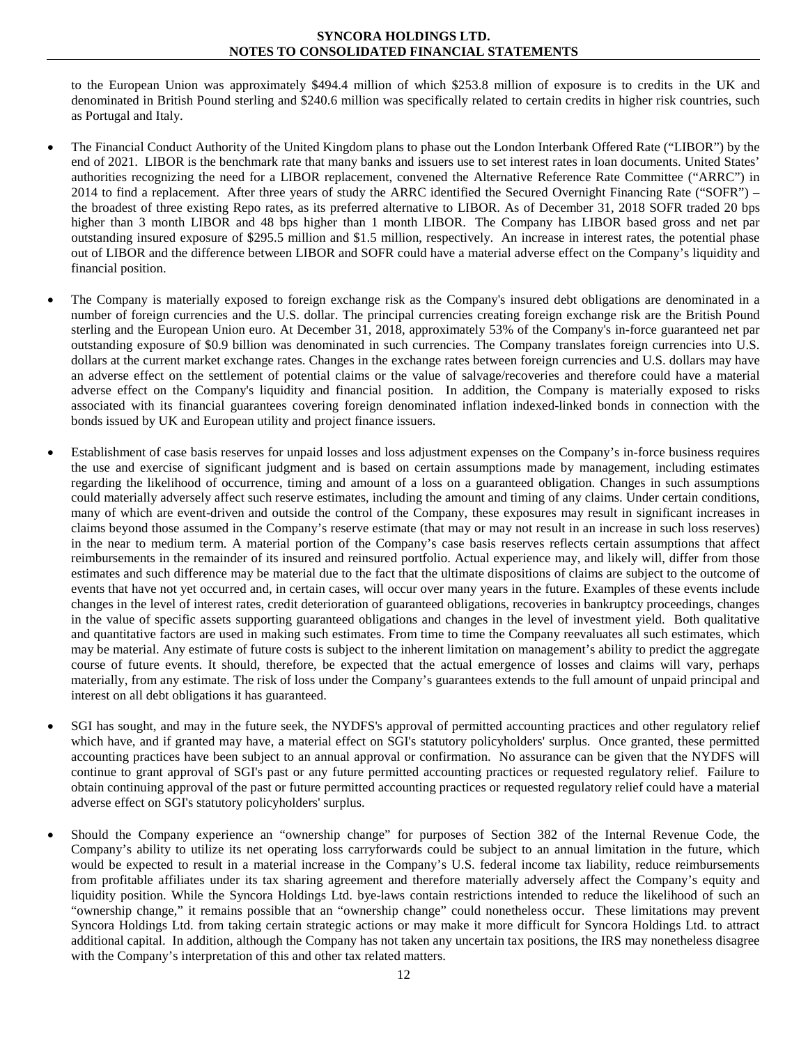to the European Union was approximately $494.4 million of which $253.8 million of exposure is to credits in the UK and denominated in British Pound sterling and $240.6 million was specifically related to certain credits in higher risk countries, such as Portugal and Italy.

- The Financial Conduct Authority of the United Kingdom plans to phase out the London Interbank Offered Rate ("LIBOR") by the end of 2021. LIBOR is the benchmark rate that many banks and issuers use to set interest rates in loan documents. United States' authorities recognizing the need for a LIBOR replacement, convened the Alternative Reference Rate Committee ("ARRC") in 2014 to find a replacement. After three years of study the ARRC identified the Secured Overnight Financing Rate ("SOFR") – the broadest of three existing Repo rates, as its preferred alternative to LIBOR. As of December 31, 2018 SOFR traded 20 bps higher than 3 month LIBOR and 48 bps higher than 1 month LIBOR. The Company has LIBOR based gross and net par outstanding insured exposure of $295.5 million and $1.5 million, respectively. An increase in interest rates, the potential phase out of LIBOR and the difference between LIBOR and SOFR could have a material adverse effect on the Company's liquidity and financial position.

- The Company is materially exposed to foreign exchange risk as the Company's insured debt obligations are denominated in a number of foreign currencies and the U.S. dollar. The principal currencies creating foreign exchange risk are the British Pound sterling and the European Union euro. At December 31, 2018, approximately 53% of the Company's in-force guaranteed net par outstanding exposure of $0.9 billion was denominated in such currencies. The Company translates foreign currencies into U.S. dollars at the current market exchange rates. Changes in the exchange rates between foreign currencies and U.S. dollars may have an adverse effect on the settlement of potential claims or the value of salvage/recoveries and therefore could have a material adverse effect on the Company's liquidity and financial position. In addition, the Company is materially exposed to risks associated with its financial guarantees covering foreign denominated inflation indexed-linked bonds in connection with the bonds issued by UK and European utility and project finance issuers.

- Establishment of case basis reserves for unpaid losses and loss adjustment expenses on the Company's in-force business requires the use and exercise of significant judgment and is based on certain assumptions made by management, including estimates regarding the likelihood of occurrence, timing and amount of a loss on a guaranteed obligation. Changes in such assumptions could materially adversely affect such reserve estimates, including the amount and timing of any claims. Under certain conditions, many of which are event-driven and outside the control of the Company, these exposures may result in significant increases in claims beyond those assumed in the Company's reserve estimate (that may or may not result in an increase in such loss reserves) in the near to medium term. A material portion of the Company's case basis reserves reflects certain assumptions that affect reimbursements in the remainder of its insured and reinsured portfolio. Actual experience may, and likely will, differ from those estimates and such difference may be material due to the fact that the ultimate dispositions of claims are subject to the outcome of events that have not yet occurred and, in certain cases, will occur over many years in the future. Examples of these events include changes in the level of interest rates, credit deterioration of guaranteed obligations, recoveries in bankruptcy proceedings, changes in the value of specific assets supporting guaranteed obligations and changes in the level of investment yield. Both qualitative and quantitative factors are used in making such estimates. From time to time the Company reevaluates all such estimates, which may be material. Any estimate of future costs is subject to the inherent limitation on management's ability to predict the aggregate course of future events. It should, therefore, be expected that the actual emergence of losses and claims will vary, perhaps materially, from any estimate. The risk of loss under the Company's guarantees extends to the full amount of unpaid principal and interest on all debt obligations it has guaranteed.

- SGI has sought, and may in the future seek, the NYDFS's approval of permitted accounting practices and other regulatory relief which have, and if granted may have, a material effect on SGI's statutory policyholders' surplus. Once granted, these permitted accounting practices have been subject to an annual approval or confirmation. No assurance can be given that the NYDFS will continue to grant approval of SGI's past or any future permitted accounting practices or requested regulatory relief. Failure to obtain continuing approval of the past or future permitted accounting practices or requested regulatory relief could have a material adverse effect on SGI's statutory policyholders' surplus.

- Should the Company experience an "ownership change" for purposes of Section 382 of the Internal Revenue Code, the Company's ability to utilize its net operating loss carryforwards could be subject to an annual limitation in the future, which would be expected to result in a material increase in the Company's U.S. federal income tax liability, reduce reimbursements from profitable affiliates under its tax sharing agreement and therefore materially adversely affect the Company's equity and liquidity position. While the Syncora Holdings Ltd. bye-laws contain restrictions intended to reduce the likelihood of such an "ownership change," it remains possible that an "ownership change" could nonetheless occur. These limitations may prevent Syncora Holdings Ltd. from taking certain strategic actions or may make it more difficult for Syncora Holdings Ltd. to attract additional capital. In addition, although the Company has not taken any uncertain tax positions, the IRS may nonetheless disagree with the Company's interpretation of this and other tax related matters.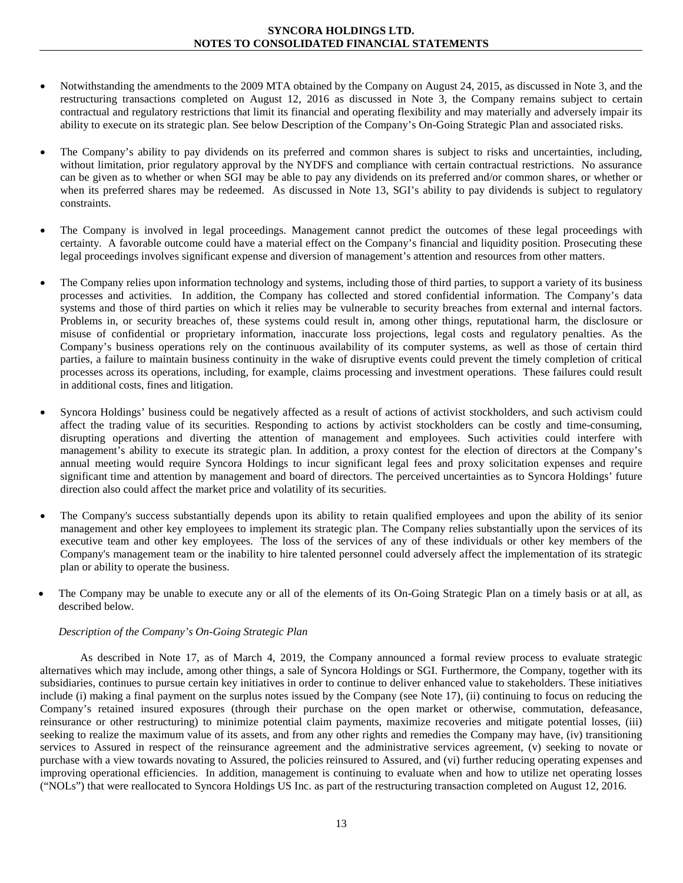- Notwithstanding the amendments to the 2009 MTA obtained by the Company on August 24, 2015, as discussed in Note 3, and the restructuring transactions completed on August 12, 2016 as discussed in Note 3, the Company remains subject to certain contractual and regulatory restrictions that limit its financial and operating flexibility and may materially and adversely impair its ability to execute on its strategic plan. See below Description of the Company's On-Going Strategic Plan and associated risks.

- The Company's ability to pay dividends on its preferred and common shares is subject to risks and uncertainties, including, without limitation, prior regulatory approval by the NYDFS and compliance with certain contractual restrictions. No assurance can be given as to whether or when SGI may be able to pay any dividends on its preferred and/or common shares, or whether or when its preferred shares may be redeemed. As discussed in Note 13, SGI's ability to pay dividends is subject to regulatory constraints.

- The Company is involved in legal proceedings. Management cannot predict the outcomes of these legal proceedings with certainty. A favorable outcome could have a material effect on the Company's financial and liquidity position. Prosecuting these legal proceedings involves significant expense and diversion of management's attention and resources from other matters.

- The Company relies upon information technology and systems, including those of third parties, to support a variety of its business processes and activities. In addition, the Company has collected and stored confidential information. The Company's data systems and those of third parties on which it relies may be vulnerable to security breaches from external and internal factors. Problems in, or security breaches of, these systems could result in, among other things, reputational harm, the disclosure or misuse of confidential or proprietary information, inaccurate loss projections, legal costs and regulatory penalties. As the Company's business operations rely on the continuous availability of its computer systems, as well as those of certain third parties, a failure to maintain business continuity in the wake of disruptive events could prevent the timely completion of critical processes across its operations, including, for example, claims processing and investment operations. These failures could result in additional costs, fines and litigation.

- Syncora Holdings' business could be negatively affected as a result of actions of activist stockholders, and such activism could affect the trading value of its securities. Responding to actions by activist stockholders can be costly and time-consuming, disrupting operations and diverting the attention of management and employees. Such activities could interfere with management's ability to execute its strategic plan. In addition, a proxy contest for the election of directors at the Company's annual meeting would require Syncora Holdings to incur significant legal fees and proxy solicitation expenses and require significant time and attention by management and board of directors. The perceived uncertainties as to Syncora Holdings' future direction also could affect the market price and volatility of its securities.

- The Company's success substantially depends upon its ability to retain qualified employees and upon the ability of its senior management and other key employees to implement its strategic plan. The Company relies substantially upon the services of its executive team and other key employees. The loss of the services of any of these individuals or other key members of the Company's management team or the inability to hire talented personnel could adversely affect the implementation of its strategic plan or ability to operate the business.

- The Company may be unable to execute any or all of the elements of its On-Going Strategic Plan on a timely basis or at all, as described below.

*Description of the Company's On-Going Strategic Plan*

As described in Note 17, as of March 4, 2019, the Company announced a formal review process to evaluate strategic alternatives which may include, among other things, a sale of Syncora Holdings or SGI. Furthermore, the Company, together with its subsidiaries, continues to pursue certain key initiatives in order to continue to deliver enhanced value to stakeholders. These initiatives include (i) making a final payment on the surplus notes issued by the Company (see Note 17), (ii) continuing to focus on reducing the Company's retained insured exposures (through their purchase on the open market or otherwise, commutation, defeasance, reinsurance or other restructuring) to minimize potential claim payments, maximize recoveries and mitigate potential losses, (iii) seeking to realize the maximum value of its assets, and from any other rights and remedies the Company may have, (iv) transitioning services to Assured in respect of the reinsurance agreement and the administrative services agreement, (v) seeking to novate or purchase with a view towards novating to Assured, the policies reinsured to Assured, and (vi) further reducing operating expenses and improving operational efficiencies. In addition, management is continuing to evaluate when and how to utilize net operating losses ("NOLs") that were reallocated to Syncora Holdings US Inc. as part of the restructuring transaction completed on August 12, 2016.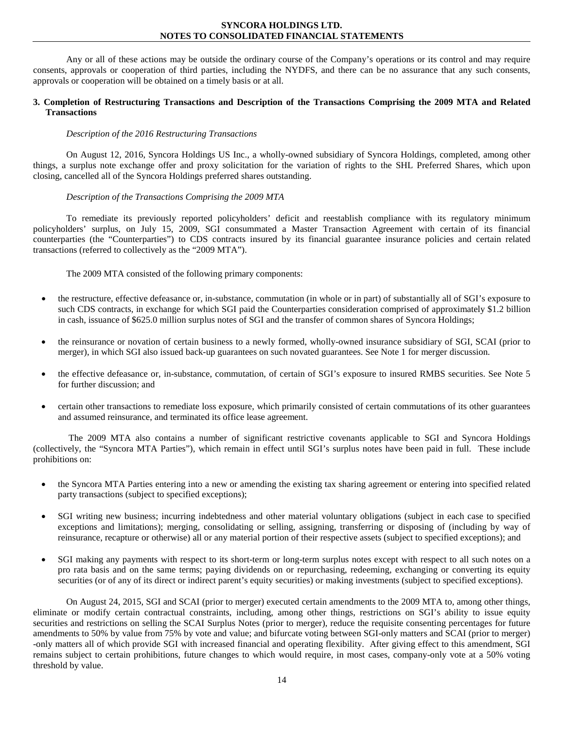Any or all of these actions may be outside the ordinary course of the Company's operations or its control and may require consents, approvals or cooperation of third parties, including the NYDFS, and there can be no assurance that any such consents, approvals or cooperation will be obtained on a timely basis or at all.

### 3. Completion of Restructuring Transactions and Description of the Transactions Comprising the 2009 MTA and Related Transactions

*Description of the 2016 Restructuring Transactions*

On August 12, 2016, Syncora Holdings US Inc., a wholly-owned subsidiary of Syncora Holdings, completed, among other things, a surplus note exchange offer and proxy solicitation for the variation of rights to the SHL Preferred Shares, which upon closing, cancelled all of the Syncora Holdings preferred shares outstanding.

*Description of the Transactions Comprising the 2009 MTA*

To remediate its previously reported policyholders' deficit and reestablish compliance with its regulatory minimum policyholders' surplus, on July 15, 2009, SGI consummated a Master Transaction Agreement with certain of its financial counterparties (the "Counterparties") to CDS contracts insured by its financial guarantee insurance policies and certain related transactions (referred to collectively as the "2009 MTA").

The 2009 MTA consisted of the following primary components:

- the restructure, effective defeasance or, in-substance, commutation (in whole or in part) of substantially all of SGI's exposure to such CDS contracts, in exchange for which SGI paid the Counterparties consideration comprised of approximately $1.2 billion in cash, issuance of $625.0 million surplus notes of SGI and the transfer of common shares of Syncora Holdings;
- the reinsurance or novation of certain business to a newly formed, wholly-owned insurance subsidiary of SGI, SCAI (prior to merger), in which SGI also issued back-up guarantees on such novated guarantees. See Note 1 for merger discussion.
- the effective defeasance or, in-substance, commutation, of certain of SGI's exposure to insured RMBS securities. See Note 5 for further discussion; and
- certain other transactions to remediate loss exposure, which primarily consisted of certain commutations of its other guarantees and assumed reinsurance, and terminated its office lease agreement.

The 2009 MTA also contains a number of significant restrictive covenants applicable to SGI and Syncora Holdings (collectively, the "Syncora MTA Parties"), which remain in effect until SGI's surplus notes have been paid in full. These include prohibitions on:

- the Syncora MTA Parties entering into a new or amending the existing tax sharing agreement or entering into specified related party transactions (subject to specified exceptions);
- SGI writing new business; incurring indebtedness and other material voluntary obligations (subject in each case to specified exceptions and limitations); merging, consolidating or selling, assigning, transferring or disposing of (including by way of reinsurance, recapture or otherwise) all or any material portion of their respective assets (subject to specified exceptions); and
- SGI making any payments with respect to its short-term or long-term surplus notes except with respect to all such notes on a pro rata basis and on the same terms; paying dividends on or repurchasing, redeeming, exchanging or converting its equity securities (or of any of its direct or indirect parent's equity securities) or making investments (subject to specified exceptions).

On August 24, 2015, SGI and SCAI (prior to merger) executed certain amendments to the 2009 MTA to, among other things, eliminate or modify certain contractual constraints, including, among other things, restrictions on SGI's ability to issue equity securities and restrictions on selling the SCAI Surplus Notes (prior to merger), reduce the requisite consenting percentages for future amendments to 50% by value from 75% by vote and value; and bifurcate voting between SGI-only matters and SCAI (prior to merger) -only matters all of which provide SGI with increased financial and operating flexibility. After giving effect to this amendment, SGI remains subject to certain prohibitions, future changes to which would require, in most cases, company-only vote at a 50% voting threshold by value.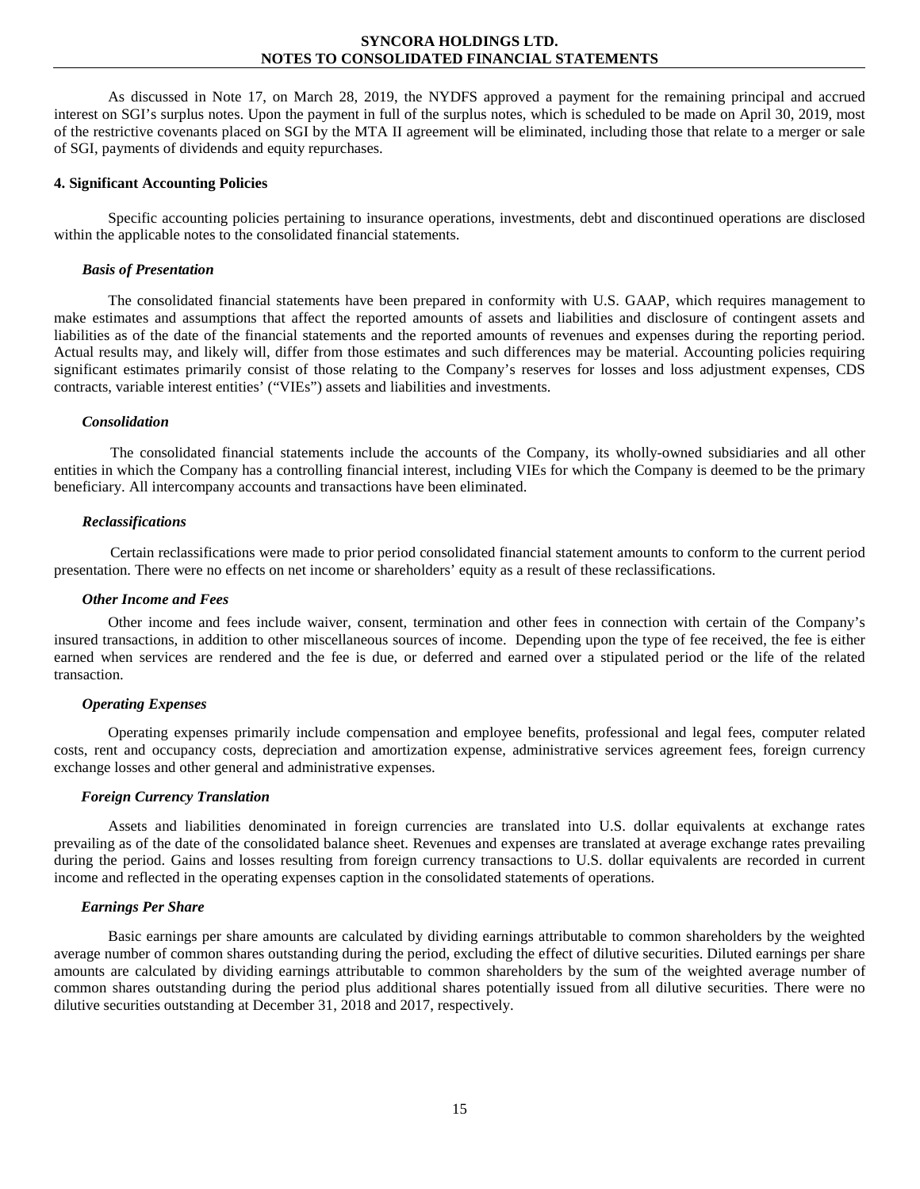As discussed in Note 17, on March 28, 2019, the NYDFS approved a payment for the remaining principal and accrued interest on SGI's surplus notes. Upon the payment in full of the surplus notes, which is scheduled to be made on April 30, 2019, most of the restrictive covenants placed on SGI by the MTA II agreement will be eliminated, including those that relate to a merger or sale of SGI, payments of dividends and equity repurchases.

## 4. Significant Accounting Policies

Specific accounting policies pertaining to insurance operations, investments, debt and discontinued operations are disclosed within the applicable notes to the consolidated financial statements.

### *Basis of Presentation*

The consolidated financial statements have been prepared in conformity with U.S. GAAP, which requires management to make estimates and assumptions that affect the reported amounts of assets and liabilities and disclosure of contingent assets and liabilities as of the date of the financial statements and the reported amounts of revenues and expenses during the reporting period. Actual results may, and likely will, differ from those estimates and such differences may be material. Accounting policies requiring significant estimates primarily consist of those relating to the Company's reserves for losses and loss adjustment expenses, CDS contracts, variable interest entities' ("VIEs") assets and liabilities and investments.

### *Consolidation*

The consolidated financial statements include the accounts of the Company, its wholly-owned subsidiaries and all other entities in which the Company has a controlling financial interest, including VIEs for which the Company is deemed to be the primary beneficiary. All intercompany accounts and transactions have been eliminated.

### *Reclassifications*

Certain reclassifications were made to prior period consolidated financial statement amounts to conform to the current period presentation. There were no effects on net income or shareholders' equity as a result of these reclassifications.

### *Other Income and Fees*

Other income and fees include waiver, consent, termination and other fees in connection with certain of the Company's insured transactions, in addition to other miscellaneous sources of income. Depending upon the type of fee received, the fee is either earned when services are rendered and the fee is due, or deferred and earned over a stipulated period or the life of the related transaction.

### *Operating Expenses*

Operating expenses primarily include compensation and employee benefits, professional and legal fees, computer related costs, rent and occupancy costs, depreciation and amortization expense, administrative services agreement fees, foreign currency exchange losses and other general and administrative expenses.

### *Foreign Currency Translation*

Assets and liabilities denominated in foreign currencies are translated into U.S. dollar equivalents at exchange rates prevailing as of the date of the consolidated balance sheet. Revenues and expenses are translated at average exchange rates prevailing during the period. Gains and losses resulting from foreign currency transactions to U.S. dollar equivalents are recorded in current income and reflected in the operating expenses caption in the consolidated statements of operations.

### *Earnings Per Share*

Basic earnings per share amounts are calculated by dividing earnings attributable to common shareholders by the weighted average number of common shares outstanding during the period, excluding the effect of dilutive securities. Diluted earnings per share amounts are calculated by dividing earnings attributable to common shareholders by the sum of the weighted average number of common shares outstanding during the period plus additional shares potentially issued from all dilutive securities. There were no dilutive securities outstanding at December 31, 2018 and 2017, respectively.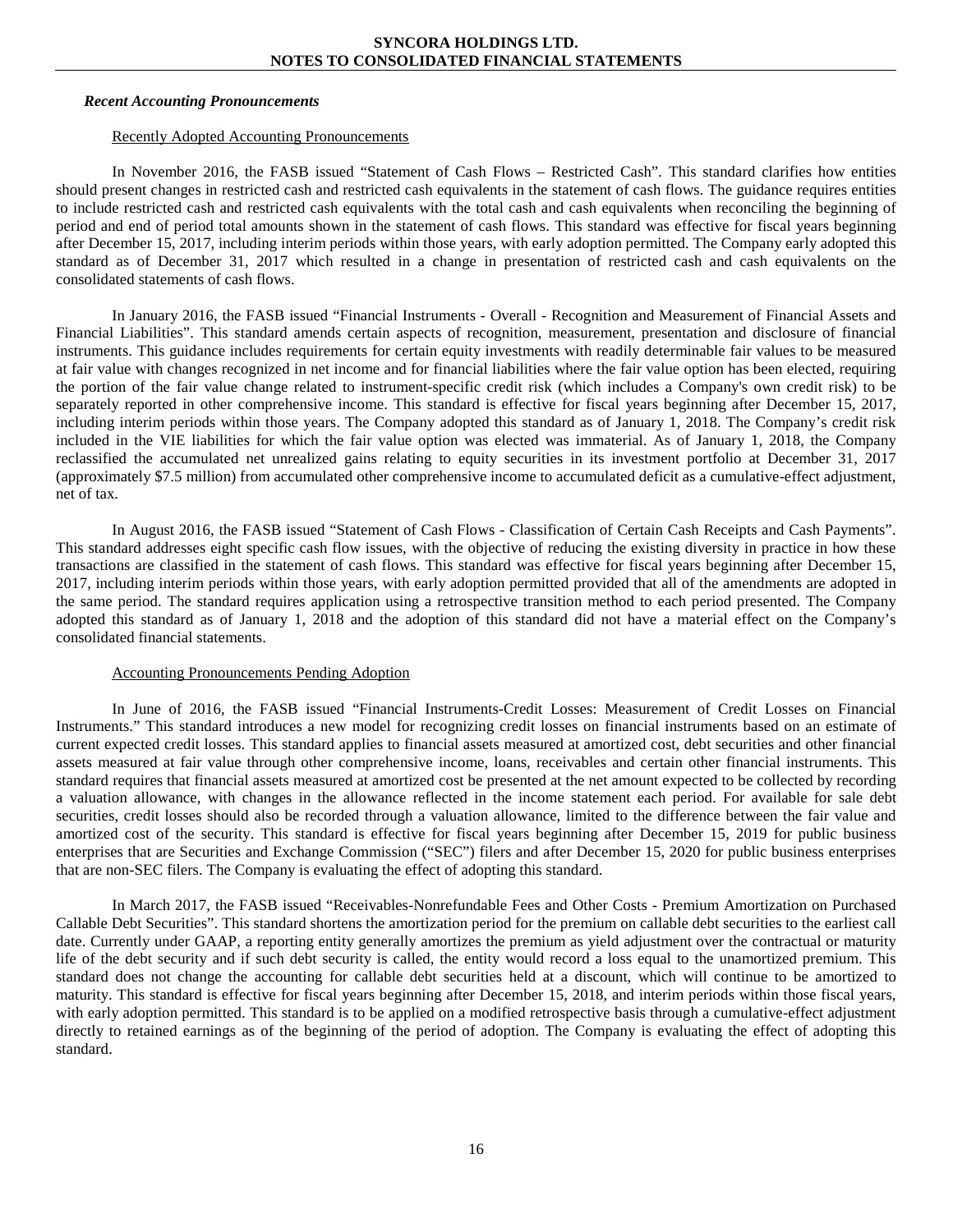### *Recent Accounting Pronouncements*

Recently Adopted Accounting Pronouncements

In November 2016, the FASB issued "Statement of Cash Flows – Restricted Cash". This standard clarifies how entities should present changes in restricted cash and restricted cash equivalents in the statement of cash flows. The guidance requires entities to include restricted cash and restricted cash equivalents with the total cash and cash equivalents when reconciling the beginning of period and end of period total amounts shown in the statement of cash flows. This standard was effective for fiscal years beginning after December 15, 2017, including interim periods within those years, with early adoption permitted. The Company early adopted this standard as of December 31, 2017 which resulted in a change in presentation of restricted cash and cash equivalents on the consolidated statements of cash flows.

In January 2016, the FASB issued "Financial Instruments - Overall - Recognition and Measurement of Financial Assets and Financial Liabilities". This standard amends certain aspects of recognition, measurement, presentation and disclosure of financial instruments. This guidance includes requirements for certain equity investments with readily determinable fair values to be measured at fair value with changes recognized in net income and for financial liabilities where the fair value option has been elected, requiring the portion of the fair value change related to instrument-specific credit risk (which includes a Company's own credit risk) to be separately reported in other comprehensive income. This standard is effective for fiscal years beginning after December 15, 2017, including interim periods within those years. The Company adopted this standard as of January 1, 2018. The Company's credit risk included in the VIE liabilities for which the fair value option was elected was immaterial. As of January 1, 2018, the Company reclassified the accumulated net unrealized gains relating to equity securities in its investment portfolio at December 31, 2017 (approximately $7.5 million) from accumulated other comprehensive income to accumulated deficit as a cumulative-effect adjustment, net of tax.

In August 2016, the FASB issued "Statement of Cash Flows - Classification of Certain Cash Receipts and Cash Payments". This standard addresses eight specific cash flow issues, with the objective of reducing the existing diversity in practice in how these transactions are classified in the statement of cash flows. This standard was effective for fiscal years beginning after December 15, 2017, including interim periods within those years, with early adoption permitted provided that all of the amendments are adopted in the same period. The standard requires application using a retrospective transition method to each period presented. The Company adopted this standard as of January 1, 2018 and the adoption of this standard did not have a material effect on the Company's consolidated financial statements.

Accounting Pronouncements Pending Adoption

In June of 2016, the FASB issued "Financial Instruments-Credit Losses: Measurement of Credit Losses on Financial Instruments." This standard introduces a new model for recognizing credit losses on financial instruments based on an estimate of current expected credit losses. This standard applies to financial assets measured at amortized cost, debt securities and other financial assets measured at fair value through other comprehensive income, loans, receivables and certain other financial instruments. This standard requires that financial assets measured at amortized cost be presented at the net amount expected to be collected by recording a valuation allowance, with changes in the allowance reflected in the income statement each period. For available for sale debt securities, credit losses should also be recorded through a valuation allowance, limited to the difference between the fair value and amortized cost of the security. This standard is effective for fiscal years beginning after December 15, 2019 for public business enterprises that are Securities and Exchange Commission ("SEC") filers and after December 15, 2020 for public business enterprises that are non-SEC filers. The Company is evaluating the effect of adopting this standard.

In March 2017, the FASB issued "Receivables-Nonrefundable Fees and Other Costs - Premium Amortization on Purchased Callable Debt Securities". This standard shortens the amortization period for the premium on callable debt securities to the earliest call date. Currently under GAAP, a reporting entity generally amortizes the premium as yield adjustment over the contractual or maturity life of the debt security and if such debt security is called, the entity would record a loss equal to the unamortized premium. This standard does not change the accounting for callable debt securities held at a discount, which will continue to be amortized to maturity. This standard is effective for fiscal years beginning after December 15, 2018, and interim periods within those fiscal years, with early adoption permitted. This standard is to be applied on a modified retrospective basis through a cumulative-effect adjustment directly to retained earnings as of the beginning of the period of adoption. The Company is evaluating the effect of adopting this standard.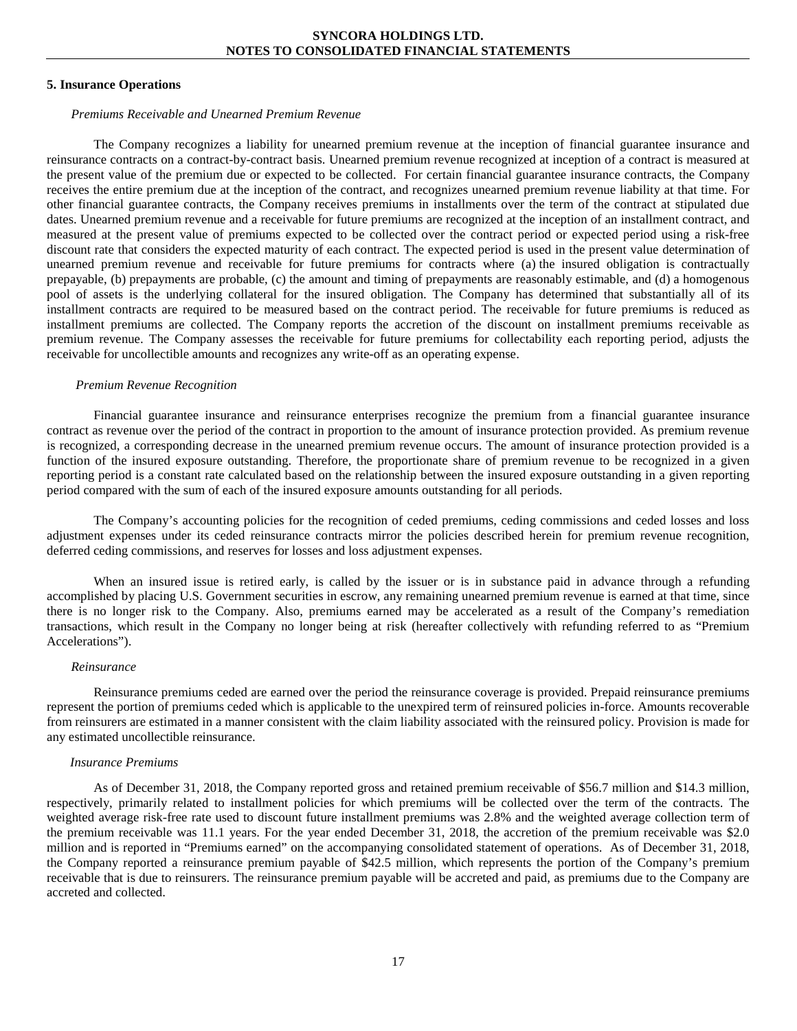## 5. Insurance Operations

*Premiums Receivable and Unearned Premium Revenue*

The Company recognizes a liability for unearned premium revenue at the inception of financial guarantee insurance and reinsurance contracts on a contract-by-contract basis. Unearned premium revenue recognized at inception of a contract is measured at the present value of the premium due or expected to be collected. For certain financial guarantee insurance contracts, the Company receives the entire premium due at the inception of the contract, and recognizes unearned premium revenue liability at that time. For other financial guarantee contracts, the Company receives premiums in installments over the term of the contract at stipulated due dates. Unearned premium revenue and a receivable for future premiums are recognized at the inception of an installment contract, and measured at the present value of premiums expected to be collected over the contract period or expected period using a risk-free discount rate that considers the expected maturity of each contract. The expected period is used in the present value determination of unearned premium revenue and receivable for future premiums for contracts where (a) the insured obligation is contractually prepayable, (b) prepayments are probable, (c) the amount and timing of prepayments are reasonably estimable, and (d) a homogenous pool of assets is the underlying collateral for the insured obligation. The Company has determined that substantially all of its installment contracts are required to be measured based on the contract period. The receivable for future premiums is reduced as installment premiums are collected. The Company reports the accretion of the discount on installment premiums receivable as premium revenue. The Company assesses the receivable for future premiums for collectability each reporting period, adjusts the receivable for uncollectible amounts and recognizes any write-off as an operating expense.

*Premium Revenue Recognition*

Financial guarantee insurance and reinsurance enterprises recognize the premium from a financial guarantee insurance contract as revenue over the period of the contract in proportion to the amount of insurance protection provided. As premium revenue is recognized, a corresponding decrease in the unearned premium revenue occurs. The amount of insurance protection provided is a function of the insured exposure outstanding. Therefore, the proportionate share of premium revenue to be recognized in a given reporting period is a constant rate calculated based on the relationship between the insured exposure outstanding in a given reporting period compared with the sum of each of the insured exposure amounts outstanding for all periods.

The Company's accounting policies for the recognition of ceded premiums, ceding commissions and ceded losses and loss adjustment expenses under its ceded reinsurance contracts mirror the policies described herein for premium revenue recognition, deferred ceding commissions, and reserves for losses and loss adjustment expenses.

When an insured issue is retired early, is called by the issuer or is in substance paid in advance through a refunding accomplished by placing U.S. Government securities in escrow, any remaining unearned premium revenue is earned at that time, since there is no longer risk to the Company. Also, premiums earned may be accelerated as a result of the Company's remediation transactions, which result in the Company no longer being at risk (hereafter collectively with refunding referred to as "Premium Accelerations").

*Reinsurance*

Reinsurance premiums ceded are earned over the period the reinsurance coverage is provided. Prepaid reinsurance premiums represent the portion of premiums ceded which is applicable to the unexpired term of reinsured policies in-force. Amounts recoverable from reinsurers are estimated in a manner consistent with the claim liability associated with the reinsured policy. Provision is made for any estimated uncollectible reinsurance.

*Insurance Premiums*

As of December 31, 2018, the Company reported gross and retained premium receivable of $56.7 million and $14.3 million, respectively, primarily related to installment policies for which premiums will be collected over the term of the contracts. The weighted average risk-free rate used to discount future installment premiums was 2.8% and the weighted average collection term of the premium receivable was 11.1 years. For the year ended December 31, 2018, the accretion of the premium receivable was $2.0 million and is reported in "Premiums earned" on the accompanying consolidated statement of operations. As of December 31, 2018, the Company reported a reinsurance premium payable of $42.5 million, which represents the portion of the Company's premium receivable that is due to reinsurers. The reinsurance premium payable will be accreted and paid, as premiums due to the Company are accreted and collected.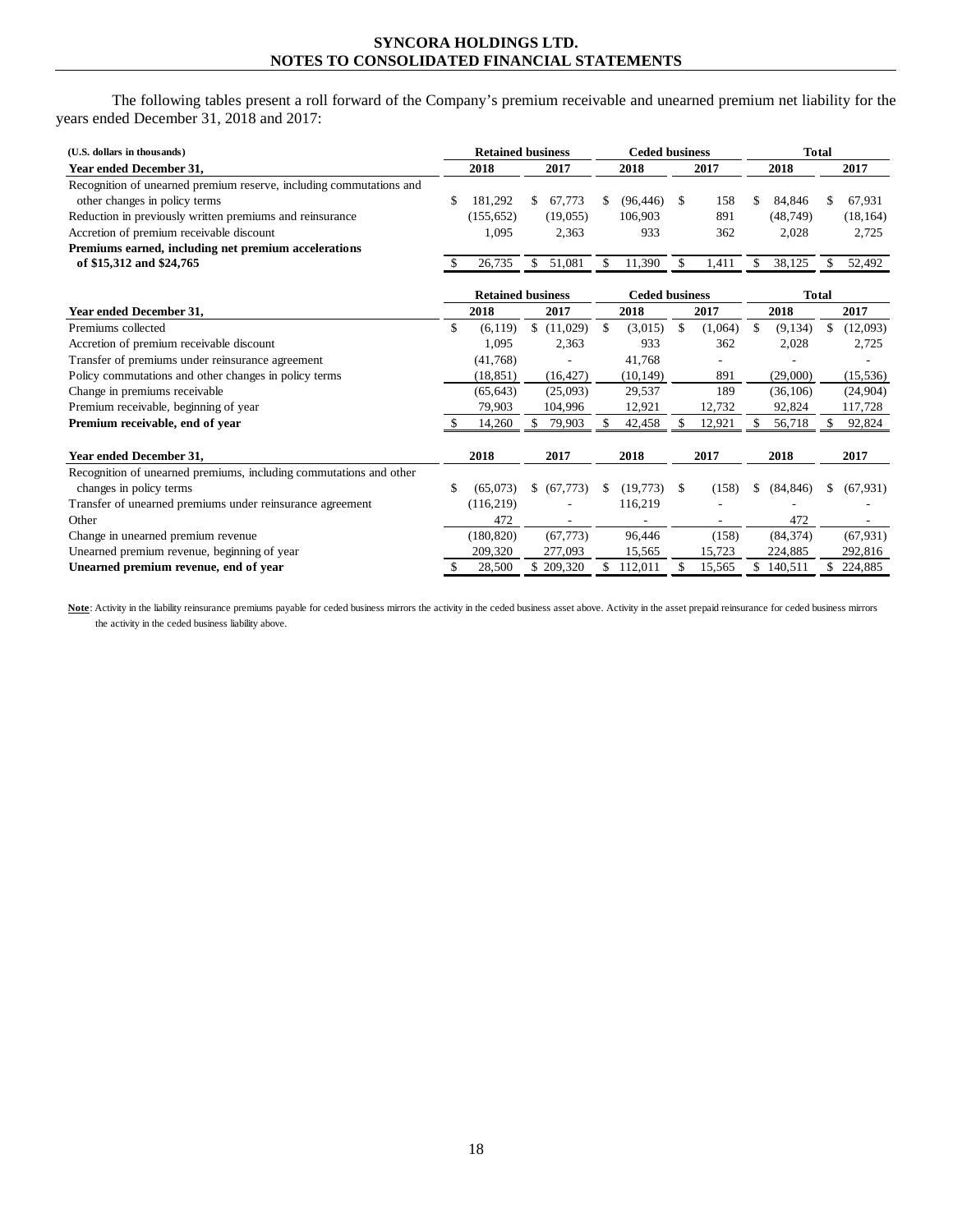The following tables present a roll forward of the Company's premium receivable and unearned premium net liability for the years ended December 31, 2018 and 2017:

| (U.S. dollars in thousands) | Retained business | | Ceded business | | Total | |
|---|---|---|---|---|---|---|
| **Year ended December 31,** | **2018** | **2017** | **2018** | **2017** | **2018** | **2017** |
| Recognition of unearned premium reserve, including commutations and other changes in policy terms | $ 181,292 | $ 67,773 | $ (96,446) | $ 158 | $ 84,846 | $ 67,931 |
| Reduction in previously written premiums and reinsurance | (155,652) | (19,055) | 106,903 | 891 | (48,749) | (18,164) |
| Accretion of premium receivable discount | 1,095 | 2,363 | 933 | 362 | 2,028 | 2,725 |
| **Premiums earned, including net premium accelerations of $15,312 and $24,765** | $ 26,735 | $ 51,081 | $ 11,390 | $ 1,411 | $ 38,125 | $ 52,492 |

| | Retained business | | Ceded business | | Total | |
|---|---|---|---|---|---|---|
| **Year ended December 31,** | **2018** | **2017** | **2018** | **2017** | **2018** | **2017** |
| Premiums collected | $ (6,119) | $ (11,029) | $ (3,015) | $ (1,064) | $ (9,134) | $ (12,093) |
| Accretion of premium receivable discount | 1,095 | 2,363 | 933 | 362 | 2,028 | 2,725 |
| Transfer of premiums under reinsurance agreement | (41,768) | - | 41,768 | - | - | - |
| Policy commutations and other changes in policy terms | (18,851) | (16,427) | (10,149) | 891 | (29,000) | (15,536) |
| Change in premiums receivable | (65,643) | (25,093) | 29,537 | 189 | (36,106) | (24,904) |
| Premium receivable, beginning of year | 79,903 | 104,996 | 12,921 | 12,732 | 92,824 | 117,728 |
| **Premium receivable, end of year** | $ 14,260 | $ 79,903 | $ 42,458 | $ 12,921 | $ 56,718 | $ 92,824 |

| **Year ended December 31,** | **2018** | **2017** | **2018** | **2017** | **2018** | **2017** |
|---|---|---|---|---|---|---|
| Recognition of unearned premiums, including commutations and other changes in policy terms | $ (65,073) | $ (67,773) | $ (19,773) | $ (158) | $ (84,846) | $ (67,931) |
| Transfer of unearned premiums under reinsurance agreement | (116,219) | - | 116,219 | - | - | - |
| Other | 472 | - | - | - | 472 | - |
| Change in unearned premium revenue | (180,820) | (67,773) | 96,446 | (158) | (84,374) | (67,931) |
| Unearned premium revenue, beginning of year | 209,320 | 277,093 | 15,565 | 15,723 | 224,885 | 292,816 |
| **Unearned premium revenue, end of year** | $ 28,500 | $ 209,320 | $ 112,011 | $ 15,565 | $ 140,511 | $ 224,885 |

**Note**: Activity in the liability reinsurance premiums payable for ceded business mirrors the activity in the ceded business asset above. Activity in the asset prepaid reinsurance for ceded business mirrors the activity in the ceded business liability above.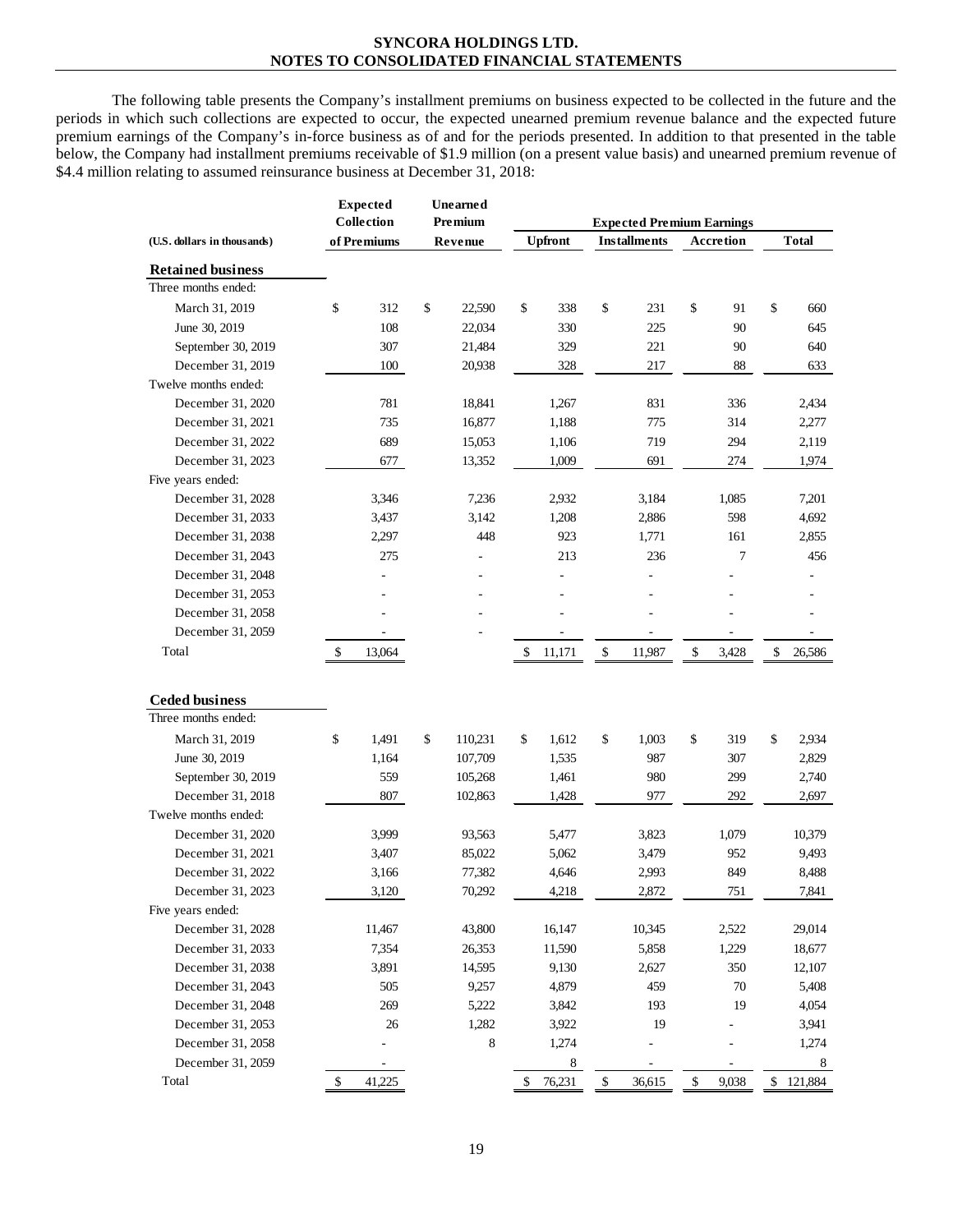The following table presents the Company's installment premiums on business expected to be collected in the future and the periods in which such collections are expected to occur, the expected unearned premium revenue balance and the expected future premium earnings of the Company's in-force business as of and for the periods presented. In addition to that presented in the table below, the Company had installment premiums receivable of $1.9 million (on a present value basis) and unearned premium revenue of $4.4 million relating to assumed reinsurance business at December 31, 2018:

| (U.S. dollars in thousands) | Expected Collection of Premiums | Unearned Premium Revenue | Expected Premium Earnings | | | |
|---|---|---|---|---|---|---|
| | | | Upfront | Installments | Accretion | Total |
| **Retained business** | | | | | | |
| Three months ended: | | | | | | |
| March 31, 2019 | $ 312 | $ 22,590 | $ 338 | $ 231 | $ 91 | $ 660 |
| June 30, 2019 | 108 | 22,034 | 330 | 225 | 90 | 645 |
| September 30, 2019 | 307 | 21,484 | 329 | 221 | 90 | 640 |
| December 31, 2019 | 100 | 20,938 | 328 | 217 | 88 | 633 |
| Twelve months ended: | | | | | | |
| December 31, 2020 | 781 | 18,841 | 1,267 | 831 | 336 | 2,434 |
| December 31, 2021 | 735 | 16,877 | 1,188 | 775 | 314 | 2,277 |
| December 31, 2022 | 689 | 15,053 | 1,106 | 719 | 294 | 2,119 |
| December 31, 2023 | 677 | 13,352 | 1,009 | 691 | 274 | 1,974 |
| Five years ended: | | | | | | |
| December 31, 2028 | 3,346 | 7,236 | 2,932 | 3,184 | 1,085 | 7,201 |
| December 31, 2033 | 3,437 | 3,142 | 1,208 | 2,886 | 598 | 4,692 |
| December 31, 2038 | 2,297 | 448 | 923 | 1,771 | 161 | 2,855 |
| December 31, 2043 | 275 | - | 213 | 236 | 7 | 456 |
| December 31, 2048 | - | - | - | - | - | - |
| December 31, 2053 | - | - | - | - | - | - |
| December 31, 2058 | - | - | - | - | - | - |
| December 31, 2059 | - | - | - | - | - | - |
| Total | $ 13,064 | | $ 11,171 | $ 11,987 | $ 3,428 | $ 26,586 |
| **Ceded business** | | | | | | |
| Three months ended: | | | | | | |
| March 31, 2019 | $ 1,491 | $ 110,231 | $ 1,612 | $ 1,003 | $ 319 | $ 2,934 |
| June 30, 2019 | 1,164 | 107,709 | 1,535 | 987 | 307 | 2,829 |
| September 30, 2019 | 559 | 105,268 | 1,461 | 980 | 299 | 2,740 |
| December 31, 2018 | 807 | 102,863 | 1,428 | 977 | 292 | 2,697 |
| Twelve months ended: | | | | | | |
| December 31, 2020 | 3,999 | 93,563 | 5,477 | 3,823 | 1,079 | 10,379 |
| December 31, 2021 | 3,407 | 85,022 | 5,062 | 3,479 | 952 | 9,493 |
| December 31, 2022 | 3,166 | 77,382 | 4,646 | 2,993 | 849 | 8,488 |
| December 31, 2023 | 3,120 | 70,292 | 4,218 | 2,872 | 751 | 7,841 |
| Five years ended: | | | | | | |
| December 31, 2028 | 11,467 | 43,800 | 16,147 | 10,345 | 2,522 | 29,014 |
| December 31, 2033 | 7,354 | 26,353 | 11,590 | 5,858 | 1,229 | 18,677 |
| December 31, 2038 | 3,891 | 14,595 | 9,130 | 2,627 | 350 | 12,107 |
| December 31, 2043 | 505 | 9,257 | 4,879 | 459 | 70 | 5,408 |
| December 31, 2048 | 269 | 5,222 | 3,842 | 193 | 19 | 4,054 |
| December 31, 2053 | 26 | 1,282 | 3,922 | 19 | - | 3,941 |
| December 31, 2058 | - | 8 | 1,274 | - | - | 1,274 |
| December 31, 2059 | - | | 8 | - | - | 8 |
| Total | $ 41,225 | | $ 76,231 | $ 36,615 | $ 9,038 | $ 121,884 |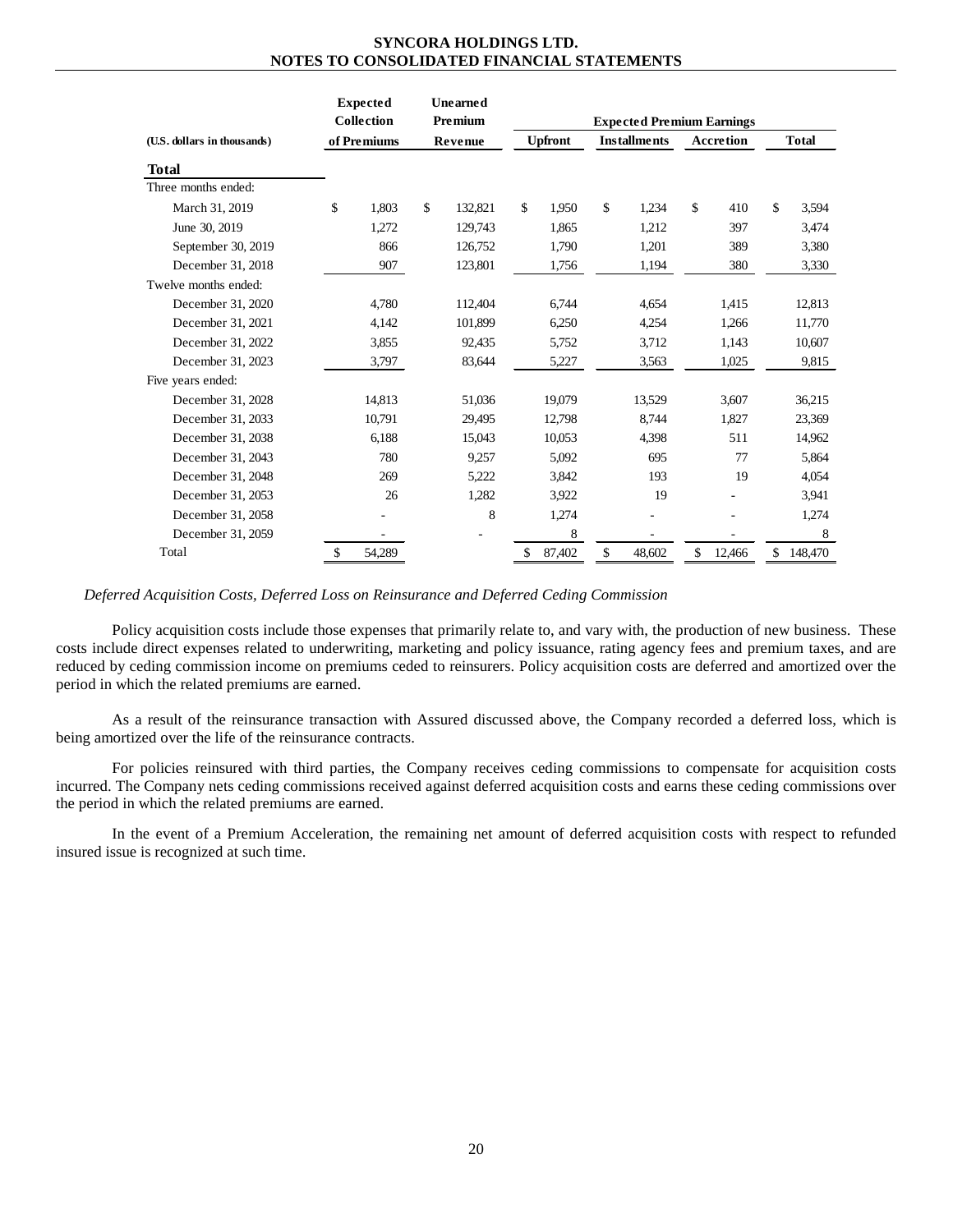| (U.S. dollars in thousands) | Expected Collection of Premiums | Unearned Premium Revenue | Expected Premium Earnings | | | |
|---|---|---|---|---|---|---|
| | | | Upfront | Installments | Accretion | Total |
| **Total** | | | | | | |
| Three months ended: | | | | | | |
| March 31, 2019 | $ 1,803 | $ 132,821 | $ 1,950 | $ 1,234 | $ 410 | $ 3,594 |
| June 30, 2019 | 1,272 | 129,743 | 1,865 | 1,212 | 397 | 3,474 |
| September 30, 2019 | 866 | 126,752 | 1,790 | 1,201 | 389 | 3,380 |
| December 31, 2018 | 907 | 123,801 | 1,756 | 1,194 | 380 | 3,330 |
| Twelve months ended: | | | | | | |
| December 31, 2020 | 4,780 | 112,404 | 6,744 | 4,654 | 1,415 | 12,813 |
| December 31, 2021 | 4,142 | 101,899 | 6,250 | 4,254 | 1,266 | 11,770 |
| December 31, 2022 | 3,855 | 92,435 | 5,752 | 3,712 | 1,143 | 10,607 |
| December 31, 2023 | 3,797 | 83,644 | 5,227 | 3,563 | 1,025 | 9,815 |
| Five years ended: | | | | | | |
| December 31, 2028 | 14,813 | 51,036 | 19,079 | 13,529 | 3,607 | 36,215 |
| December 31, 2033 | 10,791 | 29,495 | 12,798 | 8,744 | 1,827 | 23,369 |
| December 31, 2038 | 6,188 | 15,043 | 10,053 | 4,398 | 511 | 14,962 |
| December 31, 2043 | 780 | 9,257 | 5,092 | 695 | 77 | 5,864 |
| December 31, 2048 | 269 | 5,222 | 3,842 | 193 | 19 | 4,054 |
| December 31, 2053 | 26 | 1,282 | 3,922 | 19 | - | 3,941 |
| December 31, 2058 | - | 8 | 1,274 | - | - | 1,274 |
| December 31, 2059 | - | - | 8 | - | - | 8 |
| Total | $ 54,289 | | $ 87,402 | $ 48,602 | $ 12,466 | $ 148,470 |

*Deferred Acquisition Costs, Deferred Loss on Reinsurance and Deferred Ceding Commission*

Policy acquisition costs include those expenses that primarily relate to, and vary with, the production of new business. These costs include direct expenses related to underwriting, marketing and policy issuance, rating agency fees and premium taxes, and are reduced by ceding commission income on premiums ceded to reinsurers. Policy acquisition costs are deferred and amortized over the period in which the related premiums are earned.

As a result of the reinsurance transaction with Assured discussed above, the Company recorded a deferred loss, which is being amortized over the life of the reinsurance contracts.

For policies reinsured with third parties, the Company receives ceding commissions to compensate for acquisition costs incurred. The Company nets ceding commissions received against deferred acquisition costs and earns these ceding commissions over the period in which the related premiums are earned.

In the event of a Premium Acceleration, the remaining net amount of deferred acquisition costs with respect to refunded insured issue is recognized at such time.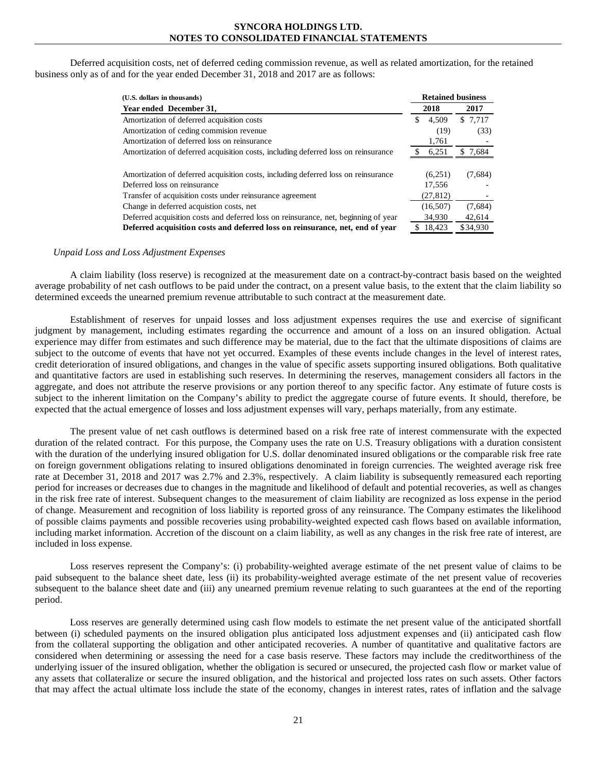Deferred acquisition costs, net of deferred ceding commission revenue, as well as related amortization, for the retained business only as of and for the year ended December 31, 2018 and 2017 are as follows:

| (U.S. dollars in thousands) | Retained business | |
|---|---|---|
| **Year ended December 31,** | **2018** | **2017** |
| Amortization of deferred acquisition costs | $ 4,509 | $ 7,717 |
| Amortization of ceding commision revenue | (19) | (33) |
| Amortization of deferred loss on reinsurance | 1,761 | - |
| Amortization of deferred acquisition costs, including deferred loss on reinsurance | $ 6,251 | $ 7,684 |
| | | |
| Amortization of deferred acquisition costs, including deferred loss on reinsurance | (6,251) | (7,684) |
| Deferred loss on reinsurance | 17,556 | - |
| Transfer of acquisition costs under reinsurance agreement | (27,812) | - |
| Change in deferred acquistion costs, net | (16,507) | (7,684) |
| Deferred acquisition costs and deferred loss on reinsurance, net, beginning of year | 34,930 | 42,614 |
| **Deferred acquisition costs and deferred loss on reinsurance, net, end of year** | $ 18,423 | $34,930 |

*Unpaid Loss and Loss Adjustment Expenses*

A claim liability (loss reserve) is recognized at the measurement date on a contract-by-contract basis based on the weighted average probability of net cash outflows to be paid under the contract, on a present value basis, to the extent that the claim liability so determined exceeds the unearned premium revenue attributable to such contract at the measurement date.

Establishment of reserves for unpaid losses and loss adjustment expenses requires the use and exercise of significant judgment by management, including estimates regarding the occurrence and amount of a loss on an insured obligation. Actual experience may differ from estimates and such difference may be material, due to the fact that the ultimate dispositions of claims are subject to the outcome of events that have not yet occurred. Examples of these events include changes in the level of interest rates, credit deterioration of insured obligations, and changes in the value of specific assets supporting insured obligations. Both qualitative and quantitative factors are used in establishing such reserves. In determining the reserves, management considers all factors in the aggregate, and does not attribute the reserve provisions or any portion thereof to any specific factor. Any estimate of future costs is subject to the inherent limitation on the Company's ability to predict the aggregate course of future events. It should, therefore, be expected that the actual emergence of losses and loss adjustment expenses will vary, perhaps materially, from any estimate.

The present value of net cash outflows is determined based on a risk free rate of interest commensurate with the expected duration of the related contract. For this purpose, the Company uses the rate on U.S. Treasury obligations with a duration consistent with the duration of the underlying insured obligation for U.S. dollar denominated insured obligations or the comparable risk free rate on foreign government obligations relating to insured obligations denominated in foreign currencies. The weighted average risk free rate at December 31, 2018 and 2017 was 2.7% and 2.3%, respectively. A claim liability is subsequently remeasured each reporting period for increases or decreases due to changes in the magnitude and likelihood of default and potential recoveries, as well as changes in the risk free rate of interest. Subsequent changes to the measurement of claim liability are recognized as loss expense in the period of change. Measurement and recognition of loss liability is reported gross of any reinsurance. The Company estimates the likelihood of possible claims payments and possible recoveries using probability-weighted expected cash flows based on available information, including market information. Accretion of the discount on a claim liability, as well as any changes in the risk free rate of interest, are included in loss expense.

Loss reserves represent the Company's: (i) probability-weighted average estimate of the net present value of claims to be paid subsequent to the balance sheet date, less (ii) its probability-weighted average estimate of the net present value of recoveries subsequent to the balance sheet date and (iii) any unearned premium revenue relating to such guarantees at the end of the reporting period.

Loss reserves are generally determined using cash flow models to estimate the net present value of the anticipated shortfall between (i) scheduled payments on the insured obligation plus anticipated loss adjustment expenses and (ii) anticipated cash flow from the collateral supporting the obligation and other anticipated recoveries. A number of quantitative and qualitative factors are considered when determining or assessing the need for a case basis reserve. These factors may include the creditworthiness of the underlying issuer of the insured obligation, whether the obligation is secured or unsecured, the projected cash flow or market value of any assets that collateralize or secure the insured obligation, and the historical and projected loss rates on such assets. Other factors that may affect the actual ultimate loss include the state of the economy, changes in interest rates, rates of inflation and the salvage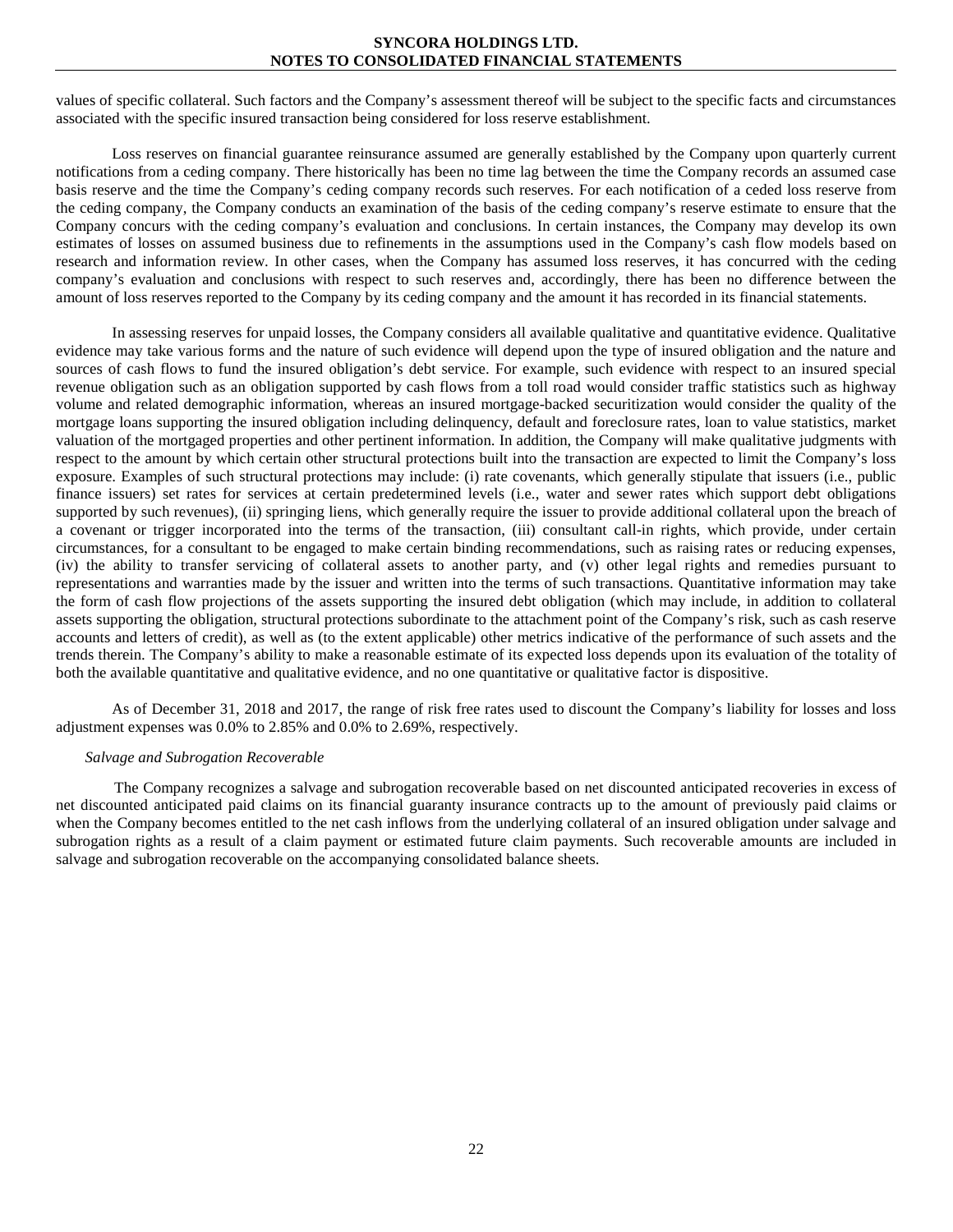values of specific collateral. Such factors and the Company's assessment thereof will be subject to the specific facts and circumstances associated with the specific insured transaction being considered for loss reserve establishment.

Loss reserves on financial guarantee reinsurance assumed are generally established by the Company upon quarterly current notifications from a ceding company. There historically has been no time lag between the time the Company records an assumed case basis reserve and the time the Company's ceding company records such reserves. For each notification of a ceded loss reserve from the ceding company, the Company conducts an examination of the basis of the ceding company's reserve estimate to ensure that the Company concurs with the ceding company's evaluation and conclusions. In certain instances, the Company may develop its own estimates of losses on assumed business due to refinements in the assumptions used in the Company's cash flow models based on research and information review. In other cases, when the Company has assumed loss reserves, it has concurred with the ceding company's evaluation and conclusions with respect to such reserves and, accordingly, there has been no difference between the amount of loss reserves reported to the Company by its ceding company and the amount it has recorded in its financial statements.

In assessing reserves for unpaid losses, the Company considers all available qualitative and quantitative evidence. Qualitative evidence may take various forms and the nature of such evidence will depend upon the type of insured obligation and the nature and sources of cash flows to fund the insured obligation's debt service. For example, such evidence with respect to an insured special revenue obligation such as an obligation supported by cash flows from a toll road would consider traffic statistics such as highway volume and related demographic information, whereas an insured mortgage-backed securitization would consider the quality of the mortgage loans supporting the insured obligation including delinquency, default and foreclosure rates, loan to value statistics, market valuation of the mortgaged properties and other pertinent information. In addition, the Company will make qualitative judgments with respect to the amount by which certain other structural protections built into the transaction are expected to limit the Company's loss exposure. Examples of such structural protections may include: (i) rate covenants, which generally stipulate that issuers (i.e., public finance issuers) set rates for services at certain predetermined levels (i.e., water and sewer rates which support debt obligations supported by such revenues), (ii) springing liens, which generally require the issuer to provide additional collateral upon the breach of a covenant or trigger incorporated into the terms of the transaction, (iii) consultant call-in rights, which provide, under certain circumstances, for a consultant to be engaged to make certain binding recommendations, such as raising rates or reducing expenses, (iv) the ability to transfer servicing of collateral assets to another party, and (v) other legal rights and remedies pursuant to representations and warranties made by the issuer and written into the terms of such transactions. Quantitative information may take the form of cash flow projections of the assets supporting the insured debt obligation (which may include, in addition to collateral assets supporting the obligation, structural protections subordinate to the attachment point of the Company's risk, such as cash reserve accounts and letters of credit), as well as (to the extent applicable) other metrics indicative of the performance of such assets and the trends therein. The Company's ability to make a reasonable estimate of its expected loss depends upon its evaluation of the totality of both the available quantitative and qualitative evidence, and no one quantitative or qualitative factor is dispositive.

As of December 31, 2018 and 2017, the range of risk free rates used to discount the Company's liability for losses and loss adjustment expenses was 0.0% to 2.85% and 0.0% to 2.69%, respectively.

*Salvage and Subrogation Recoverable*

The Company recognizes a salvage and subrogation recoverable based on net discounted anticipated recoveries in excess of net discounted anticipated paid claims on its financial guaranty insurance contracts up to the amount of previously paid claims or when the Company becomes entitled to the net cash inflows from the underlying collateral of an insured obligation under salvage and subrogation rights as a result of a claim payment or estimated future claim payments. Such recoverable amounts are included in salvage and subrogation recoverable on the accompanying consolidated balance sheets.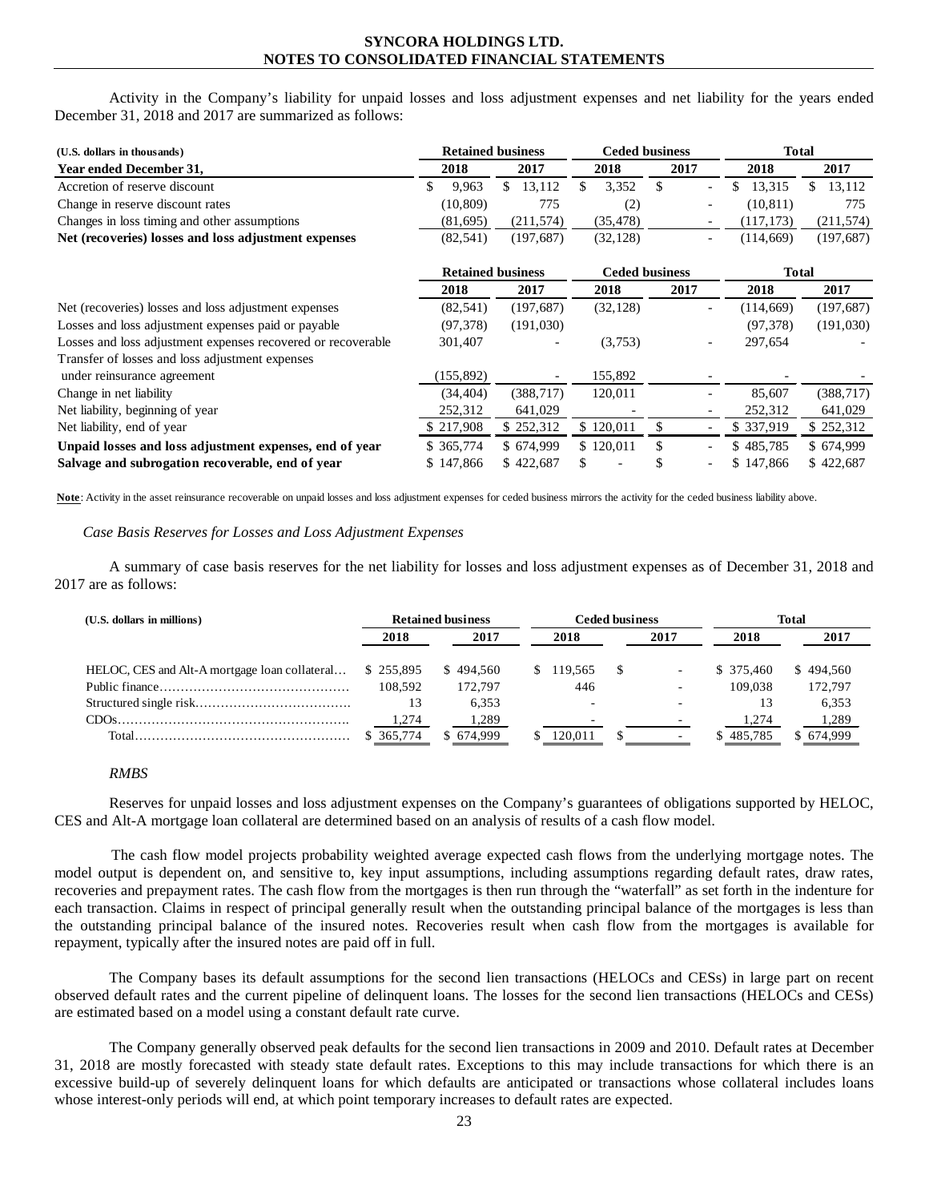Activity in the Company's liability for unpaid losses and loss adjustment expenses and net liability for the years ended December 31, 2018 and 2017 are summarized as follows:

| (U.S. dollars in thousands) | Retained business | | Ceded business | | Total | |
|---|---|---|---|---|---|---|
| **Year ended December 31,** | **2018** | **2017** | **2018** | **2017** | **2018** | **2017** |
| Accretion of reserve discount | $ 9,963 | $ 13,112 | $ 3,352 | $ - | $ 13,315 | $ 13,112 |
| Change in reserve discount rates | (10,809) | 775 | (2) | - | (10,811) | 775 |
| Changes in loss timing and other assumptions | (81,695) | (211,574) | (35,478) | - | (117,173) | (211,574) |
| **Net (recoveries) losses and loss adjustment expenses** | (82,541) | (197,687) | (32,128) | - | (114,669) | (197,687) |

| | Retained business | | Ceded business | | Total | |
|---|---|---|---|---|---|---|
| | **2018** | **2017** | **2018** | **2017** | **2018** | **2017** |
| Net (recoveries) losses and loss adjustment expenses | (82,541) | (197,687) | (32,128) | - | (114,669) | (197,687) |
| Losses and loss adjustment expenses paid or payable | (97,378) | (191,030) | | | (97,378) | (191,030) |
| Losses and loss adjustment expenses recovered or recoverable | 301,407 | - | (3,753) | - | 297,654 | - |
| Transfer of losses and loss adjustment expenses under reinsurance agreement | (155,892) | - | 155,892 | - | - | - |
| Change in net liability | (34,404) | (388,717) | 120,011 | - | 85,607 | (388,717) |
| Net liability, beginning of year | 252,312 | 641,029 | - | - | 252,312 | 641,029 |
| Net liability, end of year | $ 217,908 | $ 252,312 | $ 120,011 | $ - | $ 337,919 | $ 252,312 |
| **Unpaid losses and loss adjustment expenses, end of year** | $ 365,774 | $ 674,999 | $ 120,011 | $ - | $ 485,785 | $ 674,999 |
| **Salvage and subrogation recoverable, end of year** | $ 147,866 | $ 422,687 | $ - | $ - | $ 147,866 | $ 422,687 |

**Note**: Activity in the asset reinsurance recoverable on unpaid losses and loss adjustment expenses for ceded business mirrors the activity for the ceded business liability above.

*Case Basis Reserves for Losses and Loss Adjustment Expenses*

A summary of case basis reserves for the net liability for losses and loss adjustment expenses as of December 31, 2018 and 2017 are as follows:

| (U.S. dollars in millions) | Retained business | | Ceded business | | Total | |
|---|---|---|---|---|---|---|
| | **2018** | **2017** | **2018** | **2017** | **2018** | **2017** |
| HELOC, CES and Alt-A mortgage loan collateral… | $ 255,895 | $ 494,560 | $ 119,565 | $ - | $ 375,460 | $ 494,560 |
| Public finance… | 108,592 | 172,797 | 446 | - | 109,038 | 172,797 |
| Structured single risk… | 13 | 6,353 | - | - | 13 | 6,353 |
| CDOs… | 1,274 | 1,289 | - | - | 1,274 | 1,289 |
| Total… | $ 365,774 | $ 674,999 | $ 120,011 | $ - | $ 485,785 | $ 674,999 |

*RMBS*

Reserves for unpaid losses and loss adjustment expenses on the Company's guarantees of obligations supported by HELOC, CES and Alt-A mortgage loan collateral are determined based on an analysis of results of a cash flow model.

The cash flow model projects probability weighted average expected cash flows from the underlying mortgage notes. The model output is dependent on, and sensitive to, key input assumptions, including assumptions regarding default rates, draw rates, recoveries and prepayment rates. The cash flow from the mortgages is then run through the "waterfall" as set forth in the indenture for each transaction. Claims in respect of principal generally result when the outstanding principal balance of the mortgages is less than the outstanding principal balance of the insured notes. Recoveries result when cash flow from the mortgages is available for repayment, typically after the insured notes are paid off in full.

The Company bases its default assumptions for the second lien transactions (HELOCs and CESs) in large part on recent observed default rates and the current pipeline of delinquent loans. The losses for the second lien transactions (HELOCs and CESs) are estimated based on a model using a constant default rate curve.

The Company generally observed peak defaults for the second lien transactions in 2009 and 2010. Default rates at December 31, 2018 are mostly forecasted with steady state default rates. Exceptions to this may include transactions for which there is an excessive build-up of severely delinquent loans for which defaults are anticipated or transactions whose collateral includes loans whose interest-only periods will end, at which point temporary increases to default rates are expected.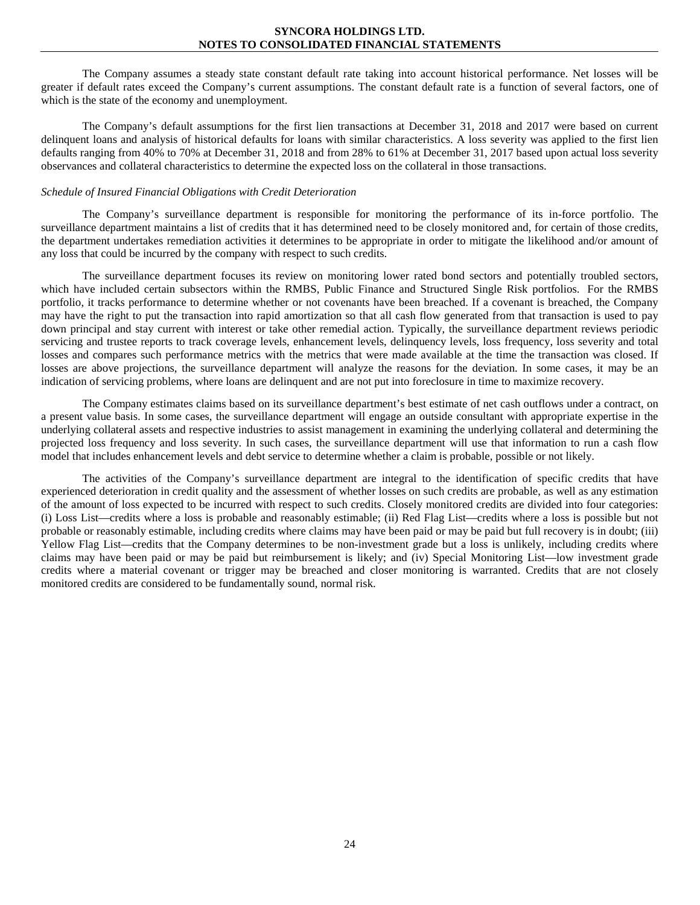The Company assumes a steady state constant default rate taking into account historical performance. Net losses will be greater if default rates exceed the Company's current assumptions. The constant default rate is a function of several factors, one of which is the state of the economy and unemployment.

The Company's default assumptions for the first lien transactions at December 31, 2018 and 2017 were based on current delinquent loans and analysis of historical defaults for loans with similar characteristics. A loss severity was applied to the first lien defaults ranging from 40% to 70% at December 31, 2018 and from 28% to 61% at December 31, 2017 based upon actual loss severity observances and collateral characteristics to determine the expected loss on the collateral in those transactions.

*Schedule of Insured Financial Obligations with Credit Deterioration*

The Company's surveillance department is responsible for monitoring the performance of its in-force portfolio. The surveillance department maintains a list of credits that it has determined need to be closely monitored and, for certain of those credits, the department undertakes remediation activities it determines to be appropriate in order to mitigate the likelihood and/or amount of any loss that could be incurred by the company with respect to such credits.

The surveillance department focuses its review on monitoring lower rated bond sectors and potentially troubled sectors, which have included certain subsectors within the RMBS, Public Finance and Structured Single Risk portfolios. For the RMBS portfolio, it tracks performance to determine whether or not covenants have been breached. If a covenant is breached, the Company may have the right to put the transaction into rapid amortization so that all cash flow generated from that transaction is used to pay down principal and stay current with interest or take other remedial action. Typically, the surveillance department reviews periodic servicing and trustee reports to track coverage levels, enhancement levels, delinquency levels, loss frequency, loss severity and total losses and compares such performance metrics with the metrics that were made available at the time the transaction was closed. If losses are above projections, the surveillance department will analyze the reasons for the deviation. In some cases, it may be an indication of servicing problems, where loans are delinquent and are not put into foreclosure in time to maximize recovery.

The Company estimates claims based on its surveillance department's best estimate of net cash outflows under a contract, on a present value basis. In some cases, the surveillance department will engage an outside consultant with appropriate expertise in the underlying collateral assets and respective industries to assist management in examining the underlying collateral and determining the projected loss frequency and loss severity. In such cases, the surveillance department will use that information to run a cash flow model that includes enhancement levels and debt service to determine whether a claim is probable, possible or not likely.

The activities of the Company's surveillance department are integral to the identification of specific credits that have experienced deterioration in credit quality and the assessment of whether losses on such credits are probable, as well as any estimation of the amount of loss expected to be incurred with respect to such credits. Closely monitored credits are divided into four categories: (i) Loss List—credits where a loss is probable and reasonably estimable; (ii) Red Flag List—credits where a loss is possible but not probable or reasonably estimable, including credits where claims may have been paid or may be paid but full recovery is in doubt; (iii) Yellow Flag List—credits that the Company determines to be non-investment grade but a loss is unlikely, including credits where claims may have been paid or may be paid but reimbursement is likely; and (iv) Special Monitoring List—low investment grade credits where a material covenant or trigger may be breached and closer monitoring is warranted. Credits that are not closely monitored credits are considered to be fundamentally sound, normal risk.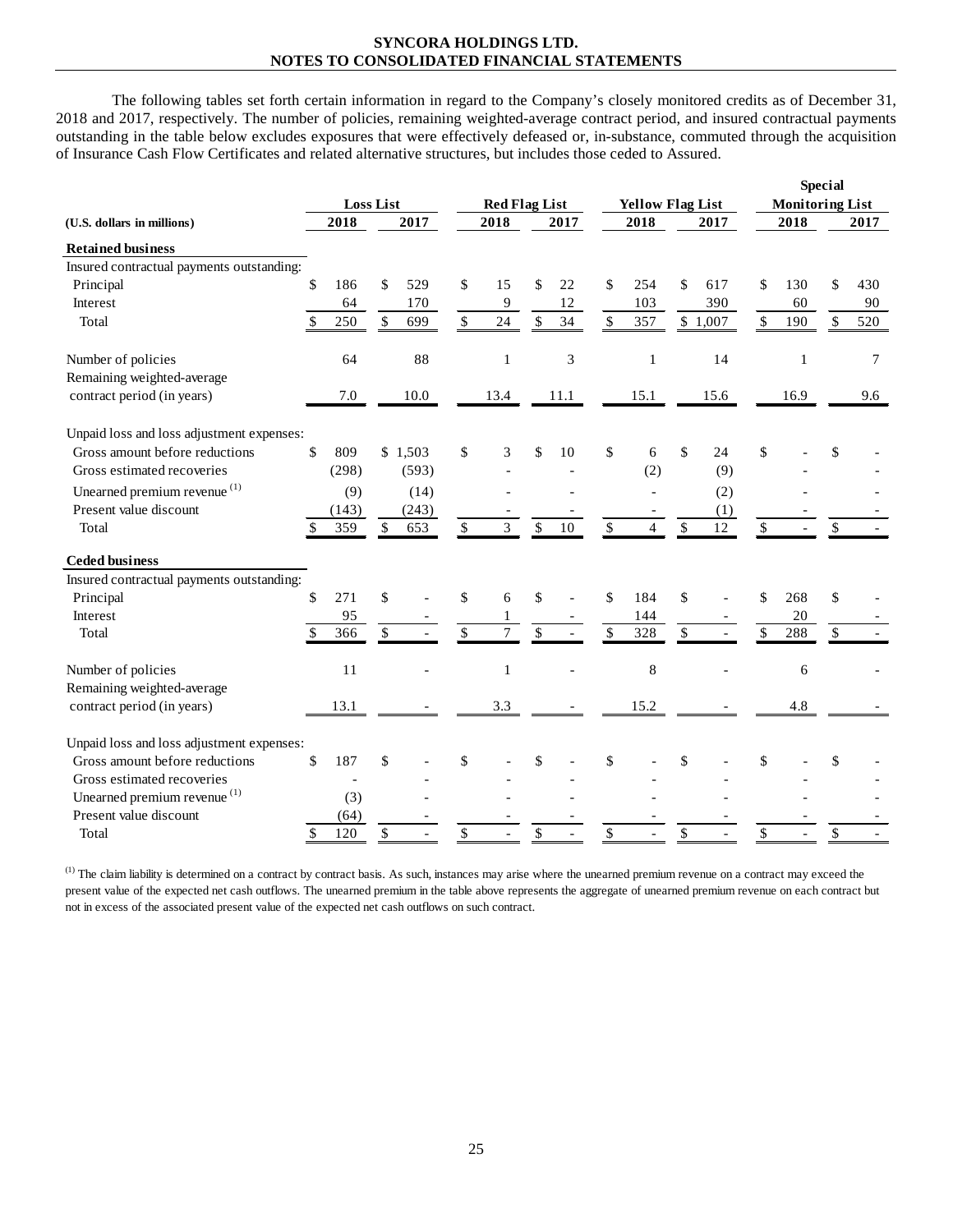The following tables set forth certain information in regard to the Company's closely monitored credits as of December 31, 2018 and 2017, respectively. The number of policies, remaining weighted-average contract period, and insured contractual payments outstanding in the table below excludes exposures that were effectively defeased or, in-substance, commuted through the acquisition of Insurance Cash Flow Certificates and related alternative structures, but includes those ceded to Assured.

| (U.S. dollars in millions) | Loss List | | Red Flag List | | Yellow Flag List | | Special Monitoring List | |
|---|---|---|---|---|---|---|---|---|
| | 2018 | 2017 | 2018 | 2017 | 2018 | 2017 | 2018 | 2017 |
| **Retained business** | | | | | | | | |
| Insured contractual payments outstanding: | | | | | | | | |
| Principal | $ 186 | $ 529 | $ 15 | $ 22 | $ 254 | $ 617 | $ 130 | $ 430 |
| Interest | 64 | 170 | 9 | 12 | 103 | 390 | 60 | 90 |
| Total | $ 250 | $ 699 | $ 24 | $ 34 | $ 357 | $ 1,007 | $ 190 | $ 520 |
| Number of policies | 64 | 88 | 1 | 3 | 1 | 14 | 1 | 7 |
| Remaining weighted-average contract period (in years) | 7.0 | 10.0 | 13.4 | 11.1 | 15.1 | 15.6 | 16.9 | 9.6 |
| Unpaid loss and loss adjustment expenses: | | | | | | | | |
| Gross amount before reductions | $ 809 | $ 1,503 | $ 3 | $ 10 | $ 6 | $ 24 | $ - | $ - |
| Gross estimated recoveries | (298) | (593) | - | - | (2) | (9) | - | - |
| Unearned premium revenue [(1)] | (9) | (14) | - | - | - | (2) | - | - |
| Present value discount | (143) | (243) | - | - | - | (1) | - | - |
| Total | $ 359 | $ 653 | $ 3 | $ 10 | $ 4 | $ 12 | $ - | $ - |
| **Ceded business** | | | | | | | | |
| Insured contractual payments outstanding: | | | | | | | | |
| Principal | $ 271 | $ - | $ 6 | $ - | $ 184 | $ - | $ 268 | $ - |
| Interest | 95 | - | 1 | - | 144 | - | 20 | - |
| Total | $ 366 | $ - | $ 7 | $ - | $ 328 | $ - | $ 288 | $ - |
| Number of policies | 11 | - | 1 | - | 8 | - | 6 | - |
| Remaining weighted-average contract period (in years) | 13.1 | - | 3.3 | - | 15.2 | - | 4.8 | - |
| Unpaid loss and loss adjustment expenses: | | | | | | | | |
| Gross amount before reductions | $ 187 | $ - | $ - | $ - | $ - | $ - | $ - | $ - |
| Gross estimated recoveries | - | - | - | - | - | - | - | - |
| Unearned premium revenue [(1)] | (3) | - | - | - | - | - | - | - |
| Present value discount | (64) | - | - | - | - | - | - | - |
| Total | $ 120 | $ - | $ - | $ - | $ - | $ - | $ - | $ - |

[(1)] The claim liability is determined on a contract by contract basis. As such, instances may arise where the unearned premium revenue on a contract may exceed the present value of the expected net cash outflows. The unearned premium in the table above represents the aggregate of unearned premium revenue on each contract but not in excess of the associated present value of the expected net cash outflows on such contract.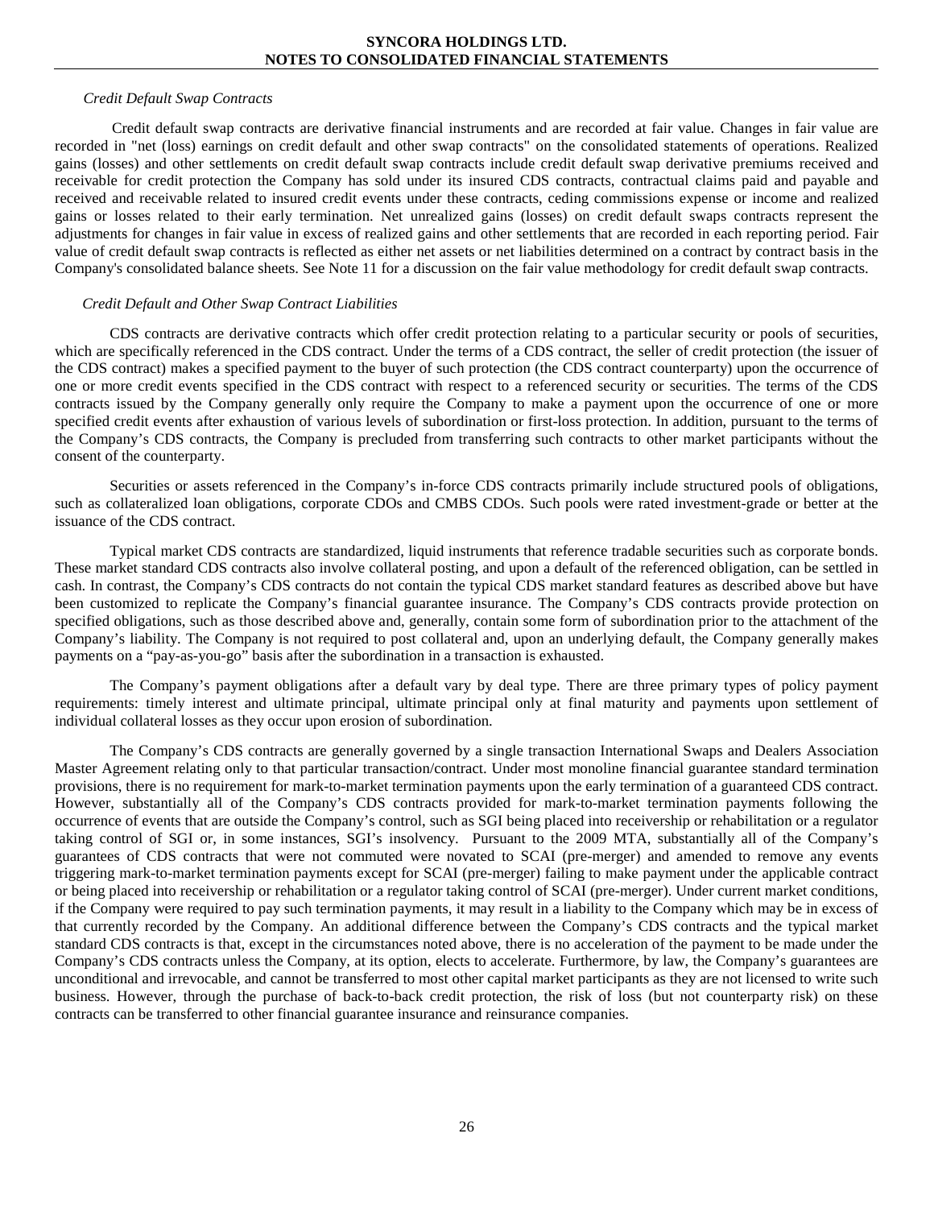*Credit Default Swap Contracts*

Credit default swap contracts are derivative financial instruments and are recorded at fair value. Changes in fair value are recorded in "net (loss) earnings on credit default and other swap contracts" on the consolidated statements of operations. Realized gains (losses) and other settlements on credit default swap contracts include credit default swap derivative premiums received and receivable for credit protection the Company has sold under its insured CDS contracts, contractual claims paid and payable and received and receivable related to insured credit events under these contracts, ceding commissions expense or income and realized gains or losses related to their early termination. Net unrealized gains (losses) on credit default swaps contracts represent the adjustments for changes in fair value in excess of realized gains and other settlements that are recorded in each reporting period. Fair value of credit default swap contracts is reflected as either net assets or net liabilities determined on a contract by contract basis in the Company's consolidated balance sheets. See Note 11 for a discussion on the fair value methodology for credit default swap contracts.

*Credit Default and Other Swap Contract Liabilities*

CDS contracts are derivative contracts which offer credit protection relating to a particular security or pools of securities, which are specifically referenced in the CDS contract. Under the terms of a CDS contract, the seller of credit protection (the issuer of the CDS contract) makes a specified payment to the buyer of such protection (the CDS contract counterparty) upon the occurrence of one or more credit events specified in the CDS contract with respect to a referenced security or securities. The terms of the CDS contracts issued by the Company generally only require the Company to make a payment upon the occurrence of one or more specified credit events after exhaustion of various levels of subordination or first-loss protection. In addition, pursuant to the terms of the Company's CDS contracts, the Company is precluded from transferring such contracts to other market participants without the consent of the counterparty.

Securities or assets referenced in the Company's in-force CDS contracts primarily include structured pools of obligations, such as collateralized loan obligations, corporate CDOs and CMBS CDOs. Such pools were rated investment-grade or better at the issuance of the CDS contract.

Typical market CDS contracts are standardized, liquid instruments that reference tradable securities such as corporate bonds. These market standard CDS contracts also involve collateral posting, and upon a default of the referenced obligation, can be settled in cash. In contrast, the Company's CDS contracts do not contain the typical CDS market standard features as described above but have been customized to replicate the Company's financial guarantee insurance. The Company's CDS contracts provide protection on specified obligations, such as those described above and, generally, contain some form of subordination prior to the attachment of the Company's liability. The Company is not required to post collateral and, upon an underlying default, the Company generally makes payments on a "pay-as-you-go" basis after the subordination in a transaction is exhausted.

The Company's payment obligations after a default vary by deal type. There are three primary types of policy payment requirements: timely interest and ultimate principal, ultimate principal only at final maturity and payments upon settlement of individual collateral losses as they occur upon erosion of subordination.

The Company's CDS contracts are generally governed by a single transaction International Swaps and Dealers Association Master Agreement relating only to that particular transaction/contract. Under most monoline financial guarantee standard termination provisions, there is no requirement for mark-to-market termination payments upon the early termination of a guaranteed CDS contract. However, substantially all of the Company's CDS contracts provided for mark-to-market termination payments following the occurrence of events that are outside the Company's control, such as SGI being placed into receivership or rehabilitation or a regulator taking control of SGI or, in some instances, SGI's insolvency. Pursuant to the 2009 MTA, substantially all of the Company's guarantees of CDS contracts that were not commuted were novated to SCAI (pre-merger) and amended to remove any events triggering mark-to-market termination payments except for SCAI (pre-merger) failing to make payment under the applicable contract or being placed into receivership or rehabilitation or a regulator taking control of SCAI (pre-merger). Under current market conditions, if the Company were required to pay such termination payments, it may result in a liability to the Company which may be in excess of that currently recorded by the Company. An additional difference between the Company's CDS contracts and the typical market standard CDS contracts is that, except in the circumstances noted above, there is no acceleration of the payment to be made under the Company's CDS contracts unless the Company, at its option, elects to accelerate. Furthermore, by law, the Company's guarantees are unconditional and irrevocable, and cannot be transferred to most other capital market participants as they are not licensed to write such business. However, through the purchase of back-to-back credit protection, the risk of loss (but not counterparty risk) on these contracts can be transferred to other financial guarantee insurance and reinsurance companies.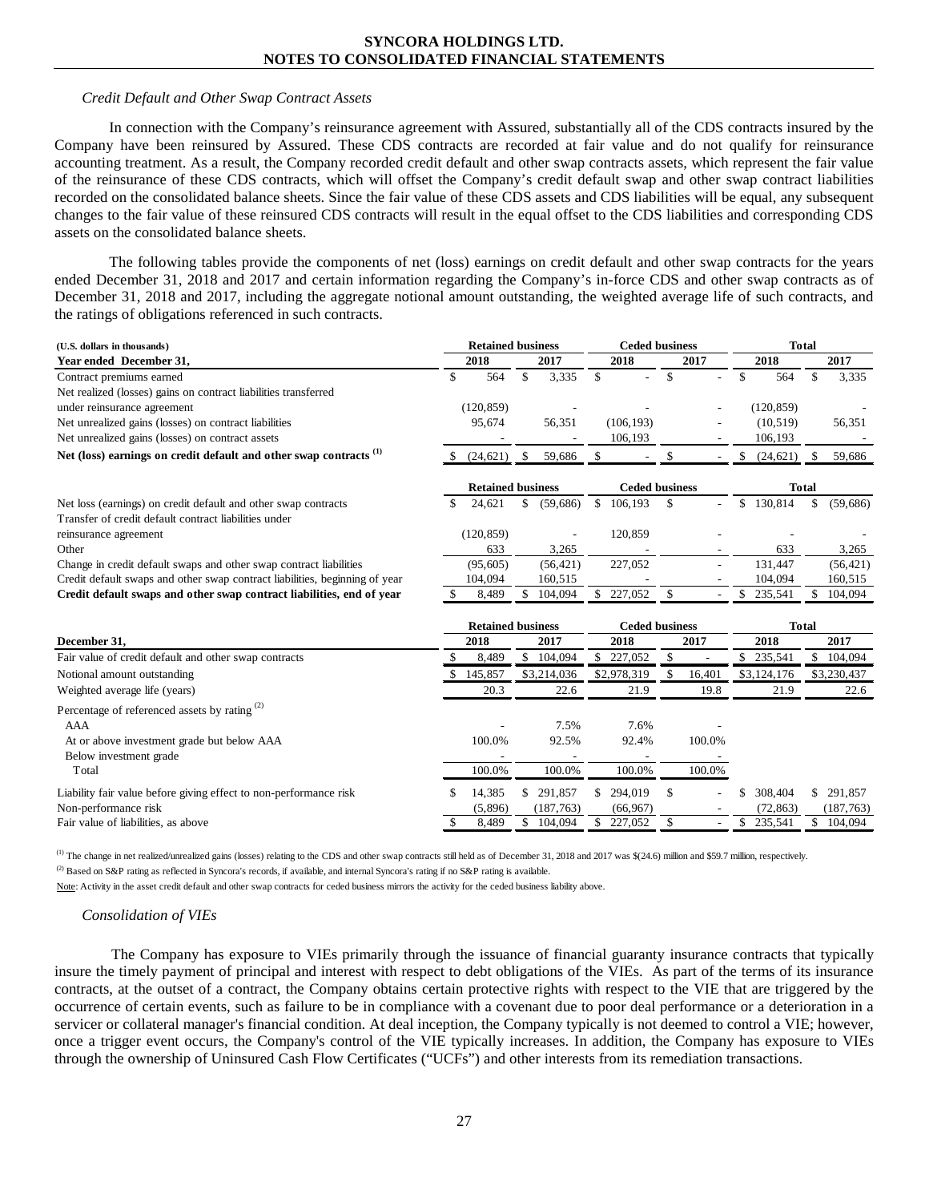### *Credit Default and Other Swap Contract Assets*

In connection with the Company's reinsurance agreement with Assured, substantially all of the CDS contracts insured by the Company have been reinsured by Assured. These CDS contracts are recorded at fair value and do not qualify for reinsurance accounting treatment. As a result, the Company recorded credit default and other swap contracts assets, which represent the fair value of the reinsurance of these CDS contracts, which will offset the Company's credit default swap and other swap contract liabilities recorded on the consolidated balance sheets. Since the fair value of these CDS assets and CDS liabilities will be equal, any subsequent changes to the fair value of these reinsured CDS contracts will result in the equal offset to the CDS liabilities and corresponding CDS assets on the consolidated balance sheets.

The following tables provide the components of net (loss) earnings on credit default and other swap contracts for the years ended December 31, 2018 and 2017 and certain information regarding the Company's in-force CDS and other swap contracts as of December 31, 2018 and 2017, including the aggregate notional amount outstanding, the weighted average life of such contracts, and the ratings of obligations referenced in such contracts.

| (U.S. dollars in thousands) | Retained business | | Ceded business | | Total | |
|---|---|---|---|---|---|---|
| **Year ended December 31,** | **2018** | **2017** | **2018** | **2017** | **2018** | **2017** |
| Contract premiums earned | $ 564 | $ 3,335 | $ - | $ - | $ 564 | $ 3,335 |
| Net realized (losses) gains on contract liabilities transferred under reinsurance agreement | (120,859) | - | - | - | (120,859) | - |
| Net unrealized gains (losses) on contract liabilities | 95,674 | 56,351 | (106,193) | - | (10,519) | 56,351 |
| Net unrealized gains (losses) on contract assets | - | - | 106,193 | - | 106,193 | - |
| **Net (loss) earnings on credit default and other swap contracts [1]** | $ (24,621) | $ 59,686 | $ - | $ - | $ (24,621) | $ 59,686 |

| | Retained business | | Ceded business | | Total | |
|---|---|---|---|---|---|---|
| Net loss (earnings) on credit default and other swap contracts | $ 24,621 | $ (59,686) | $ 106,193 | $ - | $ 130,814 | $ (59,686) |
| Transfer of credit default contract liabilities under reinsurance agreement | (120,859) | - | 120,859 | - | - | - |
| Other | 633 | 3,265 | - | - | 633 | 3,265 |
| Change in credit default swaps and other swap contract liabilities | (95,605) | (56,421) | 227,052 | - | 131,447 | (56,421) |
| Credit default swaps and other swap contract liabilities, beginning of year | 104,094 | 160,515 | - | - | 104,094 | 160,515 |
| **Credit default swaps and other swap contract liabilities, end of year** | $ 8,489 | $ 104,094 | $ 227,052 | $ - | $ 235,541 | $ 104,094 |

| | Retained business | | Ceded business | | Total | |
|---|---|---|---|---|---|---|
| **December 31,** | **2018** | **2017** | **2018** | **2017** | **2018** | **2017** |
| Fair value of credit default and other swap contracts | $ 8,489 | $ 104,094 | $ 227,052 | $ - | $ 235,541 | $ 104,094 |
| Notional amount outstanding | $ 145,857 | $3,214,036 | $2,978,319 | $ 16,401 | $3,124,176 | $3,230,437 |
| Weighted average life (years) | 20.3 | 22.6 | 21.9 | 19.8 | 21.9 | 22.6 |
| Percentage of referenced assets by rating [2] | | | | | | |
| AAA | - | 7.5% | 7.6% | - | | |
| At or above investment grade but below AAA | 100.0% | 92.5% | 92.4% | 100.0% | | |
| Below investment grade | - | - | - | - | | |
| Total | 100.0% | 100.0% | 100.0% | 100.0% | | |
| Liability fair value before giving effect to non-performance risk | $ 14,385 | $ 291,857 | $ 294,019 | $ - | $ 308,404 | $ 291,857 |
| Non-performance risk | (5,896) | (187,763) | (66,967) | - | (72,863) | (187,763) |
| Fair value of liabilities, as above | $ 8,489 | $ 104,094 | $ 227,052 | $ - | $ 235,541 | $ 104,094 |

[1] The change in net realized/unrealized gains (losses) relating to the CDS and other swap contracts still held as of December 31, 2018 and 2017 was $(24.6) million and $59.7 million, respectively.

[2] Based on S&P rating as reflected in Syncora's records, if available, and internal Syncora's rating if no S&P rating is available.

Note: Activity in the asset credit default and other swap contracts for ceded business mirrors the activity for the ceded business liability above.

### *Consolidation of VIEs*

The Company has exposure to VIEs primarily through the issuance of financial guaranty insurance contracts that typically insure the timely payment of principal and interest with respect to debt obligations of the VIEs. As part of the terms of its insurance contracts, at the outset of a contract, the Company obtains certain protective rights with respect to the VIE that are triggered by the occurrence of certain events, such as failure to be in compliance with a covenant due to poor deal performance or a deterioration in a servicer or collateral manager's financial condition. At deal inception, the Company typically is not deemed to control a VIE; however, once a trigger event occurs, the Company's control of the VIE typically increases. In addition, the Company has exposure to VIEs through the ownership of Uninsured Cash Flow Certificates ("UCFs") and other interests from its remediation transactions.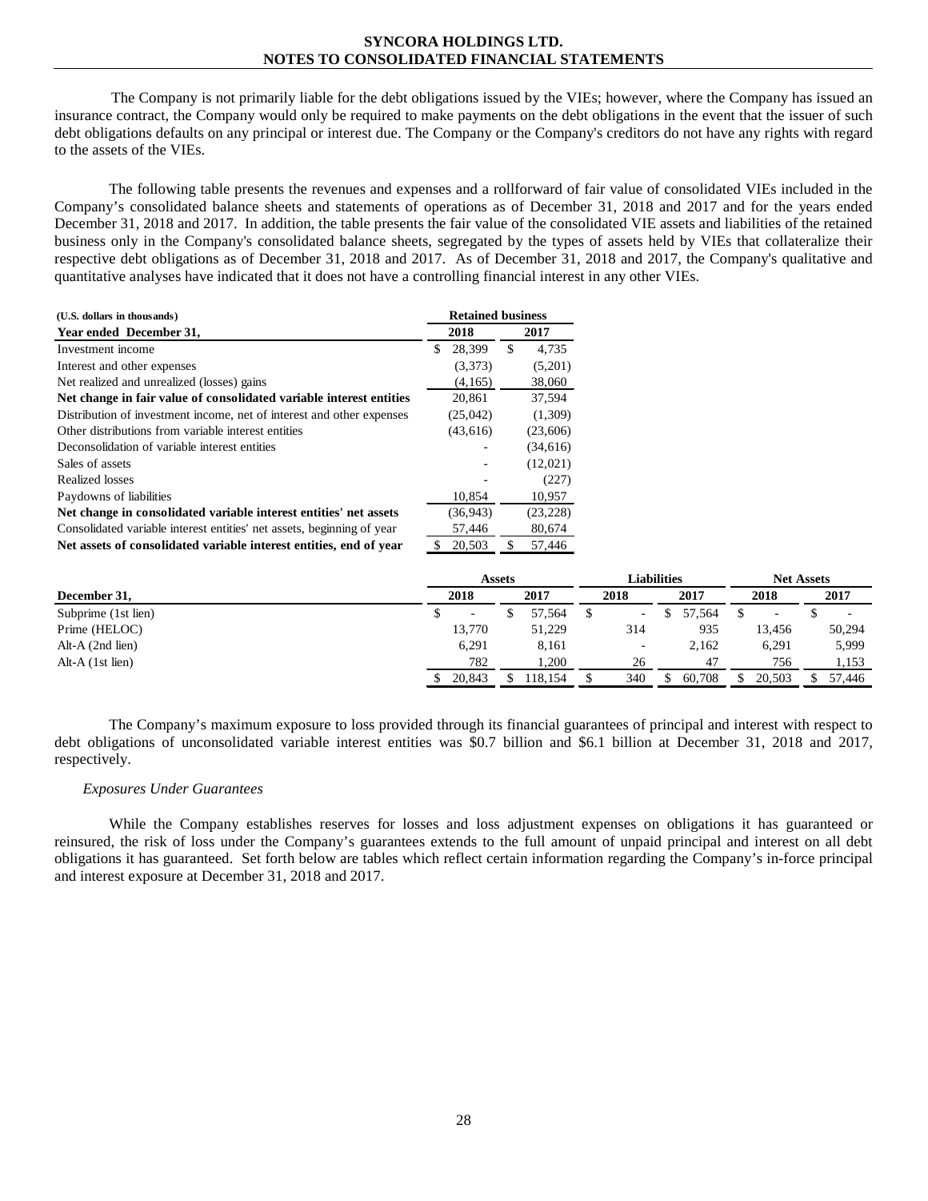The Company is not primarily liable for the debt obligations issued by the VIEs; however, where the Company has issued an insurance contract, the Company would only be required to make payments on the debt obligations in the event that the issuer of such debt obligations defaults on any principal or interest due. The Company or the Company's creditors do not have any rights with regard to the assets of the VIEs.

The following table presents the revenues and expenses and a rollforward of fair value of consolidated VIEs included in the Company's consolidated balance sheets and statements of operations as of December 31, 2018 and 2017 and for the years ended December 31, 2018 and 2017. In addition, the table presents the fair value of the consolidated VIE assets and liabilities of the retained business only in the Company's consolidated balance sheets, segregated by the types of assets held by VIEs that collateralize their respective debt obligations as of December 31, 2018 and 2017. As of December 31, 2018 and 2017, the Company's qualitative and quantitative analyses have indicated that it does not have a controlling financial interest in any other VIEs.

| (U.S. dollars in thousands) | Retained business | |
|---|---|---|
| **Year ended December 31,** | **2018** | **2017** |
| Investment income | $ 28,399 | $ 4,735 |
| Interest and other expenses | (3,373) | (5,201) |
| Net realized and unrealized (losses) gains | (4,165) | 38,060 |
| **Net change in fair value of consolidated variable interest entities** | 20,861 | 37,594 |
| Distribution of investment income, net of interest and other expenses | (25,042) | (1,309) |
| Other distributions from variable interest entities | (43,616) | (23,606) |
| Deconsolidation of variable interest entities | - | (34,616) |
| Sales of assets | - | (12,021) |
| Realized losses | - | (227) |
| Paydowns of liabilities | 10,854 | 10,957 |
| **Net change in consolidated variable interest entities' net assets** | (36,943) | (23,228) |
| Consolidated variable interest entities' net assets, beginning of year | 57,446 | 80,674 |
| **Net assets of consolidated variable interest entities, end of year** | $ 20,503 | $ 57,446 |

| | Assets | | Liabilities | | Net Assets | |
|---|---|---|---|---|---|---|
| **December 31,** | **2018** | **2017** | **2018** | **2017** | **2018** | **2017** |
| Subprime (1st lien) | $ - | $ 57,564 | $ - | $ 57,564 | $ - | $ - |
| Prime (HELOC) | 13,770 | 51,229 | 314 | 935 | 13,456 | 50,294 |
| Alt-A (2nd lien) | 6,291 | 8,161 | - | 2,162 | 6,291 | 5,999 |
| Alt-A (1st lien) | 782 | 1,200 | 26 | 47 | 756 | 1,153 |
| | $ 20,843 | $ 118,154 | $ 340 | $ 60,708 | $ 20,503 | $ 57,446 |

The Company's maximum exposure to loss provided through its financial guarantees of principal and interest with respect to debt obligations of unconsolidated variable interest entities was $0.7 billion and $6.1 billion at December 31, 2018 and 2017, respectively.

*Exposures Under Guarantees*

While the Company establishes reserves for losses and loss adjustment expenses on obligations it has guaranteed or reinsured, the risk of loss under the Company's guarantees extends to the full amount of unpaid principal and interest on all debt obligations it has guaranteed. Set forth below are tables which reflect certain information regarding the Company's in-force principal and interest exposure at December 31, 2018 and 2017.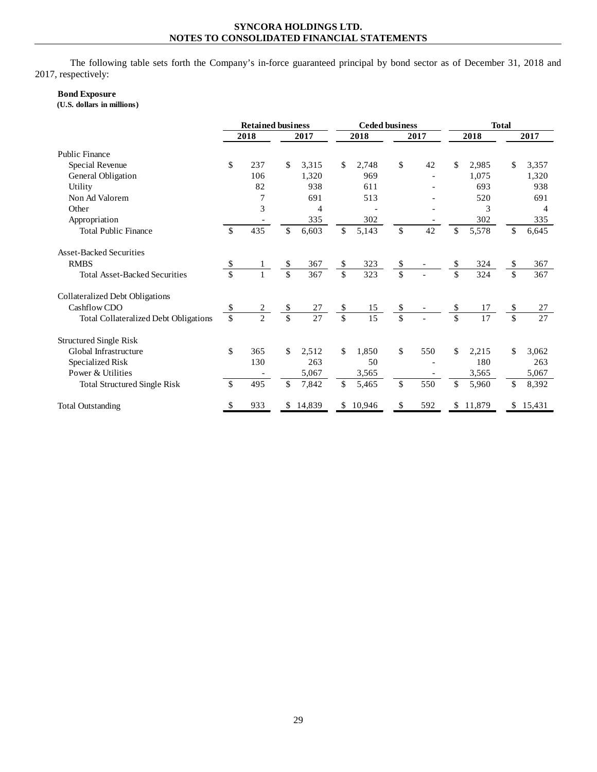The following table sets forth the Company's in-force guaranteed principal by bond sector as of December 31, 2018 and 2017, respectively:

**Bond Exposure**
**(U.S. dollars in millions)**

| | Retained business | | Ceded business | | Total | |
|---|---|---|---|---|---|---|
| | 2018 | 2017 | 2018 | 2017 | 2018 | 2017 |
| Public Finance | | | | | | |
| Special Revenue | $ 237 | $ 3,315 | $ 2,748 | $ 42 | $ 2,985 | $ 3,357 |
| General Obligation | 106 | 1,320 | 969 | - | 1,075 | 1,320 |
| Utility | 82 | 938 | 611 | - | 693 | 938 |
| Non Ad Valorem | 7 | 691 | 513 | - | 520 | 691 |
| Other | 3 | 4 | - | - | 3 | 4 |
| Appropriation | - | 335 | 302 | - | 302 | 335 |
| Total Public Finance | $ 435 | $ 6,603 | $ 5,143 | $ 42 | $ 5,578 | $ 6,645 |
| Asset-Backed Securities | | | | | | |
| RMBS | $ 1 | $ 367 | $ 323 | $ - | $ 324 | $ 367 |
| Total Asset-Backed Securities | $ 1 | $ 367 | $ 323 | $ - | $ 324 | $ 367 |
| Collateralized Debt Obligations | | | | | | |
| Cashflow CDO | $ 2 | $ 27 | $ 15 | $ - | $ 17 | $ 27 |
| Total Collateralized Debt Obligations | $ 2 | $ 27 | $ 15 | $ - | $ 17 | $ 27 |
| Structured Single Risk | | | | | | |
| Global Infrastructure | $ 365 | $ 2,512 | $ 1,850 | $ 550 | $ 2,215 | $ 3,062 |
| Specialized Risk | 130 | 263 | 50 | - | 180 | 263 |
| Power & Utilities | - | 5,067 | 3,565 | - | 3,565 | 5,067 |
| Total Structured Single Risk | $ 495 | $ 7,842 | $ 5,465 | $ 550 | $ 5,960 | $ 8,392 |
| Total Outstanding | $ 933 | $ 14,839 | $ 10,946 | $ 592 | $ 11,879 | $ 15,431 |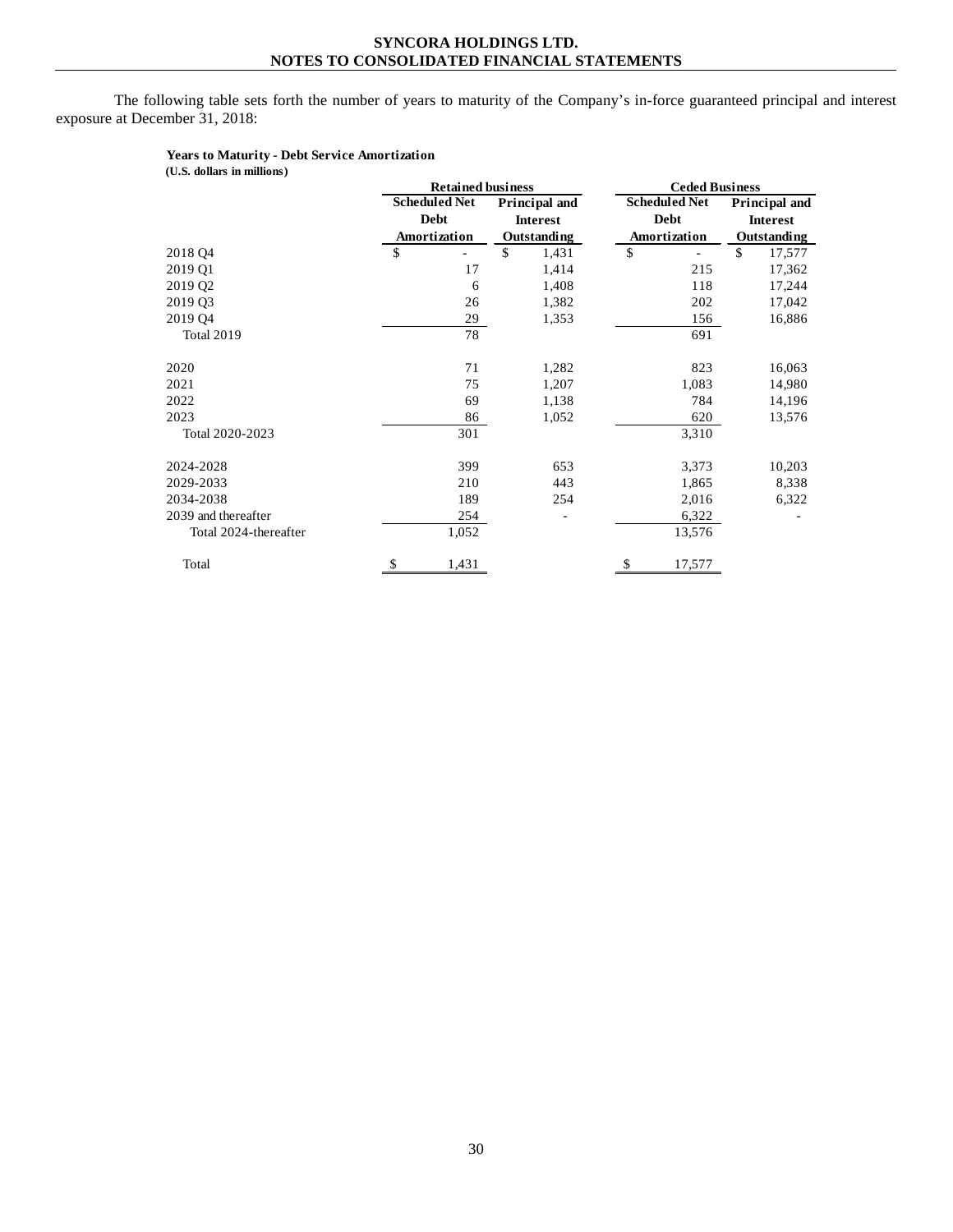The following table sets forth the number of years to maturity of the Company's in-force guaranteed principal and interest exposure at December 31, 2018:

**Years to Maturity - Debt Service Amortization**
**(U.S. dollars in millions)**

| | Retained business | | Ceded Business | |
|---|---|---|---|---|
| | Scheduled Net Debt Amortization | Principal and Interest Outstanding | Scheduled Net Debt Amortization | Principal and Interest Outstanding |
| 2018 Q4 | $ - | $ 1,431 | $ - | $ 17,577 |
| 2019 Q1 | 17 | 1,414 | 215 | 17,362 |
| 2019 Q2 | 6 | 1,408 | 118 | 17,244 |
| 2019 Q3 | 26 | 1,382 | 202 | 17,042 |
| 2019 Q4 | 29 | 1,353 | 156 | 16,886 |
| Total 2019 | 78 | | 691 | |
| 2020 | 71 | 1,282 | 823 | 16,063 |
| 2021 | 75 | 1,207 | 1,083 | 14,980 |
| 2022 | 69 | 1,138 | 784 | 14,196 |
| 2023 | 86 | 1,052 | 620 | 13,576 |
| Total 2020-2023 | 301 | | 3,310 | |
| 2024-2028 | 399 | 653 | 3,373 | 10,203 |
| 2029-2033 | 210 | 443 | 1,865 | 8,338 |
| 2034-2038 | 189 | 254 | 2,016 | 6,322 |
| 2039 and thereafter | 254 | - | 6,322 | - |
| Total 2024-thereafter | 1,052 | | 13,576 | |
| Total | $ 1,431 | | $ 17,577 | |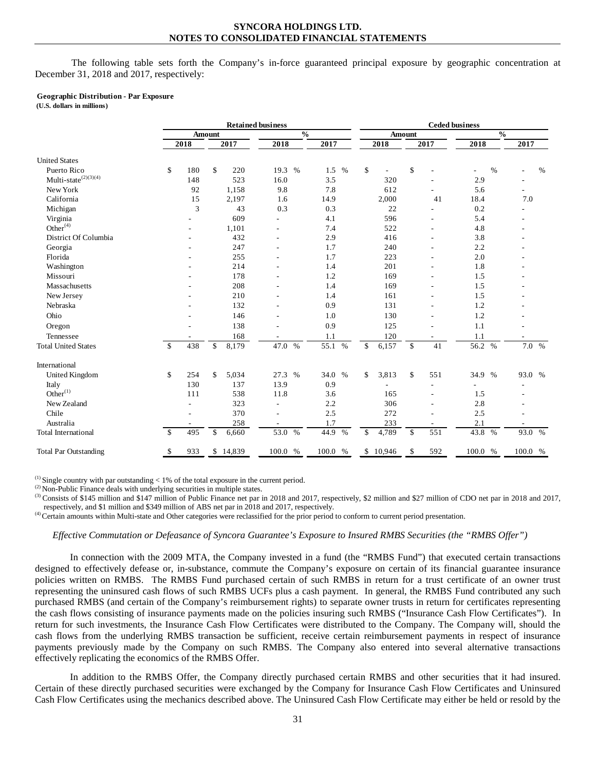The following table sets forth the Company's in-force guaranteed principal exposure by geographic concentration at December 31, 2018 and 2017, respectively:

**Geographic Distribution - Par Exposure**
**(U.S. dollars in millions)**

| | Retained business | | | | Ceded business | | | |
|---|---|---|---|---|---|---|---|---|
| | Amount | | % | | Amount | | % | |
| | 2018 | 2017 | 2018 | 2017 | 2018 | 2017 | 2018 | 2017 |
| United States | | | | | | | | |
| Puerto Rico | $ 180 | $ 220 | 19.3 % | 1.5 % | $ - | $ - | - % | - % |
| Multi-state[(2)(3)(4)] | 148 | 523 | 16.0 | 3.5 | 320 | - | 2.9 | - |
| New York | 92 | 1,158 | 9.8 | 7.8 | 612 | - | 5.6 | - |
| California | 15 | 2,197 | 1.6 | 14.9 | 2,000 | 41 | 18.4 | 7.0 |
| Michigan | 3 | 43 | 0.3 | 0.3 | 22 | - | 0.2 | - |
| Virginia | - | 609 | - | 4.1 | 596 | - | 5.4 | - |
| Other[(4)] | - | 1,101 | - | 7.4 | 522 | - | 4.8 | - |
| District Of Columbia | - | 432 | - | 2.9 | 416 | - | 3.8 | - |
| Georgia | - | 247 | - | 1.7 | 240 | - | 2.2 | - |
| Florida | - | 255 | - | 1.7 | 223 | - | 2.0 | - |
| Washington | - | 214 | - | 1.4 | 201 | - | 1.8 | - |
| Missouri | - | 178 | - | 1.2 | 169 | - | 1.5 | - |
| Massachusetts | - | 208 | - | 1.4 | 169 | - | 1.5 | - |
| New Jersey | - | 210 | - | 1.4 | 161 | - | 1.5 | - |
| Nebraska | - | 132 | - | 0.9 | 131 | - | 1.2 | - |
| Ohio | - | 146 | - | 1.0 | 130 | - | 1.2 | - |
| Oregon | - | 138 | - | 0.9 | 125 | - | 1.1 | - |
| Tennessee | - | 168 | - | 1.1 | 120 | - | 1.1 | - |
| Total United States | $ 438 | $ 8,179 | 47.0 % | 55.1 % | $ 6,157 | $ 41 | 56.2 % | 7.0 % |
| International | | | | | | | | |
| United Kingdom | $ 254 | $ 5,034 | 27.3 % | 34.0 % | $ 3,813 | $ 551 | 34.9 % | 93.0 % |
| Italy | 130 | 137 | 13.9 | 0.9 | - | - | - | - |
| Other[(1)] | 111 | 538 | 11.8 | 3.6 | 165 | - | 1.5 | - |
| New Zealand | - | 323 | - | 2.2 | 306 | - | 2.8 | - |
| Chile | - | 370 | - | 2.5 | 272 | - | 2.5 | - |
| Australia | - | 258 | - | 1.7 | 233 | - | 2.1 | - |
| Total International | $ 495 | $ 6,660 | 53.0 % | 44.9 % | $ 4,789 | $ 551 | 43.8 % | 93.0 % |
| Total Par Outstanding | $ 933 | $ 14,839 | 100.0 % | 100.0 % | $ 10,946 | $ 592 | 100.0 % | 100.0 % |

[(1)] Single country with par outstanding < 1% of the total exposure in the current period.
[(2)] Non-Public Finance deals with underlying securities in multiple states.
[(3)] Consists of $145 million and $147 million of Public Finance net par in 2018 and 2017, respectively, $2 million and $27 million of CDO net par in 2018 and 2017, respectively, and $1 million and $349 million of ABS net par in 2018 and 2017, respectively.
[(4)] Certain amounts within Multi-state and Other categories were reclassified for the prior period to conform to current period presentation.

*Effective Commutation or Defeasance of Syncora Guarantee's Exposure to Insured RMBS Securities (the "RMBS Offer")*

In connection with the 2009 MTA, the Company invested in a fund (the "RMBS Fund") that executed certain transactions designed to effectively defease or, in-substance, commute the Company's exposure on certain of its financial guarantee insurance policies written on RMBS. The RMBS Fund purchased certain of such RMBS in return for a trust certificate of an owner trust representing the uninsured cash flows of such RMBS UCFs plus a cash payment. In general, the RMBS Fund contributed any such purchased RMBS (and certain of the Company's reimbursement rights) to separate owner trusts in return for certificates representing the cash flows consisting of insurance payments made on the policies insuring such RMBS ("Insurance Cash Flow Certificates"). In return for such investments, the Insurance Cash Flow Certificates were distributed to the Company. The Company will, should the cash flows from the underlying RMBS transaction be sufficient, receive certain reimbursement payments in respect of insurance payments previously made by the Company on such RMBS. The Company also entered into several alternative transactions effectively replicating the economics of the RMBS Offer.

In addition to the RMBS Offer, the Company directly purchased certain RMBS and other securities that it had insured. Certain of these directly purchased securities were exchanged by the Company for Insurance Cash Flow Certificates and Uninsured Cash Flow Certificates using the mechanics described above. The Uninsured Cash Flow Certificate may either be held or resold by the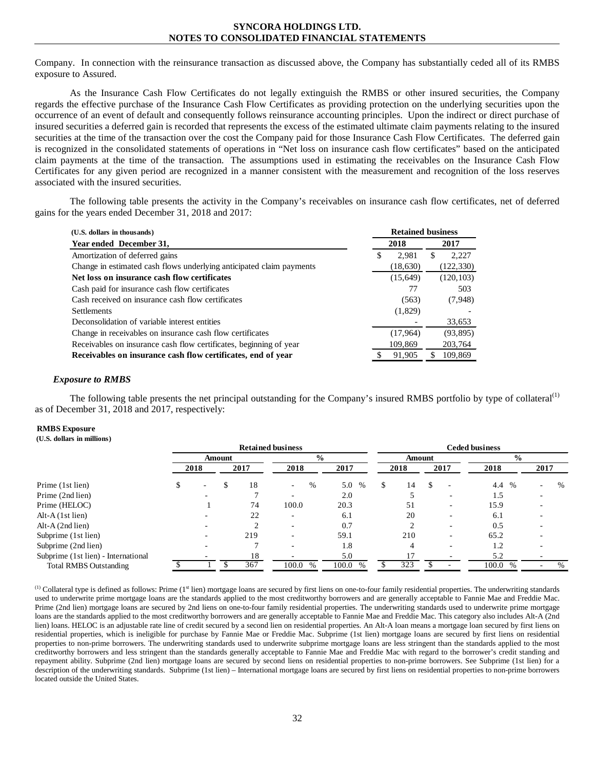Company. In connection with the reinsurance transaction as discussed above, the Company has substantially ceded all of its RMBS exposure to Assured.

As the Insurance Cash Flow Certificates do not legally extinguish the RMBS or other insured securities, the Company regards the effective purchase of the Insurance Cash Flow Certificates as providing protection on the underlying securities upon the occurrence of an event of default and consequently follows reinsurance accounting principles. Upon the indirect or direct purchase of insured securities a deferred gain is recorded that represents the excess of the estimated ultimate claim payments relating to the insured securities at the time of the transaction over the cost the Company paid for those Insurance Cash Flow Certificates. The deferred gain is recognized in the consolidated statements of operations in "Net loss on insurance cash flow certificates" based on the anticipated claim payments at the time of the transaction. The assumptions used in estimating the receivables on the Insurance Cash Flow Certificates for any given period are recognized in a manner consistent with the measurement and recognition of the loss reserves associated with the insured securities.

The following table presents the activity in the Company's receivables on insurance cash flow certificates, net of deferred gains for the years ended December 31, 2018 and 2017:

| (U.S. dollars in thousands) | Retained business | |
|---|---|---|
| **Year ended December 31,** | **2018** | **2017** |
| Amortization of deferred gains | $ 2,981 | $ 2,227 |
| Change in estimated cash flows underlying anticipated claim payments | (18,630) | (122,330) |
| **Net loss on insurance cash flow certificates** | (15,649) | (120,103) |
| Cash paid for insurance cash flow certificates | 77 | 503 |
| Cash received on insurance cash flow certificates | (563) | (7,948) |
| Settlements | (1,829) | - |
| Deconsolidation of variable interest entities | - | 33,653 |
| Change in receivables on insurance cash flow certificates | (17,964) | (93,895) |
| Receivables on insurance cash flow certificates, beginning of year | 109,869 | 203,764 |
| **Receivables on insurance cash flow certificates, end of year** | $ 91,905 | $ 109,869 |

### *Exposure to RMBS*

The following table presents the net principal outstanding for the Company's insured RMBS portfolio by type of collateral[(1)] as of December 31, 2018 and 2017, respectively:

**RMBS Exposure**
**(U.S. dollars in millions)**

| | Retained business | | | | Ceded business | | | |
|---|---|---|---|---|---|---|---|---|
| | Amount | | % | | Amount | | % | |
| | 2018 | 2017 | 2018 | 2017 | 2018 | 2017 | 2018 | 2017 |
| Prime (1st lien) | $ - | $ 18 | - % | 5.0 % | $ 14 | $ - | 4.4 % | - % |
| Prime (2nd lien) | - | 7 | - | 2.0 | 5 | - | 1.5 | - |
| Prime (HELOC) | 1 | 74 | 100.0 | 20.3 | 51 | - | 15.9 | - |
| Alt-A (1st lien) | - | 22 | - | 6.1 | 20 | - | 6.1 | - |
| Alt-A (2nd lien) | - | 2 | - | 0.7 | 2 | - | 0.5 | - |
| Subprime (1st lien) | - | 219 | - | 59.1 | 210 | - | 65.2 | - |
| Subprime (2nd lien) | - | 7 | - | 1.8 | 4 | - | 1.2 | - |
| Subprime (1st lien) - International | - | 18 | - | 5.0 | 17 | - | 5.2 | - |
| Total RMBS Outstanding | $ 1 | $ 367 | 100.0 % | 100.0 % | $ 323 | $ - | 100.0 % | - % |

[(1)] Collateral type is defined as follows: Prime (1st lien) mortgage loans are secured by first liens on one-to-four family residential properties. The underwriting standards used to underwrite prime mortgage loans are the standards applied to the most creditworthy borrowers and are generally acceptable to Fannie Mae and Freddie Mac. Prime (2nd lien) mortgage loans are secured by 2nd liens on one-to-four family residential properties. The underwriting standards used to underwrite prime mortgage loans are the standards applied to the most creditworthy borrowers and are generally acceptable to Fannie Mae and Freddie Mac. This category also includes Alt-A (2nd lien) loans. HELOC is an adjustable rate line of credit secured by a second lien on residential properties. An Alt-A loan means a mortgage loan secured by first liens on residential properties, which is ineligible for purchase by Fannie Mae or Freddie Mac. Subprime (1st lien) mortgage loans are secured by first liens on residential properties to non-prime borrowers. The underwriting standards used to underwrite subprime mortgage loans are less stringent than the standards applied to the most creditworthy borrowers and less stringent than the standards generally acceptable to Fannie Mae and Freddie Mac with regard to the borrower's credit standing and repayment ability. Subprime (2nd lien) mortgage loans are secured by second liens on residential properties to non-prime borrowers. See Subprime (1st lien) for a description of the underwriting standards. Subprime (1st lien) – International mortgage loans are secured by first liens on residential properties to non-prime borrowers located outside the United States.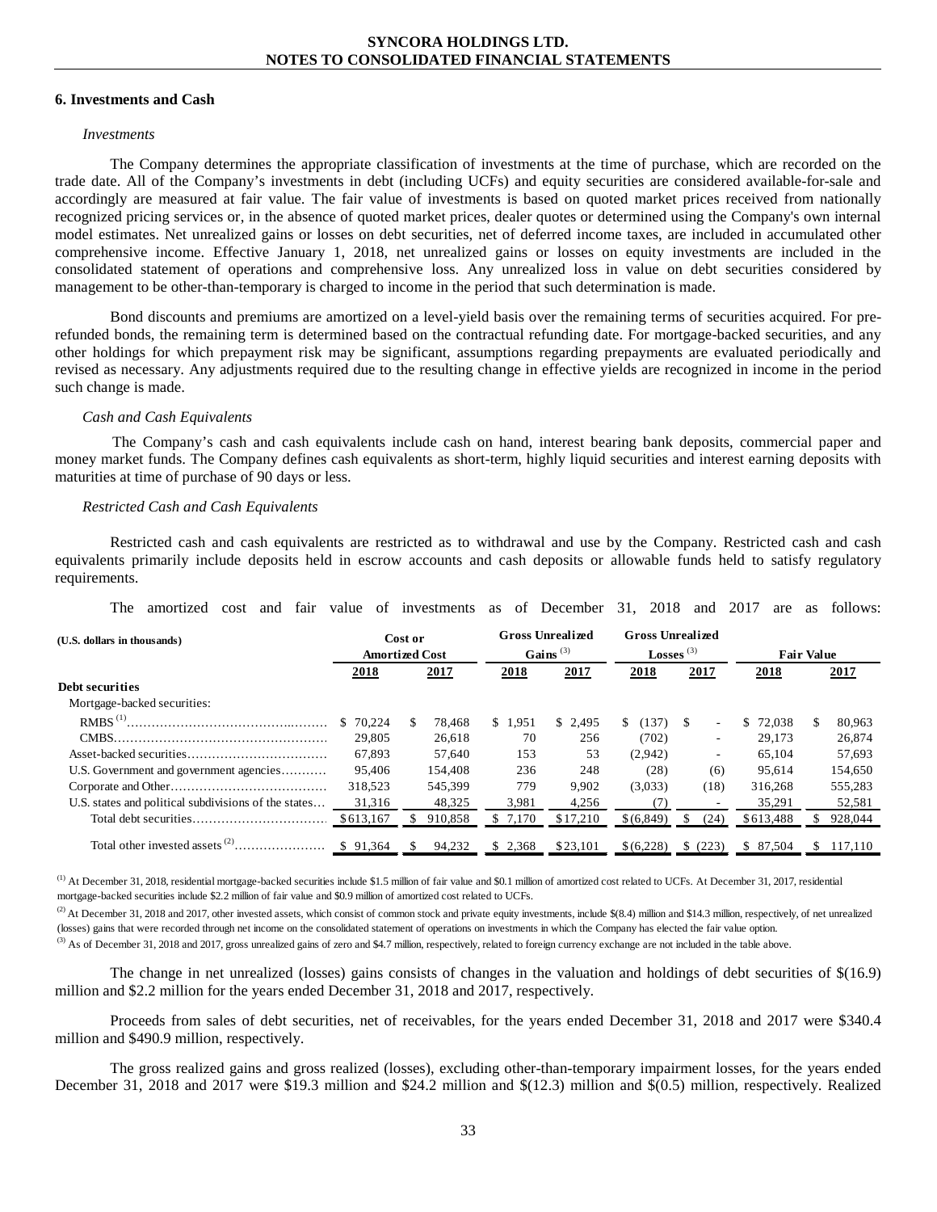## 6. Investments and Cash

*Investments*

The Company determines the appropriate classification of investments at the time of purchase, which are recorded on the trade date. All of the Company's investments in debt (including UCFs) and equity securities are considered available-for-sale and accordingly are measured at fair value. The fair value of investments is based on quoted market prices received from nationally recognized pricing services or, in the absence of quoted market prices, dealer quotes or determined using the Company's own internal model estimates. Net unrealized gains or losses on debt securities, net of deferred income taxes, are included in accumulated other comprehensive income. Effective January 1, 2018, net unrealized gains or losses on equity investments are included in the consolidated statement of operations and comprehensive loss. Any unrealized loss in value on debt securities considered by management to be other-than-temporary is charged to income in the period that such determination is made.

Bond discounts and premiums are amortized on a level-yield basis over the remaining terms of securities acquired. For pre-refunded bonds, the remaining term is determined based on the contractual refunding date. For mortgage-backed securities, and any other holdings for which prepayment risk may be significant, assumptions regarding prepayments are evaluated periodically and revised as necessary. Any adjustments required due to the resulting change in effective yields are recognized in income in the period such change is made.

*Cash and Cash Equivalents*

The Company's cash and cash equivalents include cash on hand, interest bearing bank deposits, commercial paper and money market funds. The Company defines cash equivalents as short-term, highly liquid securities and interest earning deposits with maturities at time of purchase of 90 days or less.

*Restricted Cash and Cash Equivalents*

Restricted cash and cash equivalents are restricted as to withdrawal and use by the Company. Restricted cash and cash equivalents primarily include deposits held in escrow accounts and cash deposits or allowable funds held to satisfy regulatory requirements.

The amortized cost and fair value of investments as of December 31, 2018 and 2017 are as follows:

| (U.S. dollars in thousands) | Cost or Amortized Cost | | Gross Unrealized Gains [3] | | Gross Unrealized Losses [3] | | Fair Value | |
|---|---|---|---|---|---|---|---|---|
| | 2018 | 2017 | 2018 | 2017 | 2018 | 2017 | 2018 | 2017 |
| **Debt securities** | | | | | | | | |
| Mortgage-backed securities: | | | | | | | | |
| RMBS [1] | $ 70,224 | $ 78,468 | $ 1,951 | $ 2,495 | $ (137) | $ - | $ 72,038 | $ 80,963 |
| CMBS | 29,805 | 26,618 | 70 | 256 | (702) | - | 29,173 | 26,874 |
| Asset-backed securities | 67,893 | 57,640 | 153 | 53 | (2,942) | - | 65,104 | 57,693 |
| U.S. Government and government agencies | 95,406 | 154,408 | 236 | 248 | (28) | (6) | 95,614 | 154,650 |
| Corporate and Other | 318,523 | 545,399 | 779 | 9,902 | (3,033) | (18) | 316,268 | 555,283 |
| U.S. states and political subdivisions of the states | 31,316 | 48,325 | 3,981 | 4,256 | (7) | - | 35,291 | 52,581 |
| Total debt securities | $613,167 | $ 910,858 | $ 7,170 | $17,210 | $(6,849) | $ (24) | $613,488 | $ 928,044 |
| Total other invested assets [2] | $ 91,364 | $ 94,232 | $ 2,368 | $23,101 | $(6,228) | $ (223) | $ 87,504 | $ 117,110 |

[1] At December 31, 2018, residential mortgage-backed securities include $1.5 million of fair value and $0.1 million of amortized cost related to UCFs. At December 31, 2017, residential mortgage-backed securities include $2.2 million of fair value and $0.9 million of amortized cost related to UCFs.

[2] At December 31, 2018 and 2017, other invested assets, which consist of common stock and private equity investments, include $(8.4) million and $14.3 million, respectively, of net unrealized (losses) gains that were recorded through net income on the consolidated statement of operations on investments in which the Company has elected the fair value option.

[3] As of December 31, 2018 and 2017, gross unrealized gains of zero and $4.7 million, respectively, related to foreign currency exchange are not included in the table above.

The change in net unrealized (losses) gains consists of changes in the valuation and holdings of debt securities of $(16.9) million and $2.2 million for the years ended December 31, 2018 and 2017, respectively.

Proceeds from sales of debt securities, net of receivables, for the years ended December 31, 2018 and 2017 were $340.4 million and $490.9 million, respectively.

The gross realized gains and gross realized (losses), excluding other-than-temporary impairment losses, for the years ended December 31, 2018 and 2017 were $19.3 million and $24.2 million and $(12.3) million and $(0.5) million, respectively. Realized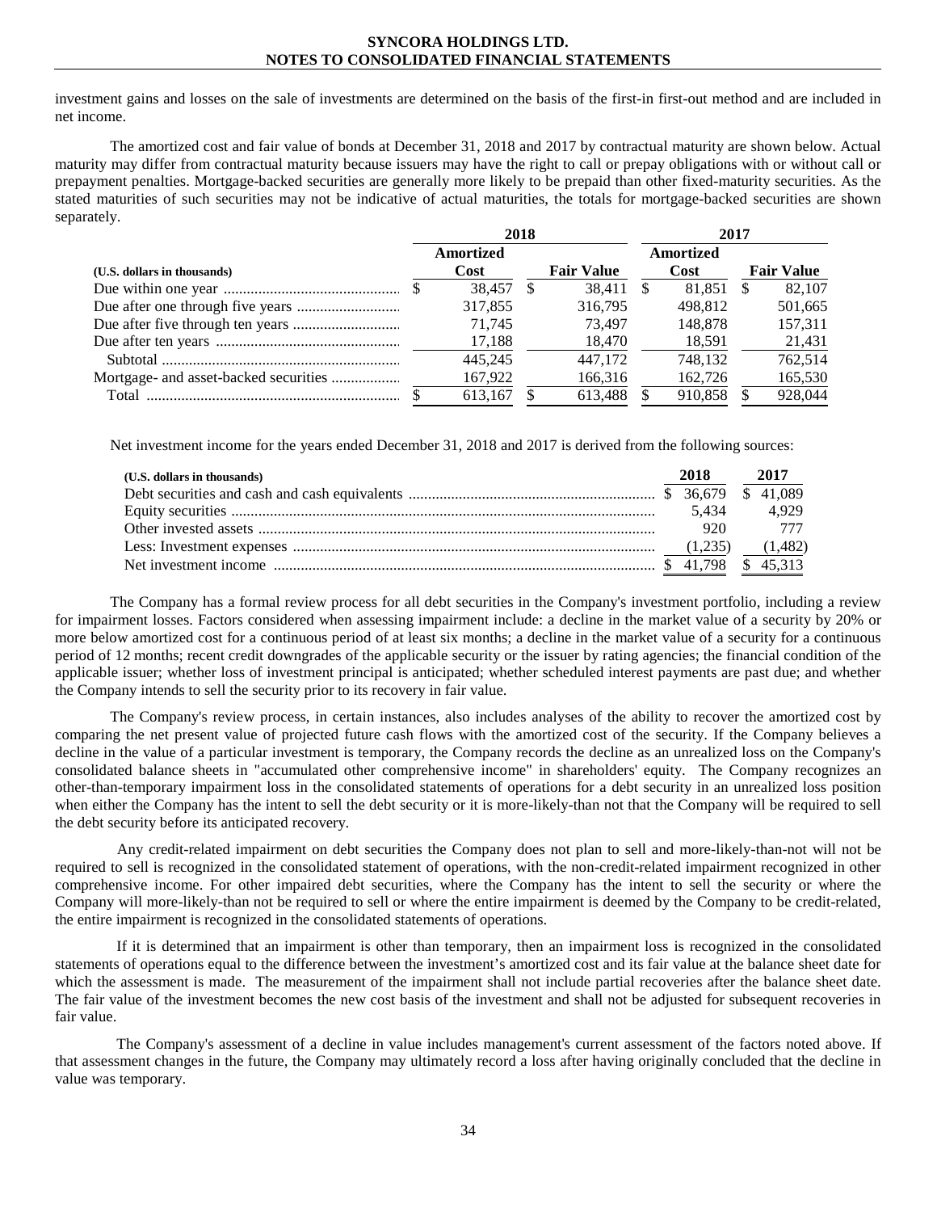investment gains and losses on the sale of investments are determined on the basis of the first-in first-out method and are included in net income.

The amortized cost and fair value of bonds at December 31, 2018 and 2017 by contractual maturity are shown below. Actual maturity may differ from contractual maturity because issuers may have the right to call or prepay obligations with or without call or prepayment penalties. Mortgage-backed securities are generally more likely to be prepaid than other fixed-maturity securities. As the stated maturities of such securities may not be indicative of actual maturities, the totals for mortgage-backed securities are shown separately.

| | 2018 | | 2017 | |
|---|---|---|---|---|
| (U.S. dollars in thousands) | Amortized Cost | Fair Value | Amortized Cost | Fair Value |
| Due within one year | $ 38,457 | $ 38,411 | $ 81,851 | $ 82,107 |
| Due after one through five years | 317,855 | 316,795 | 498,812 | 501,665 |
| Due after five through ten years | 71,745 | 73,497 | 148,878 | 157,311 |
| Due after ten years | 17,188 | 18,470 | 18,591 | 21,431 |
| Subtotal | 445,245 | 447,172 | 748,132 | 762,514 |
| Mortgage- and asset-backed securities | 167,922 | 166,316 | 162,726 | 165,530 |
| Total | $ 613,167 | $ 613,488 | $ 910,858 | $ 928,044 |

Net investment income for the years ended December 31, 2018 and 2017 is derived from the following sources:

| (U.S. dollars in thousands) | 2018 | 2017 |
|---|---|---|
| Debt securities and cash and cash equivalents | $ 36,679 | $ 41,089 |
| Equity securities | 5,434 | 4,929 |
| Other invested assets | 920 | 777 |
| Less: Investment expenses | (1,235) | (1,482) |
| Net investment income | $ 41,798 | $ 45,313 |

The Company has a formal review process for all debt securities in the Company's investment portfolio, including a review for impairment losses. Factors considered when assessing impairment include: a decline in the market value of a security by 20% or more below amortized cost for a continuous period of at least six months; a decline in the market value of a security for a continuous period of 12 months; recent credit downgrades of the applicable security or the issuer by rating agencies; the financial condition of the applicable issuer; whether loss of investment principal is anticipated; whether scheduled interest payments are past due; and whether the Company intends to sell the security prior to its recovery in fair value.

The Company's review process, in certain instances, also includes analyses of the ability to recover the amortized cost by comparing the net present value of projected future cash flows with the amortized cost of the security. If the Company believes a decline in the value of a particular investment is temporary, the Company records the decline as an unrealized loss on the Company's consolidated balance sheets in "accumulated other comprehensive income" in shareholders' equity. The Company recognizes an other-than-temporary impairment loss in the consolidated statements of operations for a debt security in an unrealized loss position when either the Company has the intent to sell the debt security or it is more-likely-than not that the Company will be required to sell the debt security before its anticipated recovery.

Any credit-related impairment on debt securities the Company does not plan to sell and more-likely-than-not will not be required to sell is recognized in the consolidated statement of operations, with the non-credit-related impairment recognized in other comprehensive income. For other impaired debt securities, where the Company has the intent to sell the security or where the Company will more-likely-than not be required to sell or where the entire impairment is deemed by the Company to be credit-related, the entire impairment is recognized in the consolidated statements of operations.

If it is determined that an impairment is other than temporary, then an impairment loss is recognized in the consolidated statements of operations equal to the difference between the investment's amortized cost and its fair value at the balance sheet date for which the assessment is made. The measurement of the impairment shall not include partial recoveries after the balance sheet date. The fair value of the investment becomes the new cost basis of the investment and shall not be adjusted for subsequent recoveries in fair value.

The Company's assessment of a decline in value includes management's current assessment of the factors noted above. If that assessment changes in the future, the Company may ultimately record a loss after having originally concluded that the decline in value was temporary.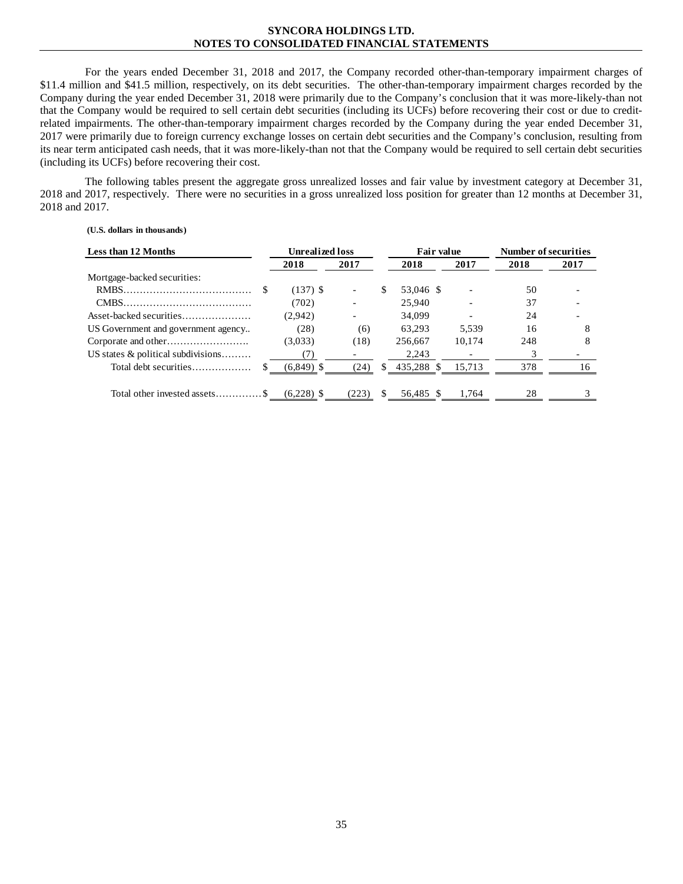For the years ended December 31, 2018 and 2017, the Company recorded other-than-temporary impairment charges of $11.4 million and $41.5 million, respectively, on its debt securities. The other-than-temporary impairment charges recorded by the Company during the year ended December 31, 2018 were primarily due to the Company's conclusion that it was more-likely-than not that the Company would be required to sell certain debt securities (including its UCFs) before recovering their cost or due to credit-related impairments. The other-than-temporary impairment charges recorded by the Company during the year ended December 31, 2017 were primarily due to foreign currency exchange losses on certain debt securities and the Company's conclusion, resulting from its near term anticipated cash needs, that it was more-likely-than not that the Company would be required to sell certain debt securities (including its UCFs) before recovering their cost.

The following tables present the aggregate gross unrealized losses and fair value by investment category at December 31, 2018 and 2017, respectively. There were no securities in a gross unrealized loss position for greater than 12 months at December 31, 2018 and 2017.

**(U.S. dollars in thousands)**

| Less than 12 Months | Unrealized loss | | Fair value | | Number of securities | |
|---|---|---|---|---|---|---|
| | 2018 | 2017 | 2018 | 2017 | 2018 | 2017 |
| Mortgage-backed securities: | | | | | | |
| RMBS | $ (137) | $ - | $ 53,046 | $ - | 50 | - |
| CMBS | (702) | - | 25,940 | - | 37 | - |
| Asset-backed securities | (2,942) | - | 34,099 | - | 24 | - |
| US Government and government agency | (28) | (6) | 63,293 | 5,539 | 16 | 8 |
| Corporate and other | (3,033) | (18) | 256,667 | 10,174 | 248 | 8 |
| US states & political subdivisions | (7) | - | 2,243 | - | 3 | - |
| Total debt securities | $ (6,849) | $ (24) | $ 435,288 | $ 15,713 | 378 | 16 |
| Total other invested assets | $ (6,228) | $ (223) | $ 56,485 | $ 1,764 | 28 | 3 |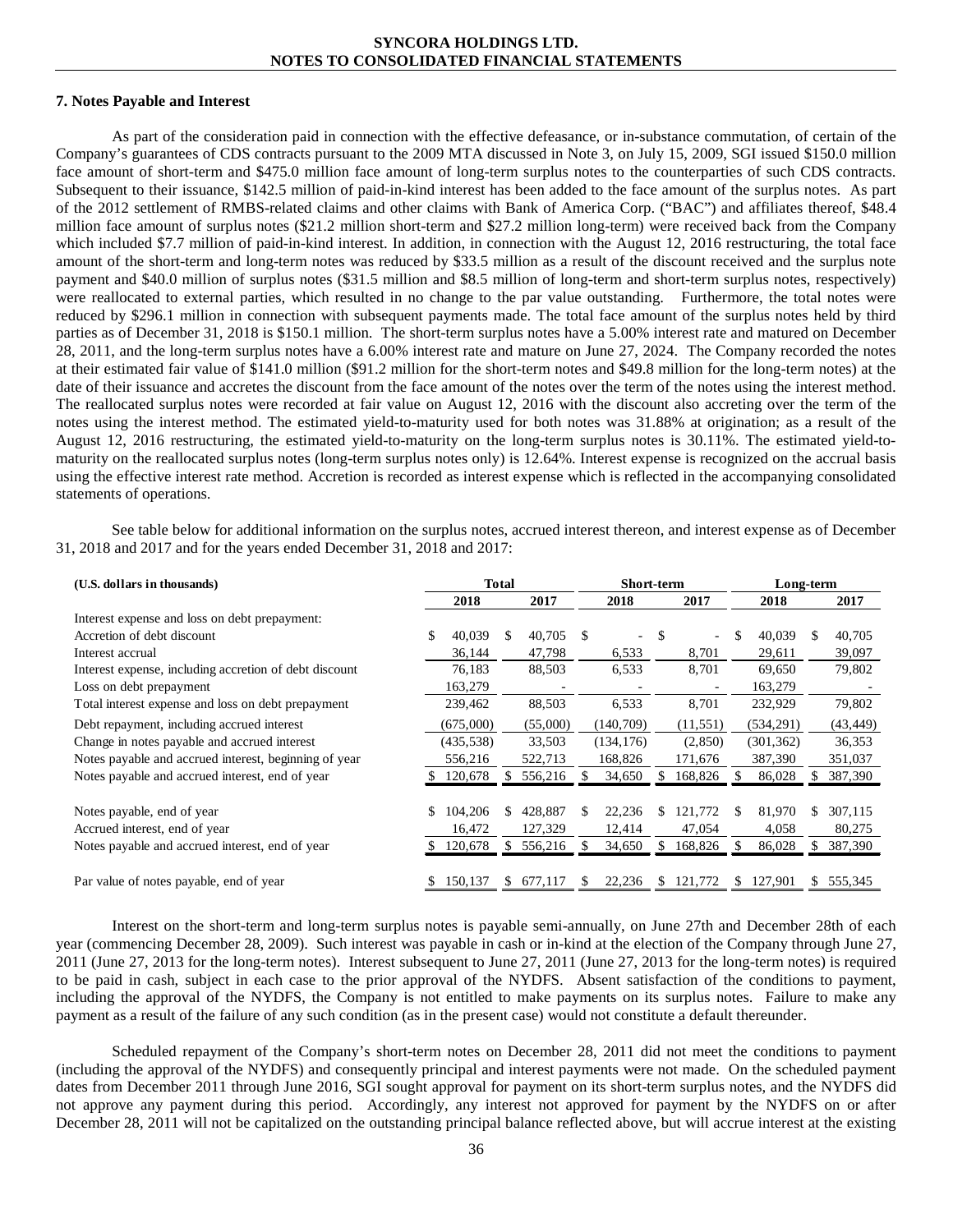### 7. Notes Payable and Interest

As part of the consideration paid in connection with the effective defeasance, or in-substance commutation, of certain of the Company's guarantees of CDS contracts pursuant to the 2009 MTA discussed in Note 3, on July 15, 2009, SGI issued $150.0 million face amount of short-term and $475.0 million face amount of long-term surplus notes to the counterparties of such CDS contracts. Subsequent to their issuance, $142.5 million of paid-in-kind interest has been added to the face amount of the surplus notes. As part of the 2012 settlement of RMBS-related claims and other claims with Bank of America Corp. ("BAC") and affiliates thereof, $48.4 million face amount of surplus notes ($21.2 million short-term and $27.2 million long-term) were received back from the Company which included $7.7 million of paid-in-kind interest. In addition, in connection with the August 12, 2016 restructuring, the total face amount of the short-term and long-term notes was reduced by $33.5 million as a result of the discount received and the surplus note payment and $40.0 million of surplus notes ($31.5 million and $8.5 million of long-term and short-term surplus notes, respectively) were reallocated to external parties, which resulted in no change to the par value outstanding. Furthermore, the total notes were reduced by $296.1 million in connection with subsequent payments made. The total face amount of the surplus notes held by third parties as of December 31, 2018 is $150.1 million. The short-term surplus notes have a 5.00% interest rate and matured on December 28, 2011, and the long-term surplus notes have a 6.00% interest rate and mature on June 27, 2024. The Company recorded the notes at their estimated fair value of $141.0 million ($91.2 million for the short-term notes and $49.8 million for the long-term notes) at the date of their issuance and accretes the discount from the face amount of the notes over the term of the notes using the interest method. The reallocated surplus notes were recorded at fair value on August 12, 2016 with the discount also accreting over the term of the notes using the interest method. The estimated yield-to-maturity used for both notes was 31.88% at origination; as a result of the August 12, 2016 restructuring, the estimated yield-to-maturity on the long-term surplus notes is 30.11%. The estimated yield-to-maturity on the reallocated surplus notes (long-term surplus notes only) is 12.64%. Interest expense is recognized on the accrual basis using the effective interest rate method. Accretion is recorded as interest expense which is reflected in the accompanying consolidated statements of operations.

See table below for additional information on the surplus notes, accrued interest thereon, and interest expense as of December 31, 2018 and 2017 and for the years ended December 31, 2018 and 2017:

| (U.S. dollars in thousands) | Total | | Short-term | | Long-term | |
|---|---|---|---|---|---|---|
| | 2018 | 2017 | 2018 | 2017 | 2018 | 2017 |
| Interest expense and loss on debt prepayment: | | | | | | |
| Accretion of debt discount | $ 40,039 | $ 40,705 | $ - | $ - | $ 40,039 | $ 40,705 |
| Interest accrual | 36,144 | 47,798 | 6,533 | 8,701 | 29,611 | 39,097 |
| Interest expense, including accretion of debt discount | 76,183 | 88,503 | 6,533 | 8,701 | 69,650 | 79,802 |
| Loss on debt prepayment | 163,279 | - | - | - | 163,279 | - |
| Total interest expense and loss on debt prepayment | 239,462 | 88,503 | 6,533 | 8,701 | 232,929 | 79,802 |
| Debt repayment, including accrued interest | (675,000) | (55,000) | (140,709) | (11,551) | (534,291) | (43,449) |
| Change in notes payable and accrued interest | (435,538) | 33,503 | (134,176) | (2,850) | (301,362) | 36,353 |
| Notes payable and accrued interest, beginning of year | 556,216 | 522,713 | 168,826 | 171,676 | 387,390 | 351,037 |
| Notes payable and accrued interest, end of year | $ 120,678 | $ 556,216 | $ 34,650 | $ 168,826 | $ 86,028 | $ 387,390 |
| | | | | | | |
| Notes payable, end of year | $ 104,206 | $ 428,887 | $ 22,236 | $ 121,772 | $ 81,970 | $ 307,115 |
| Accrued interest, end of year | 16,472 | 127,329 | 12,414 | 47,054 | 4,058 | 80,275 |
| Notes payable and accrued interest, end of year | $ 120,678 | $ 556,216 | $ 34,650 | $ 168,826 | $ 86,028 | $ 387,390 |
| | | | | | | |
| Par value of notes payable, end of year | $ 150,137 | $ 677,117 | $ 22,236 | $ 121,772 | $ 127,901 | $ 555,345 |

Interest on the short-term and long-term surplus notes is payable semi-annually, on June 27th and December 28th of each year (commencing December 28, 2009). Such interest was payable in cash or in-kind at the election of the Company through June 27, 2011 (June 27, 2013 for the long-term notes). Interest subsequent to June 27, 2011 (June 27, 2013 for the long-term notes) is required to be paid in cash, subject in each case to the prior approval of the NYDFS. Absent satisfaction of the conditions to payment, including the approval of the NYDFS, the Company is not entitled to make payments on its surplus notes. Failure to make any payment as a result of the failure of any such condition (as in the present case) would not constitute a default thereunder.

Scheduled repayment of the Company's short-term notes on December 28, 2011 did not meet the conditions to payment (including the approval of the NYDFS) and consequently principal and interest payments were not made. On the scheduled payment dates from December 2011 through June 2016, SGI sought approval for payment on its short-term surplus notes, and the NYDFS did not approve any payment during this period. Accordingly, any interest not approved for payment by the NYDFS on or after December 28, 2011 will not be capitalized on the outstanding principal balance reflected above, but will accrue interest at the existing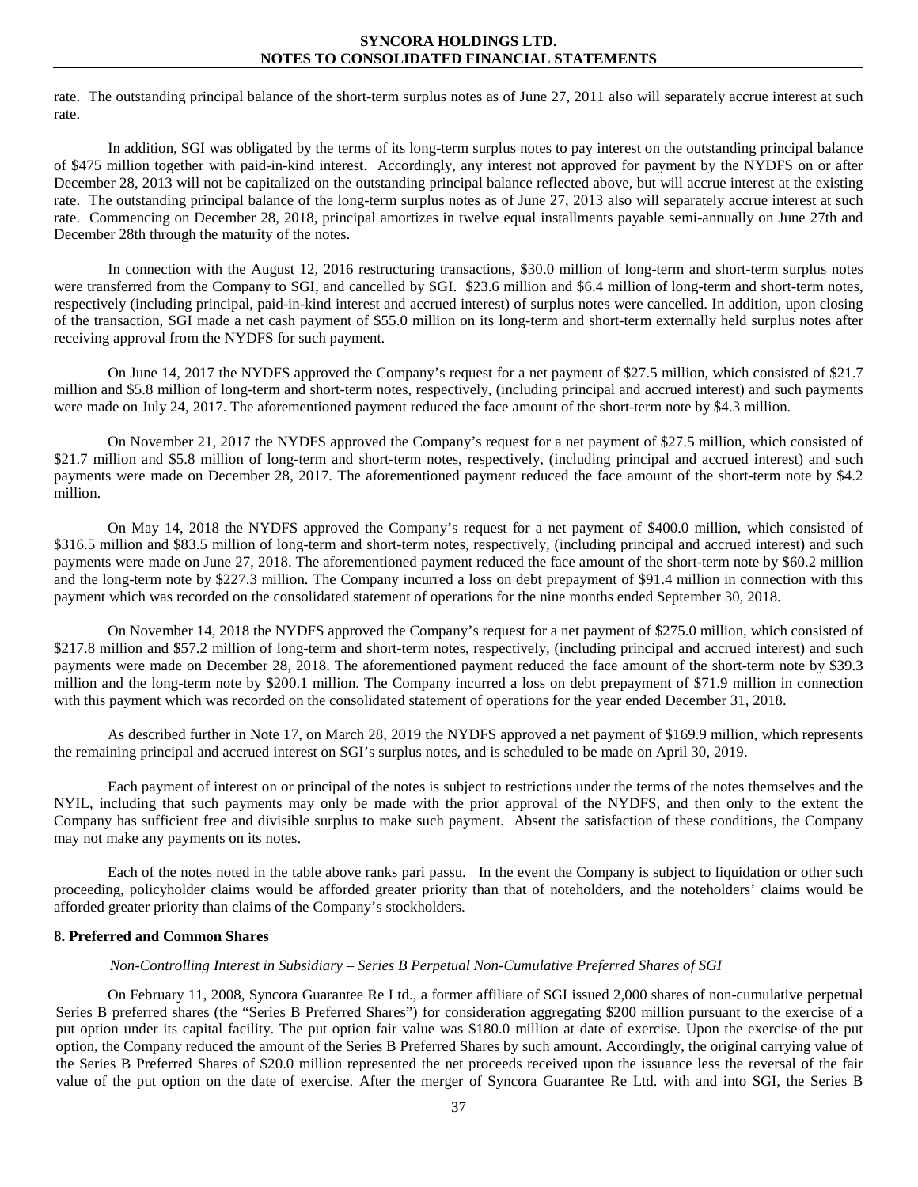rate. The outstanding principal balance of the short-term surplus notes as of June 27, 2011 also will separately accrue interest at such rate.

In addition, SGI was obligated by the terms of its long-term surplus notes to pay interest on the outstanding principal balance of $475 million together with paid-in-kind interest. Accordingly, any interest not approved for payment by the NYDFS on or after December 28, 2013 will not be capitalized on the outstanding principal balance reflected above, but will accrue interest at the existing rate. The outstanding principal balance of the long-term surplus notes as of June 27, 2013 also will separately accrue interest at such rate. Commencing on December 28, 2018, principal amortizes in twelve equal installments payable semi-annually on June 27th and December 28th through the maturity of the notes.

In connection with the August 12, 2016 restructuring transactions, $30.0 million of long-term and short-term surplus notes were transferred from the Company to SGI, and cancelled by SGI. $23.6 million and $6.4 million of long-term and short-term notes, respectively (including principal, paid-in-kind interest and accrued interest) of surplus notes were cancelled. In addition, upon closing of the transaction, SGI made a net cash payment of $55.0 million on its long-term and short-term externally held surplus notes after receiving approval from the NYDFS for such payment.

On June 14, 2017 the NYDFS approved the Company's request for a net payment of $27.5 million, which consisted of $21.7 million and $5.8 million of long-term and short-term notes, respectively, (including principal and accrued interest) and such payments were made on July 24, 2017. The aforementioned payment reduced the face amount of the short-term note by $4.3 million.

On November 21, 2017 the NYDFS approved the Company's request for a net payment of $27.5 million, which consisted of $21.7 million and $5.8 million of long-term and short-term notes, respectively, (including principal and accrued interest) and such payments were made on December 28, 2017. The aforementioned payment reduced the face amount of the short-term note by $4.2 million.

On May 14, 2018 the NYDFS approved the Company's request for a net payment of $400.0 million, which consisted of $316.5 million and $83.5 million of long-term and short-term notes, respectively, (including principal and accrued interest) and such payments were made on June 27, 2018. The aforementioned payment reduced the face amount of the short-term note by $60.2 million and the long-term note by $227.3 million. The Company incurred a loss on debt prepayment of $91.4 million in connection with this payment which was recorded on the consolidated statement of operations for the nine months ended September 30, 2018.

On November 14, 2018 the NYDFS approved the Company's request for a net payment of $275.0 million, which consisted of $217.8 million and $57.2 million of long-term and short-term notes, respectively, (including principal and accrued interest) and such payments were made on December 28, 2018. The aforementioned payment reduced the face amount of the short-term note by $39.3 million and the long-term note by $200.1 million. The Company incurred a loss on debt prepayment of $71.9 million in connection with this payment which was recorded on the consolidated statement of operations for the year ended December 31, 2018.

As described further in Note 17, on March 28, 2019 the NYDFS approved a net payment of $169.9 million, which represents the remaining principal and accrued interest on SGI's surplus notes, and is scheduled to be made on April 30, 2019.

Each payment of interest on or principal of the notes is subject to restrictions under the terms of the notes themselves and the NYIL, including that such payments may only be made with the prior approval of the NYDFS, and then only to the extent the Company has sufficient free and divisible surplus to make such payment. Absent the satisfaction of these conditions, the Company may not make any payments on its notes.

Each of the notes noted in the table above ranks pari passu. In the event the Company is subject to liquidation or other such proceeding, policyholder claims would be afforded greater priority than that of noteholders, and the noteholders' claims would be afforded greater priority than claims of the Company's stockholders.

## 8. Preferred and Common Shares

*Non-Controlling Interest in Subsidiary – Series B Perpetual Non-Cumulative Preferred Shares of SGI*

On February 11, 2008, Syncora Guarantee Re Ltd., a former affiliate of SGI issued 2,000 shares of non-cumulative perpetual Series B preferred shares (the "Series B Preferred Shares") for consideration aggregating $200 million pursuant to the exercise of a put option under its capital facility. The put option fair value was $180.0 million at date of exercise. Upon the exercise of the put option, the Company reduced the amount of the Series B Preferred Shares by such amount. Accordingly, the original carrying value of the Series B Preferred Shares of $20.0 million represented the net proceeds received upon the issuance less the reversal of the fair value of the put option on the date of exercise. After the merger of Syncora Guarantee Re Ltd. with and into SGI, the Series B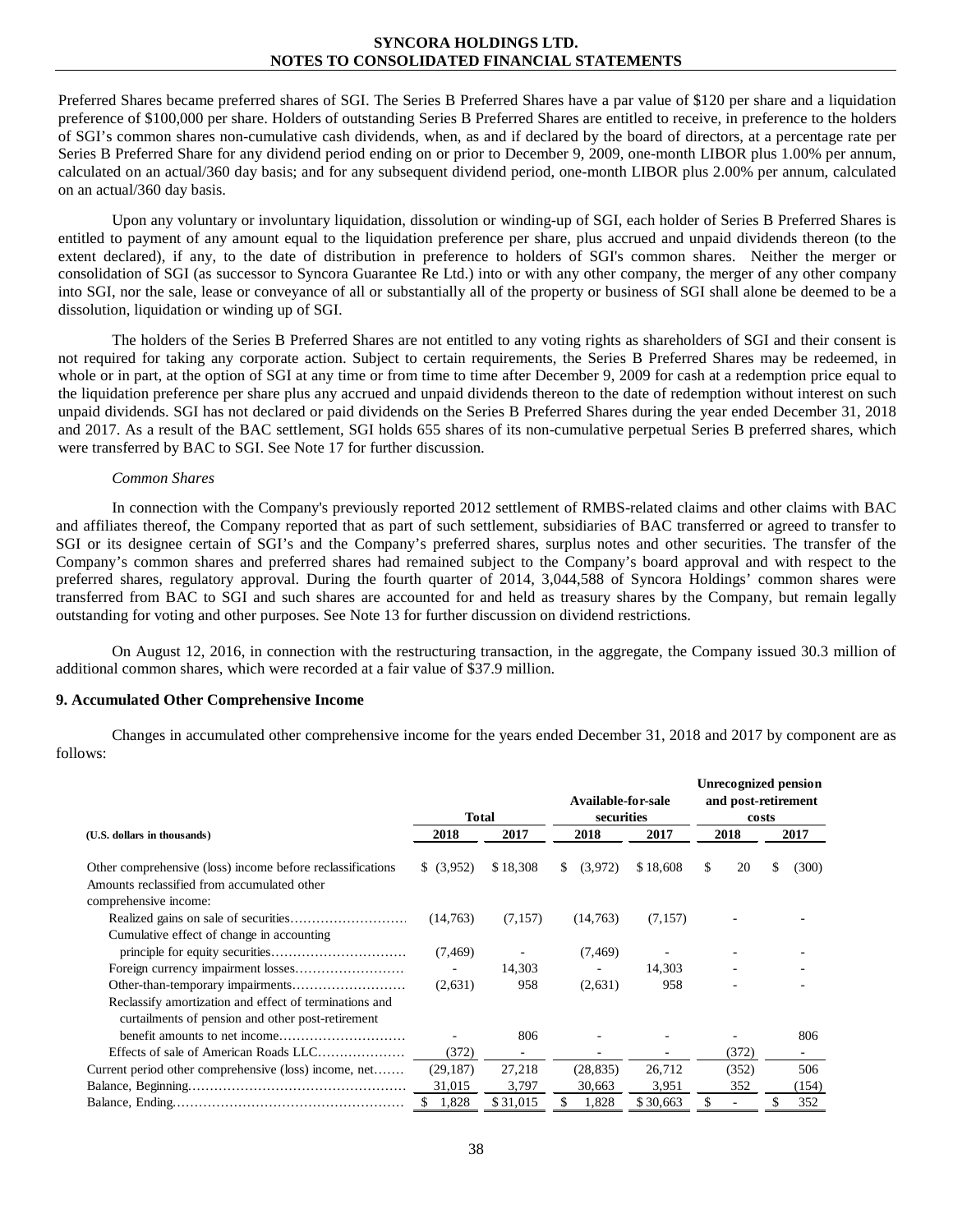Preferred Shares became preferred shares of SGI. The Series B Preferred Shares have a par value of $120 per share and a liquidation preference of $100,000 per share. Holders of outstanding Series B Preferred Shares are entitled to receive, in preference to the holders of SGI's common shares non-cumulative cash dividends, when, as and if declared by the board of directors, at a percentage rate per Series B Preferred Share for any dividend period ending on or prior to December 9, 2009, one-month LIBOR plus 1.00% per annum, calculated on an actual/360 day basis; and for any subsequent dividend period, one-month LIBOR plus 2.00% per annum, calculated on an actual/360 day basis.

Upon any voluntary or involuntary liquidation, dissolution or winding-up of SGI, each holder of Series B Preferred Shares is entitled to payment of any amount equal to the liquidation preference per share, plus accrued and unpaid dividends thereon (to the extent declared), if any, to the date of distribution in preference to holders of SGI's common shares. Neither the merger or consolidation of SGI (as successor to Syncora Guarantee Re Ltd.) into or with any other company, the merger of any other company into SGI, nor the sale, lease or conveyance of all or substantially all of the property or business of SGI shall alone be deemed to be a dissolution, liquidation or winding up of SGI.

The holders of the Series B Preferred Shares are not entitled to any voting rights as shareholders of SGI and their consent is not required for taking any corporate action. Subject to certain requirements, the Series B Preferred Shares may be redeemed, in whole or in part, at the option of SGI at any time or from time to time after December 9, 2009 for cash at a redemption price equal to the liquidation preference per share plus any accrued and unpaid dividends thereon to the date of redemption without interest on such unpaid dividends. SGI has not declared or paid dividends on the Series B Preferred Shares during the year ended December 31, 2018 and 2017. As a result of the BAC settlement, SGI holds 655 shares of its non-cumulative perpetual Series B preferred shares, which were transferred by BAC to SGI. See Note 17 for further discussion.

*Common Shares*

In connection with the Company's previously reported 2012 settlement of RMBS-related claims and other claims with BAC and affiliates thereof, the Company reported that as part of such settlement, subsidiaries of BAC transferred or agreed to transfer to SGI or its designee certain of SGI's and the Company's preferred shares, surplus notes and other securities. The transfer of the Company's common shares and preferred shares had remained subject to the Company's board approval and with respect to the preferred shares, regulatory approval. During the fourth quarter of 2014, 3,044,588 of Syncora Holdings' common shares were transferred from BAC to SGI and such shares are accounted for and held as treasury shares by the Company, but remain legally outstanding for voting and other purposes. See Note 13 for further discussion on dividend restrictions.

On August 12, 2016, in connection with the restructuring transaction, in the aggregate, the Company issued 30.3 million of additional common shares, which were recorded at a fair value of $37.9 million.

## 9. Accumulated Other Comprehensive Income

Changes in accumulated other comprehensive income for the years ended December 31, 2018 and 2017 by component are as follows:

| | Total | | Available-for-sale securities | | Unrecognized pension and post-retirement costs | |
|---|---|---|---|---|---|---|
| **(U.S. dollars in thousands)** | **2018** | **2017** | **2018** | **2017** | **2018** | **2017** |
| Other comprehensive (loss) income before reclassifications | $ (3,952) | $ 18,308 | $ (3,972) | $ 18,608 | $ 20 | $ (300) |
| Amounts reclassified from accumulated other comprehensive income: | | | | | | |
| Realized gains on sale of securities | (14,763) | (7,157) | (14,763) | (7,157) | - | - |
| Cumulative effect of change in accounting principle for equity securities | (7,469) | - | (7,469) | - | - | - |
| Foreign currency impairment losses | - | 14,303 | - | 14,303 | - | - |
| Other-than-temporary impairments | (2,631) | 958 | (2,631) | 958 | - | - |
| Reclassify amortization and effect of terminations and curtailments of pension and other post-retirement benefit amounts to net income | - | 806 | - | - | - | 806 |
| Effects of sale of American Roads LLC | (372) | - | - | - | (372) | - |
| Current period other comprehensive (loss) income, net | (29,187) | 27,218 | (28,835) | 26,712 | (352) | 506 |
| Balance, Beginning | 31,015 | 3,797 | 30,663 | 3,951 | 352 | (154) |
| Balance, Ending | $ 1,828 | $ 31,015 | $ 1,828 | $ 30,663 | $ - | $ 352 |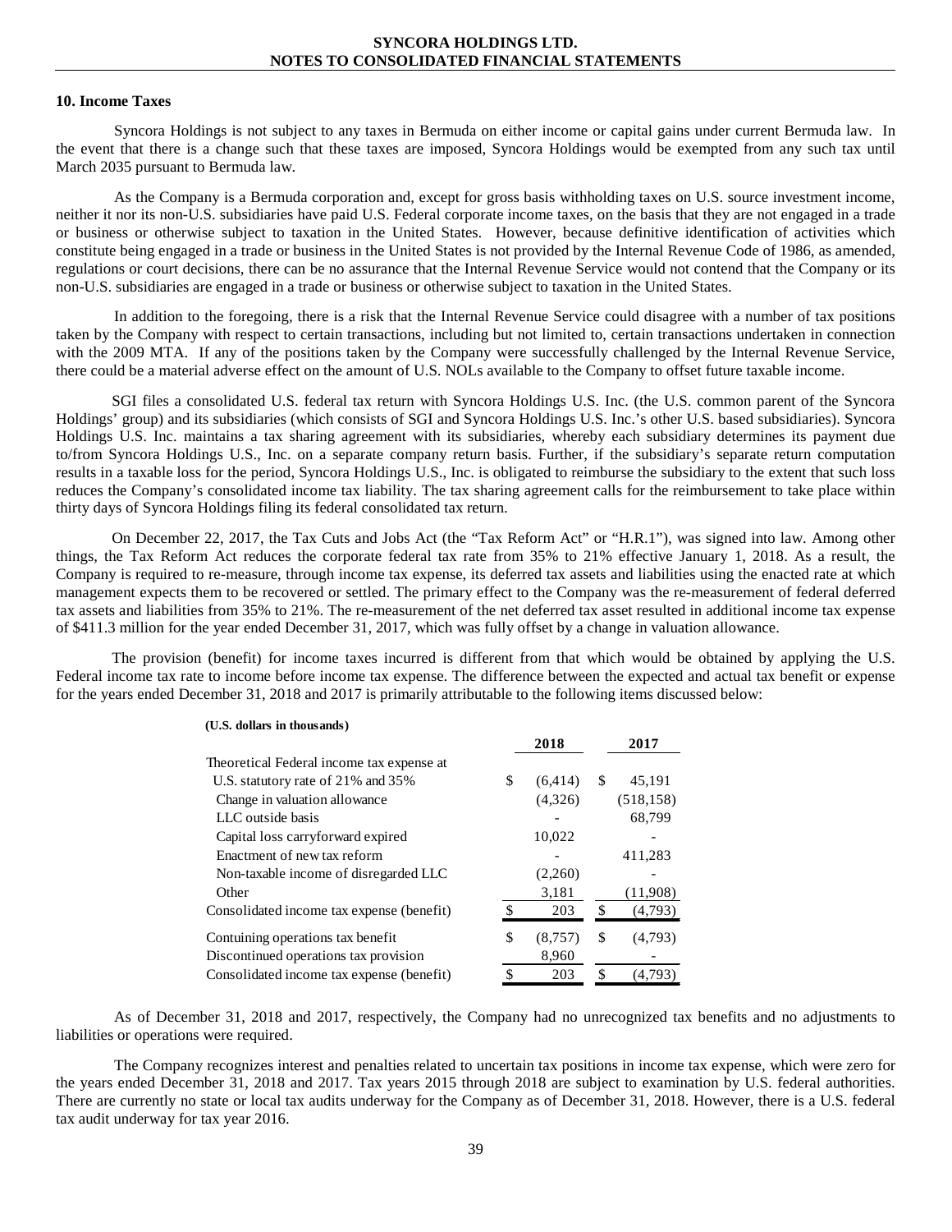## 10. Income Taxes

Syncora Holdings is not subject to any taxes in Bermuda on either income or capital gains under current Bermuda law. In the event that there is a change such that these taxes are imposed, Syncora Holdings would be exempted from any such tax until March 2035 pursuant to Bermuda law.

As the Company is a Bermuda corporation and, except for gross basis withholding taxes on U.S. source investment income, neither it nor its non-U.S. subsidiaries have paid U.S. Federal corporate income taxes, on the basis that they are not engaged in a trade or business or otherwise subject to taxation in the United States. However, because definitive identification of activities which constitute being engaged in a trade or business in the United States is not provided by the Internal Revenue Code of 1986, as amended, regulations or court decisions, there can be no assurance that the Internal Revenue Service would not contend that the Company or its non-U.S. subsidiaries are engaged in a trade or business or otherwise subject to taxation in the United States.

In addition to the foregoing, there is a risk that the Internal Revenue Service could disagree with a number of tax positions taken by the Company with respect to certain transactions, including but not limited to, certain transactions undertaken in connection with the 2009 MTA. If any of the positions taken by the Company were successfully challenged by the Internal Revenue Service, there could be a material adverse effect on the amount of U.S. NOLs available to the Company to offset future taxable income.

SGI files a consolidated U.S. federal tax return with Syncora Holdings U.S. Inc. (the U.S. common parent of the Syncora Holdings' group) and its subsidiaries (which consists of SGI and Syncora Holdings U.S. Inc.'s other U.S. based subsidiaries). Syncora Holdings U.S. Inc. maintains a tax sharing agreement with its subsidiaries, whereby each subsidiary determines its payment due to/from Syncora Holdings U.S., Inc. on a separate company return basis. Further, if the subsidiary's separate return computation results in a taxable loss for the period, Syncora Holdings U.S., Inc. is obligated to reimburse the subsidiary to the extent that such loss reduces the Company's consolidated income tax liability. The tax sharing agreement calls for the reimbursement to take place within thirty days of Syncora Holdings filing its federal consolidated tax return.

On December 22, 2017, the Tax Cuts and Jobs Act (the "Tax Reform Act" or "H.R.1"), was signed into law. Among other things, the Tax Reform Act reduces the corporate federal tax rate from 35% to 21% effective January 1, 2018. As a result, the Company is required to re-measure, through income tax expense, its deferred tax assets and liabilities using the enacted rate at which management expects them to be recovered or settled. The primary effect to the Company was the re-measurement of federal deferred tax assets and liabilities from 35% to 21%. The re-measurement of the net deferred tax asset resulted in additional income tax expense of $411.3 million for the year ended December 31, 2017, which was fully offset by a change in valuation allowance.

The provision (benefit) for income taxes incurred is different from that which would be obtained by applying the U.S. Federal income tax rate to income before income tax expense. The difference between the expected and actual tax benefit or expense for the years ended December 31, 2018 and 2017 is primarily attributable to the following items discussed below:

| (U.S. dollars in thousands) | 2018 | 2017 |
|---|---|---|
| Theoretical Federal income tax expense at | | |
| U.S. statutory rate of 21% and 35% | $ (6,414) | $ 45,191 |
| Change in valuation allowance | (4,326) | (518,158) |
| LLC outside basis | - | 68,799 |
| Capital loss carryforward expired | 10,022 | - |
| Enactment of new tax reform | - | 411,283 |
| Non-taxable income of disregarded LLC | (2,260) | - |
| Other | 3,181 | (11,908) |
| Consolidated income tax expense (benefit) | $ 203 | $ (4,793) |
| Contuining operations tax benefit | $ (8,757) | $ (4,793) |
| Discontinued operations tax provision | 8,960 | - |
| Consolidated income tax expense (benefit) | $ 203 | $ (4,793) |

As of December 31, 2018 and 2017, respectively, the Company had no unrecognized tax benefits and no adjustments to liabilities or operations were required.

The Company recognizes interest and penalties related to uncertain tax positions in income tax expense, which were zero for the years ended December 31, 2018 and 2017. Tax years 2015 through 2018 are subject to examination by U.S. federal authorities. There are currently no state or local tax audits underway for the Company as of December 31, 2018. However, there is a U.S. federal tax audit underway for tax year 2016.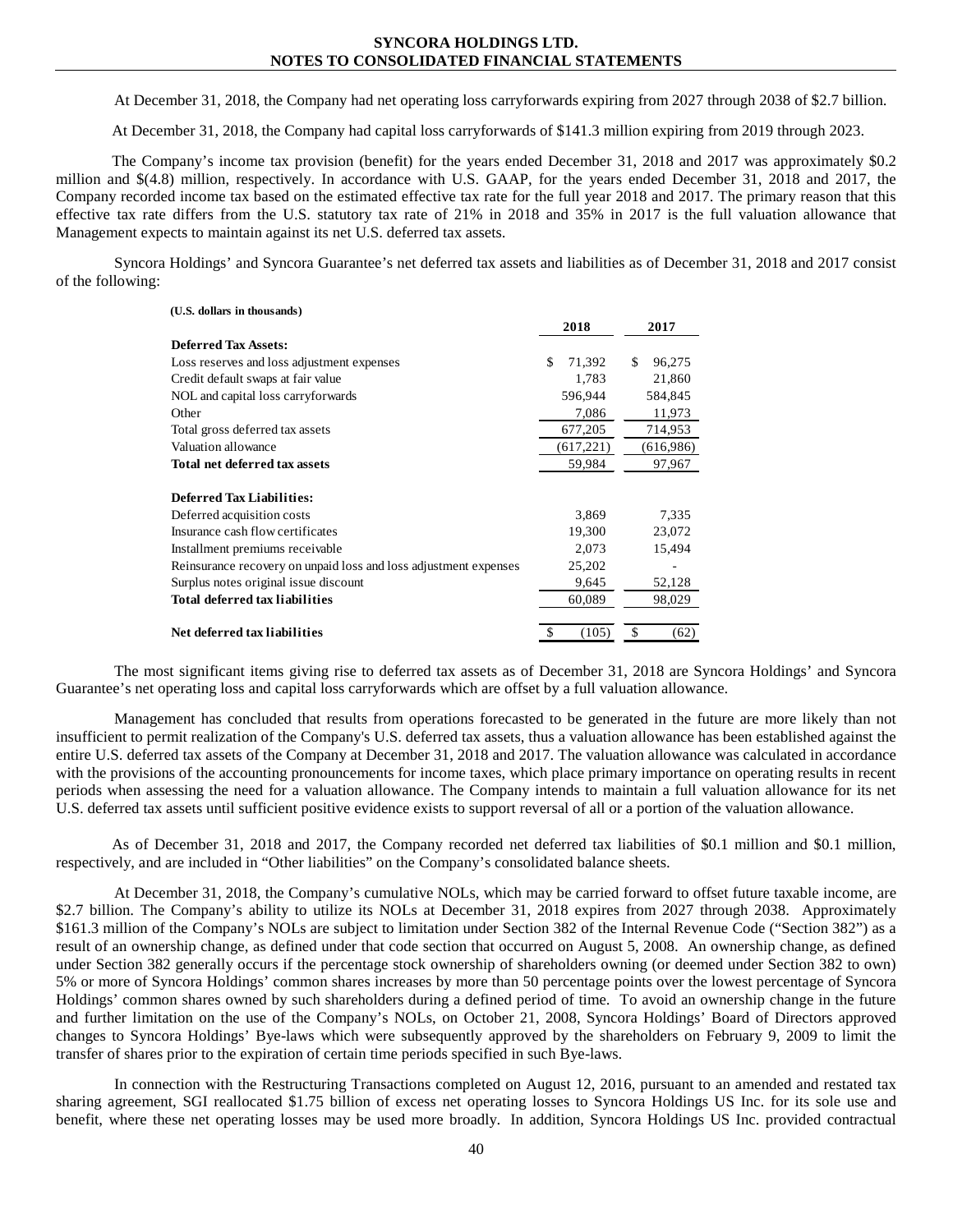At December 31, 2018, the Company had net operating loss carryforwards expiring from 2027 through 2038 of $2.7 billion.

At December 31, 2018, the Company had capital loss carryforwards of $141.3 million expiring from 2019 through 2023.

The Company's income tax provision (benefit) for the years ended December 31, 2018 and 2017 was approximately $0.2 million and $(4.8) million, respectively. In accordance with U.S. GAAP, for the years ended December 31, 2018 and 2017, the Company recorded income tax based on the estimated effective tax rate for the full year 2018 and 2017. The primary reason that this effective tax rate differs from the U.S. statutory tax rate of 21% in 2018 and 35% in 2017 is the full valuation allowance that Management expects to maintain against its net U.S. deferred tax assets.

Syncora Holdings' and Syncora Guarantee's net deferred tax assets and liabilities as of December 31, 2018 and 2017 consist of the following:

| (U.S. dollars in thousands) | 2018 | 2017 |
|---|---|---|
| **Deferred Tax Assets:** | | |
| Loss reserves and loss adjustment expenses | $ 71,392 | $ 96,275 |
| Credit default swaps at fair value | 1,783 | 21,860 |
| NOL and capital loss carryforwards | 596,944 | 584,845 |
| Other | 7,086 | 11,973 |
| Total gross deferred tax assets | 677,205 | 714,953 |
| Valuation allowance | (617,221) | (616,986) |
| **Total net deferred tax assets** | 59,984 | 97,967 |
| | | |
| **Deferred Tax Liabilities:** | | |
| Deferred acquisition costs | 3,869 | 7,335 |
| Insurance cash flow certificates | 19,300 | 23,072 |
| Installment premiums receivable | 2,073 | 15,494 |
| Reinsurance recovery on unpaid loss and loss adjustment expenses | 25,202 | - |
| Surplus notes original issue discount | 9,645 | 52,128 |
| **Total deferred tax liabilities** | 60,089 | 98,029 |
| | | |
| **Net deferred tax liabilities** | $ (105) | $ (62) |

The most significant items giving rise to deferred tax assets as of December 31, 2018 are Syncora Holdings' and Syncora Guarantee's net operating loss and capital loss carryforwards which are offset by a full valuation allowance.

Management has concluded that results from operations forecasted to be generated in the future are more likely than not insufficient to permit realization of the Company's U.S. deferred tax assets, thus a valuation allowance has been established against the entire U.S. deferred tax assets of the Company at December 31, 2018 and 2017. The valuation allowance was calculated in accordance with the provisions of the accounting pronouncements for income taxes, which place primary importance on operating results in recent periods when assessing the need for a valuation allowance. The Company intends to maintain a full valuation allowance for its net U.S. deferred tax assets until sufficient positive evidence exists to support reversal of all or a portion of the valuation allowance.

As of December 31, 2018 and 2017, the Company recorded net deferred tax liabilities of $0.1 million and $0.1 million, respectively, and are included in "Other liabilities" on the Company's consolidated balance sheets.

At December 31, 2018, the Company's cumulative NOLs, which may be carried forward to offset future taxable income, are $2.7 billion. The Company's ability to utilize its NOLs at December 31, 2018 expires from 2027 through 2038. Approximately $161.3 million of the Company's NOLs are subject to limitation under Section 382 of the Internal Revenue Code ("Section 382") as a result of an ownership change, as defined under that code section that occurred on August 5, 2008. An ownership change, as defined under Section 382 generally occurs if the percentage stock ownership of shareholders owning (or deemed under Section 382 to own) 5% or more of Syncora Holdings' common shares increases by more than 50 percentage points over the lowest percentage of Syncora Holdings' common shares owned by such shareholders during a defined period of time. To avoid an ownership change in the future and further limitation on the use of the Company's NOLs, on October 21, 2008, Syncora Holdings' Board of Directors approved changes to Syncora Holdings' Bye-laws which were subsequently approved by the shareholders on February 9, 2009 to limit the transfer of shares prior to the expiration of certain time periods specified in such Bye-laws.

In connection with the Restructuring Transactions completed on August 12, 2016, pursuant to an amended and restated tax sharing agreement, SGI reallocated $1.75 billion of excess net operating losses to Syncora Holdings US Inc. for its sole use and benefit, where these net operating losses may be used more broadly. In addition, Syncora Holdings US Inc. provided contractual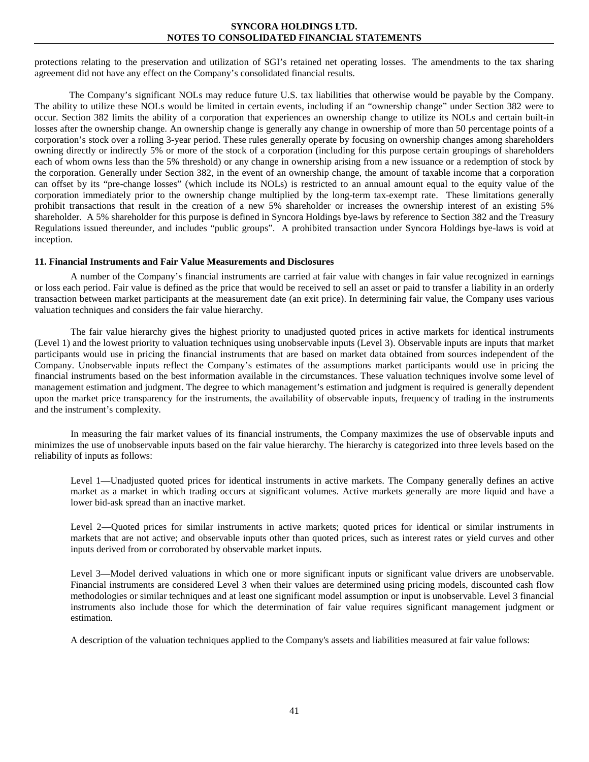protections relating to the preservation and utilization of SGI's retained net operating losses. The amendments to the tax sharing agreement did not have any effect on the Company's consolidated financial results.

The Company's significant NOLs may reduce future U.S. tax liabilities that otherwise would be payable by the Company. The ability to utilize these NOLs would be limited in certain events, including if an "ownership change" under Section 382 were to occur. Section 382 limits the ability of a corporation that experiences an ownership change to utilize its NOLs and certain built-in losses after the ownership change. An ownership change is generally any change in ownership of more than 50 percentage points of a corporation's stock over a rolling 3-year period. These rules generally operate by focusing on ownership changes among shareholders owning directly or indirectly 5% or more of the stock of a corporation (including for this purpose certain groupings of shareholders each of whom owns less than the 5% threshold) or any change in ownership arising from a new issuance or a redemption of stock by the corporation. Generally under Section 382, in the event of an ownership change, the amount of taxable income that a corporation can offset by its "pre-change losses" (which include its NOLs) is restricted to an annual amount equal to the equity value of the corporation immediately prior to the ownership change multiplied by the long-term tax-exempt rate. These limitations generally prohibit transactions that result in the creation of a new 5% shareholder or increases the ownership interest of an existing 5% shareholder. A 5% shareholder for this purpose is defined in Syncora Holdings bye-laws by reference to Section 382 and the Treasury Regulations issued thereunder, and includes "public groups". A prohibited transaction under Syncora Holdings bye-laws is void at inception.

### 11. Financial Instruments and Fair Value Measurements and Disclosures

A number of the Company's financial instruments are carried at fair value with changes in fair value recognized in earnings or loss each period. Fair value is defined as the price that would be received to sell an asset or paid to transfer a liability in an orderly transaction between market participants at the measurement date (an exit price). In determining fair value, the Company uses various valuation techniques and considers the fair value hierarchy.

The fair value hierarchy gives the highest priority to unadjusted quoted prices in active markets for identical instruments (Level 1) and the lowest priority to valuation techniques using unobservable inputs (Level 3). Observable inputs are inputs that market participants would use in pricing the financial instruments that are based on market data obtained from sources independent of the Company. Unobservable inputs reflect the Company's estimates of the assumptions market participants would use in pricing the financial instruments based on the best information available in the circumstances. These valuation techniques involve some level of management estimation and judgment. The degree to which management's estimation and judgment is required is generally dependent upon the market price transparency for the instruments, the availability of observable inputs, frequency of trading in the instruments and the instrument's complexity.

In measuring the fair market values of its financial instruments, the Company maximizes the use of observable inputs and minimizes the use of unobservable inputs based on the fair value hierarchy. The hierarchy is categorized into three levels based on the reliability of inputs as follows:

Level 1—Unadjusted quoted prices for identical instruments in active markets. The Company generally defines an active market as a market in which trading occurs at significant volumes. Active markets generally are more liquid and have a lower bid-ask spread than an inactive market.

Level 2—Quoted prices for similar instruments in active markets; quoted prices for identical or similar instruments in markets that are not active; and observable inputs other than quoted prices, such as interest rates or yield curves and other inputs derived from or corroborated by observable market inputs.

Level 3—Model derived valuations in which one or more significant inputs or significant value drivers are unobservable. Financial instruments are considered Level 3 when their values are determined using pricing models, discounted cash flow methodologies or similar techniques and at least one significant model assumption or input is unobservable. Level 3 financial instruments also include those for which the determination of fair value requires significant management judgment or estimation.

A description of the valuation techniques applied to the Company's assets and liabilities measured at fair value follows: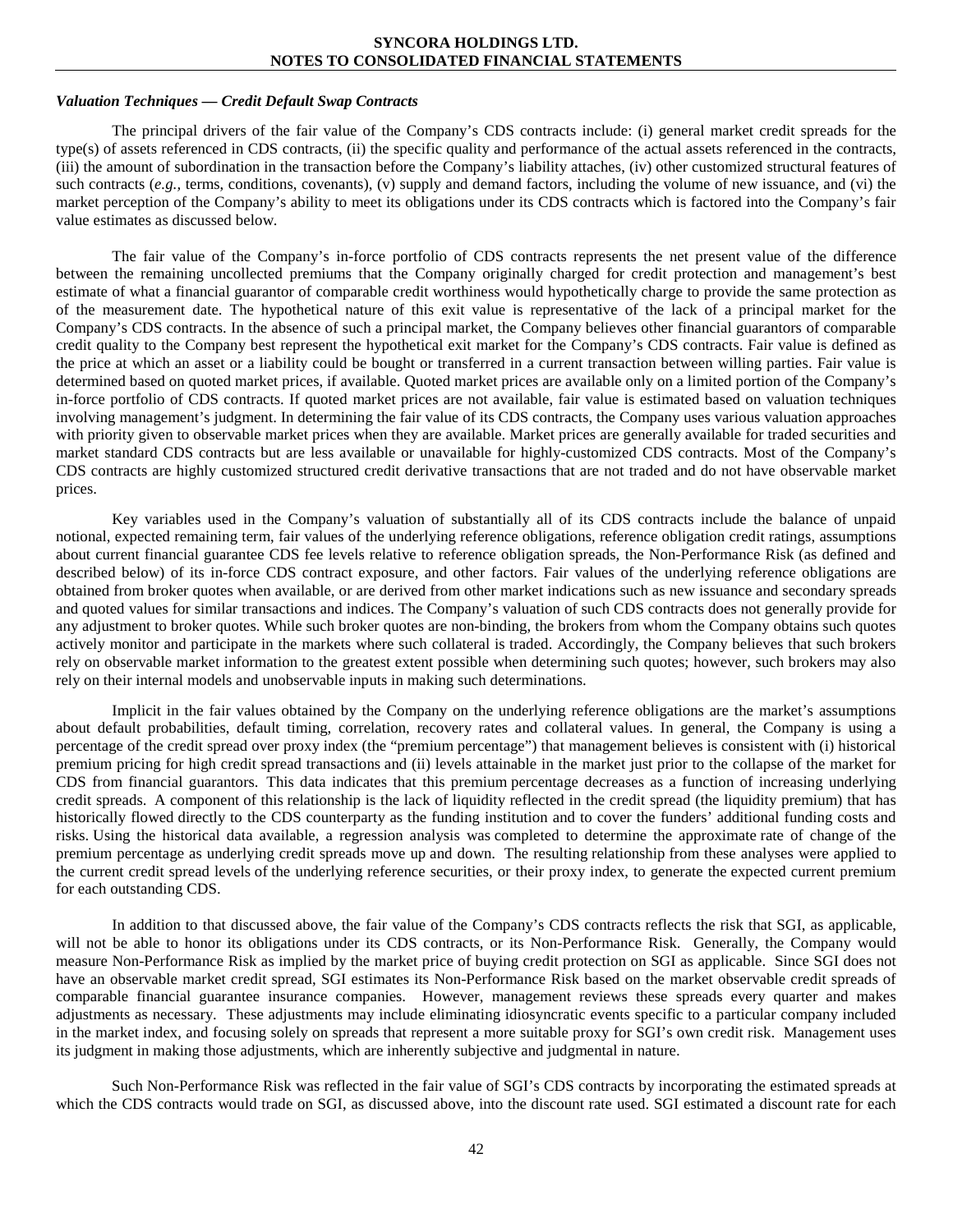### *Valuation Techniques — Credit Default Swap Contracts*

The principal drivers of the fair value of the Company's CDS contracts include: (i) general market credit spreads for the type(s) of assets referenced in CDS contracts, (ii) the specific quality and performance of the actual assets referenced in the contracts, (iii) the amount of subordination in the transaction before the Company's liability attaches, (iv) other customized structural features of such contracts (*e.g.,* terms, conditions, covenants), (v) supply and demand factors, including the volume of new issuance, and (vi) the market perception of the Company's ability to meet its obligations under its CDS contracts which is factored into the Company's fair value estimates as discussed below.

The fair value of the Company's in-force portfolio of CDS contracts represents the net present value of the difference between the remaining uncollected premiums that the Company originally charged for credit protection and management's best estimate of what a financial guarantor of comparable credit worthiness would hypothetically charge to provide the same protection as of the measurement date. The hypothetical nature of this exit value is representative of the lack of a principal market for the Company's CDS contracts. In the absence of such a principal market, the Company believes other financial guarantors of comparable credit quality to the Company best represent the hypothetical exit market for the Company's CDS contracts. Fair value is defined as the price at which an asset or a liability could be bought or transferred in a current transaction between willing parties. Fair value is determined based on quoted market prices, if available. Quoted market prices are available only on a limited portion of the Company's in-force portfolio of CDS contracts. If quoted market prices are not available, fair value is estimated based on valuation techniques involving management's judgment. In determining the fair value of its CDS contracts, the Company uses various valuation approaches with priority given to observable market prices when they are available. Market prices are generally available for traded securities and market standard CDS contracts but are less available or unavailable for highly-customized CDS contracts. Most of the Company's CDS contracts are highly customized structured credit derivative transactions that are not traded and do not have observable market prices.

Key variables used in the Company's valuation of substantially all of its CDS contracts include the balance of unpaid notional, expected remaining term, fair values of the underlying reference obligations, reference obligation credit ratings, assumptions about current financial guarantee CDS fee levels relative to reference obligation spreads, the Non-Performance Risk (as defined and described below) of its in-force CDS contract exposure, and other factors. Fair values of the underlying reference obligations are obtained from broker quotes when available, or are derived from other market indications such as new issuance and secondary spreads and quoted values for similar transactions and indices. The Company's valuation of such CDS contracts does not generally provide for any adjustment to broker quotes. While such broker quotes are non-binding, the brokers from whom the Company obtains such quotes actively monitor and participate in the markets where such collateral is traded. Accordingly, the Company believes that such brokers rely on observable market information to the greatest extent possible when determining such quotes; however, such brokers may also rely on their internal models and unobservable inputs in making such determinations.

Implicit in the fair values obtained by the Company on the underlying reference obligations are the market's assumptions about default probabilities, default timing, correlation, recovery rates and collateral values. In general, the Company is using a percentage of the credit spread over proxy index (the "premium percentage") that management believes is consistent with (i) historical premium pricing for high credit spread transactions and (ii) levels attainable in the market just prior to the collapse of the market for CDS from financial guarantors. This data indicates that this premium percentage decreases as a function of increasing underlying credit spreads. A component of this relationship is the lack of liquidity reflected in the credit spread (the liquidity premium) that has historically flowed directly to the CDS counterparty as the funding institution and to cover the funders' additional funding costs and risks. Using the historical data available, a regression analysis was completed to determine the approximate rate of change of the premium percentage as underlying credit spreads move up and down. The resulting relationship from these analyses were applied to the current credit spread levels of the underlying reference securities, or their proxy index, to generate the expected current premium for each outstanding CDS.

In addition to that discussed above, the fair value of the Company's CDS contracts reflects the risk that SGI, as applicable, will not be able to honor its obligations under its CDS contracts, or its Non-Performance Risk. Generally, the Company would measure Non-Performance Risk as implied by the market price of buying credit protection on SGI as applicable. Since SGI does not have an observable market credit spread, SGI estimates its Non-Performance Risk based on the market observable credit spreads of comparable financial guarantee insurance companies. However, management reviews these spreads every quarter and makes adjustments as necessary. These adjustments may include eliminating idiosyncratic events specific to a particular company included in the market index, and focusing solely on spreads that represent a more suitable proxy for SGI's own credit risk. Management uses its judgment in making those adjustments, which are inherently subjective and judgmental in nature.

Such Non-Performance Risk was reflected in the fair value of SGI's CDS contracts by incorporating the estimated spreads at which the CDS contracts would trade on SGI, as discussed above, into the discount rate used. SGI estimated a discount rate for each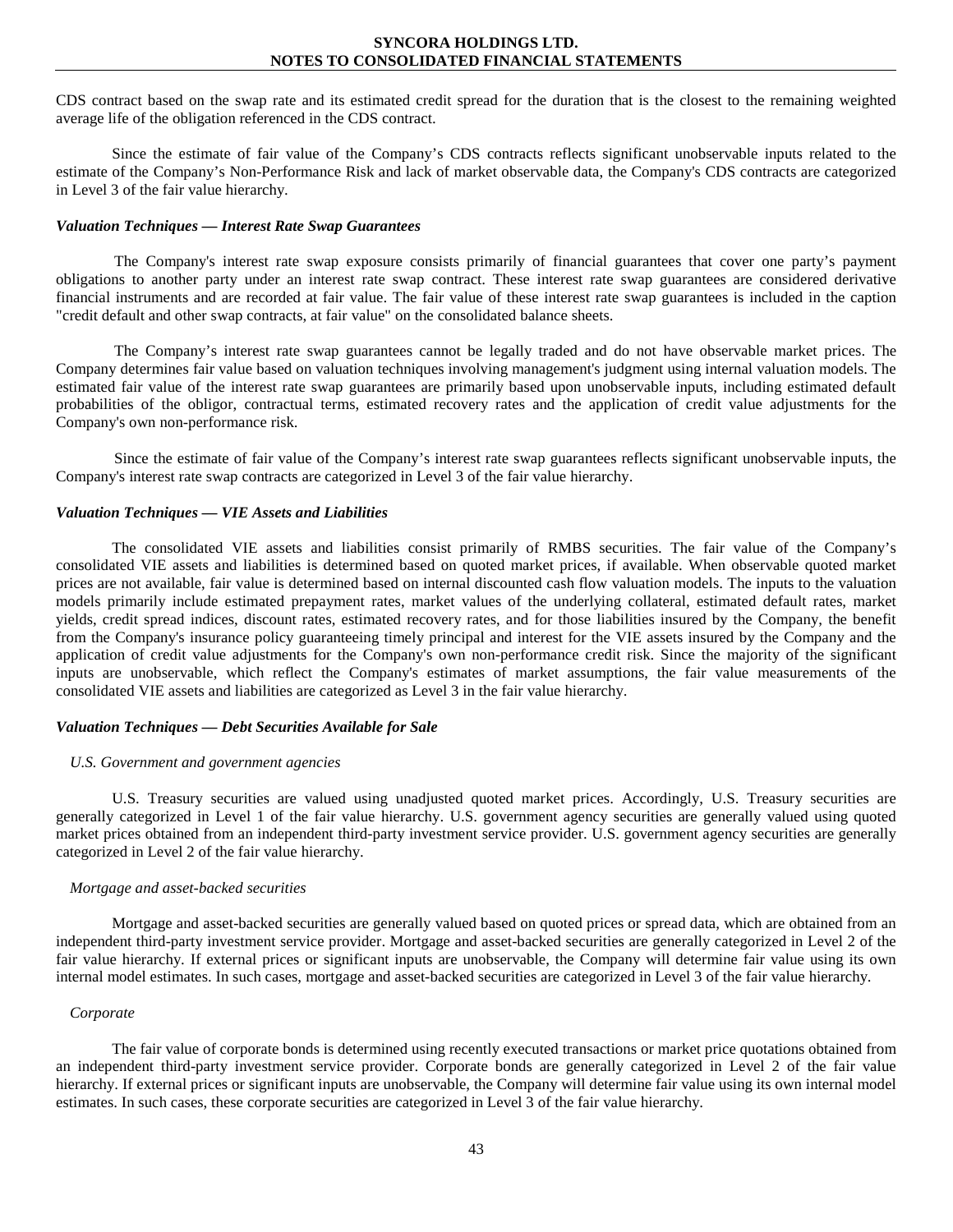CDS contract based on the swap rate and its estimated credit spread for the duration that is the closest to the remaining weighted average life of the obligation referenced in the CDS contract.

Since the estimate of fair value of the Company's CDS contracts reflects significant unobservable inputs related to the estimate of the Company's Non-Performance Risk and lack of market observable data, the Company's CDS contracts are categorized in Level 3 of the fair value hierarchy.

***Valuation Techniques — Interest Rate Swap Guarantees***

The Company's interest rate swap exposure consists primarily of financial guarantees that cover one party's payment obligations to another party under an interest rate swap contract. These interest rate swap guarantees are considered derivative financial instruments and are recorded at fair value. The fair value of these interest rate swap guarantees is included in the caption "credit default and other swap contracts, at fair value" on the consolidated balance sheets.

The Company's interest rate swap guarantees cannot be legally traded and do not have observable market prices. The Company determines fair value based on valuation techniques involving management's judgment using internal valuation models. The estimated fair value of the interest rate swap guarantees are primarily based upon unobservable inputs, including estimated default probabilities of the obligor, contractual terms, estimated recovery rates and the application of credit value adjustments for the Company's own non-performance risk.

Since the estimate of fair value of the Company's interest rate swap guarantees reflects significant unobservable inputs, the Company's interest rate swap contracts are categorized in Level 3 of the fair value hierarchy.

***Valuation Techniques — VIE Assets and Liabilities***

The consolidated VIE assets and liabilities consist primarily of RMBS securities. The fair value of the Company's consolidated VIE assets and liabilities is determined based on quoted market prices, if available. When observable quoted market prices are not available, fair value is determined based on internal discounted cash flow valuation models. The inputs to the valuation models primarily include estimated prepayment rates, market values of the underlying collateral, estimated default rates, market yields, credit spread indices, discount rates, estimated recovery rates, and for those liabilities insured by the Company, the benefit from the Company's insurance policy guaranteeing timely principal and interest for the VIE assets insured by the Company and the application of credit value adjustments for the Company's own non-performance credit risk. Since the majority of the significant inputs are unobservable, which reflect the Company's estimates of market assumptions, the fair value measurements of the consolidated VIE assets and liabilities are categorized as Level 3 in the fair value hierarchy.

***Valuation Techniques — Debt Securities Available for Sale***

*U.S. Government and government agencies*

U.S. Treasury securities are valued using unadjusted quoted market prices. Accordingly, U.S. Treasury securities are generally categorized in Level 1 of the fair value hierarchy. U.S. government agency securities are generally valued using quoted market prices obtained from an independent third-party investment service provider. U.S. government agency securities are generally categorized in Level 2 of the fair value hierarchy.

*Mortgage and asset-backed securities*

Mortgage and asset-backed securities are generally valued based on quoted prices or spread data, which are obtained from an independent third-party investment service provider. Mortgage and asset-backed securities are generally categorized in Level 2 of the fair value hierarchy. If external prices or significant inputs are unobservable, the Company will determine fair value using its own internal model estimates. In such cases, mortgage and asset-backed securities are categorized in Level 3 of the fair value hierarchy.

*Corporate*

The fair value of corporate bonds is determined using recently executed transactions or market price quotations obtained from an independent third-party investment service provider. Corporate bonds are generally categorized in Level 2 of the fair value hierarchy. If external prices or significant inputs are unobservable, the Company will determine fair value using its own internal model estimates. In such cases, these corporate securities are categorized in Level 3 of the fair value hierarchy.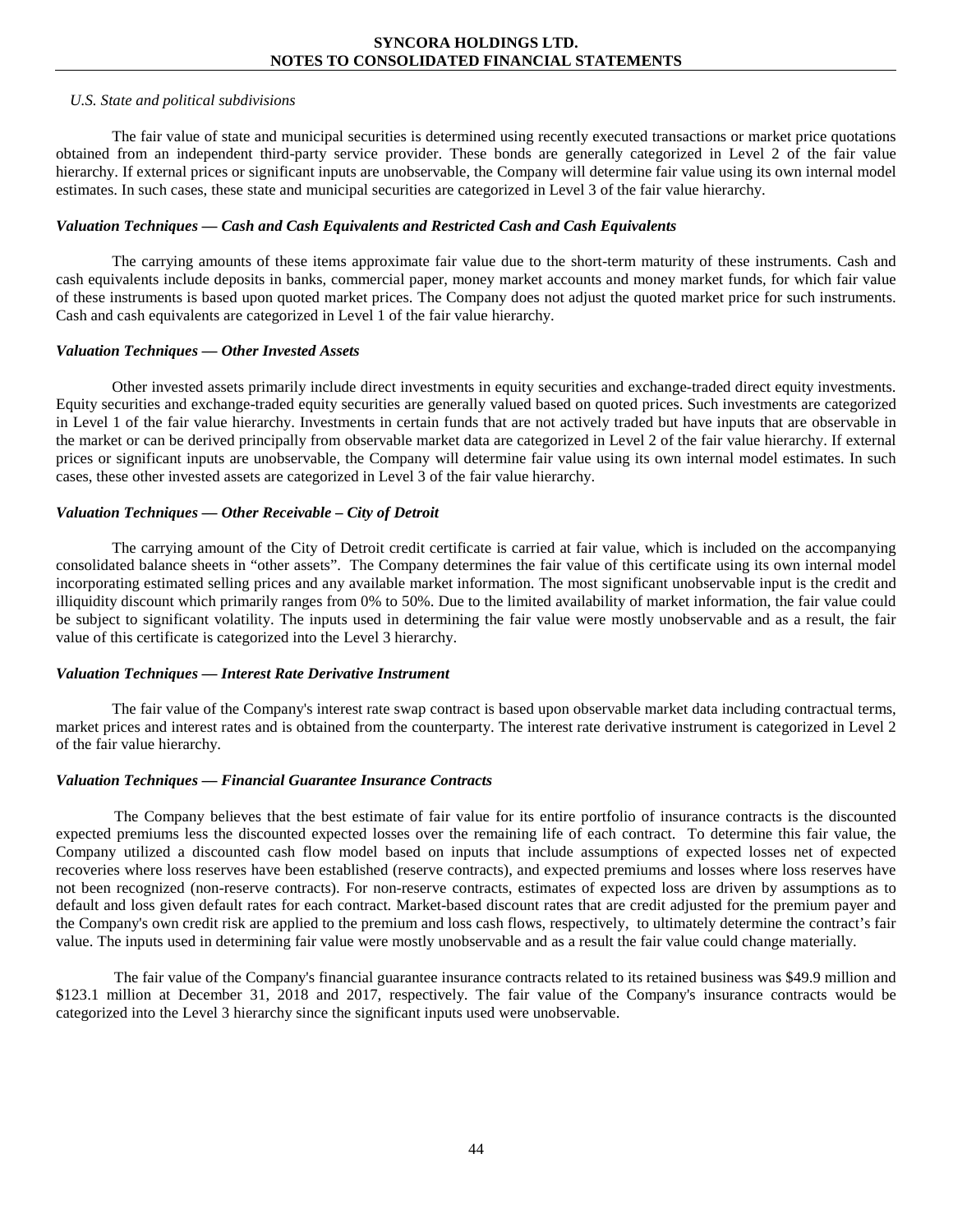*U.S. State and political subdivisions*

The fair value of state and municipal securities is determined using recently executed transactions or market price quotations obtained from an independent third-party service provider. These bonds are generally categorized in Level 2 of the fair value hierarchy. If external prices or significant inputs are unobservable, the Company will determine fair value using its own internal model estimates. In such cases, these state and municipal securities are categorized in Level 3 of the fair value hierarchy.

***Valuation Techniques — Cash and Cash Equivalents and Restricted Cash and Cash Equivalents***

The carrying amounts of these items approximate fair value due to the short-term maturity of these instruments. Cash and cash equivalents include deposits in banks, commercial paper, money market accounts and money market funds, for which fair value of these instruments is based upon quoted market prices. The Company does not adjust the quoted market price for such instruments. Cash and cash equivalents are categorized in Level 1 of the fair value hierarchy.

***Valuation Techniques — Other Invested Assets***

Other invested assets primarily include direct investments in equity securities and exchange-traded direct equity investments. Equity securities and exchange-traded equity securities are generally valued based on quoted prices. Such investments are categorized in Level 1 of the fair value hierarchy. Investments in certain funds that are not actively traded but have inputs that are observable in the market or can be derived principally from observable market data are categorized in Level 2 of the fair value hierarchy. If external prices or significant inputs are unobservable, the Company will determine fair value using its own internal model estimates. In such cases, these other invested assets are categorized in Level 3 of the fair value hierarchy.

***Valuation Techniques — Other Receivable – City of Detroit***

The carrying amount of the City of Detroit credit certificate is carried at fair value, which is included on the accompanying consolidated balance sheets in "other assets". The Company determines the fair value of this certificate using its own internal model incorporating estimated selling prices and any available market information. The most significant unobservable input is the credit and illiquidity discount which primarily ranges from 0% to 50%. Due to the limited availability of market information, the fair value could be subject to significant volatility. The inputs used in determining the fair value were mostly unobservable and as a result, the fair value of this certificate is categorized into the Level 3 hierarchy.

***Valuation Techniques — Interest Rate Derivative Instrument***

The fair value of the Company's interest rate swap contract is based upon observable market data including contractual terms, market prices and interest rates and is obtained from the counterparty. The interest rate derivative instrument is categorized in Level 2 of the fair value hierarchy.

***Valuation Techniques — Financial Guarantee Insurance Contracts***

The Company believes that the best estimate of fair value for its entire portfolio of insurance contracts is the discounted expected premiums less the discounted expected losses over the remaining life of each contract. To determine this fair value, the Company utilized a discounted cash flow model based on inputs that include assumptions of expected losses net of expected recoveries where loss reserves have been established (reserve contracts), and expected premiums and losses where loss reserves have not been recognized (non-reserve contracts). For non-reserve contracts, estimates of expected loss are driven by assumptions as to default and loss given default rates for each contract. Market-based discount rates that are credit adjusted for the premium payer and the Company's own credit risk are applied to the premium and loss cash flows, respectively, to ultimately determine the contract's fair value. The inputs used in determining fair value were mostly unobservable and as a result the fair value could change materially.

The fair value of the Company's financial guarantee insurance contracts related to its retained business was $49.9 million and $123.1 million at December 31, 2018 and 2017, respectively. The fair value of the Company's insurance contracts would be categorized into the Level 3 hierarchy since the significant inputs used were unobservable.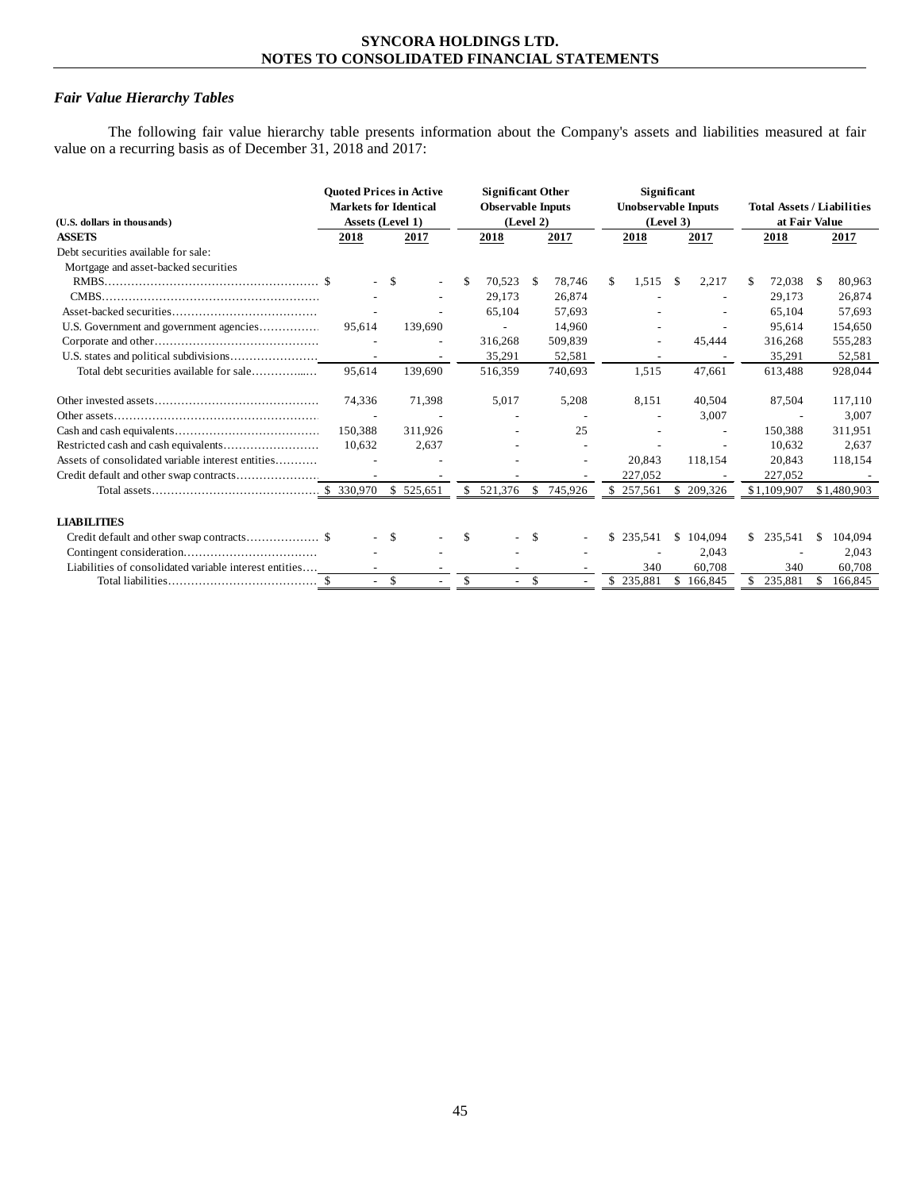### *Fair Value Hierarchy Tables*

The following fair value hierarchy table presents information about the Company's assets and liabilities measured at fair value on a recurring basis as of December 31, 2018 and 2017:

| (U.S. dollars in thousands) | Quoted Prices in Active Markets for Identical Assets (Level 1) | | Significant Other Observable Inputs (Level 2) | | Significant Unobservable Inputs (Level 3) | | Total Assets / Liabilities at Fair Value | |
|---|---|---|---|---|---|---|---|---|
| **ASSETS** | **2018** | **2017** | **2018** | **2017** | **2018** | **2017** | **2018** | **2017** |
| Debt securities available for sale: | | | | | | | | |
| Mortgage and asset-backed securities | | | | | | | | |
| RMBS | $ - | $ - | $ 70,523 | $ 78,746 | $ 1,515 | $ 2,217 | $ 72,038 | $ 80,963 |
| CMBS | - | - | 29,173 | 26,874 | - | - | 29,173 | 26,874 |
| Asset-backed securities | - | - | 65,104 | 57,693 | - | - | 65,104 | 57,693 |
| U.S. Government and government agencies | 95,614 | 139,690 | - | 14,960 | - | - | 95,614 | 154,650 |
| Corporate and other | - | - | 316,268 | 509,839 | - | 45,444 | 316,268 | 555,283 |
| U.S. states and political subdivisions | - | - | 35,291 | 52,581 | - | - | 35,291 | 52,581 |
| Total debt securities available for sale | 95,614 | 139,690 | 516,359 | 740,693 | 1,515 | 47,661 | 613,488 | 928,044 |
| Other invested assets | 74,336 | 71,398 | 5,017 | 5,208 | 8,151 | 40,504 | 87,504 | 117,110 |
| Other assets | - | - | - | - | - | 3,007 | - | 3,007 |
| Cash and cash equivalents | 150,388 | 311,926 | - | 25 | - | - | 150,388 | 311,951 |
| Restricted cash and cash equivalents | 10,632 | 2,637 | - | - | - | - | 10,632 | 2,637 |
| Assets of consolidated variable interest entities | - | - | - | - | 20,843 | 118,154 | 20,843 | 118,154 |
| Credit default and other swap contracts | - | - | - | - | 227,052 | - | 227,052 | - |
| Total assets | $ 330,970 | $ 525,651 | $ 521,376 | $ 745,926 | $ 257,561 | $ 209,326 | $1,109,907 | $1,480,903 |
| **LIABILITIES** | | | | | | | | |
| Credit default and other swap contracts | $ - | $ - | $ - | $ - | $ 235,541 | $ 104,094 | $ 235,541 | $ 104,094 |
| Contingent consideration | - | - | - | - | - | 2,043 | - | 2,043 |
| Liabilities of consolidated variable interest entities | - | - | - | - | 340 | 60,708 | 340 | 60,708 |
| Total liabilities | $ - | $ - | $ - | $ - | $ 235,881 | $ 166,845 | $ 235,881 | $ 166,845 |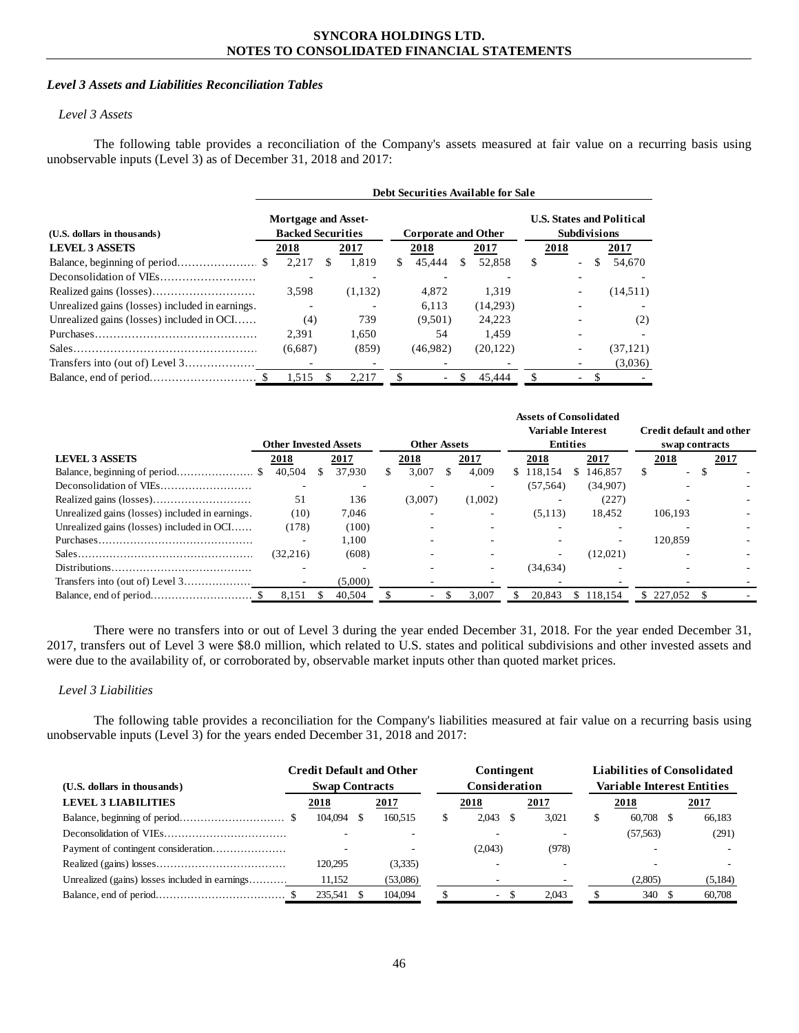### *Level 3 Assets and Liabilities Reconciliation Tables*

*Level 3 Assets*

The following table provides a reconciliation of the Company's assets measured at fair value on a recurring basis using unobservable inputs (Level 3) as of December 31, 2018 and 2017:

| (U.S. dollars in thousands) | Debt Securities Available for Sale | | | | | |
|---|---|---|---|---|---|---|
| | Mortgage and Asset-Backed Securities | | Corporate and Other | | U.S. States and Political Subdivisions | |
| **LEVEL 3 ASSETS** | **2018** | **2017** | **2018** | **2017** | **2018** | **2017** |
| Balance, beginning of period | $ 2,217 | $ 1,819 | $ 45,444 | $ 52,858 | $ - | $ 54,670 |
| Deconsolidation of VIEs | - | - | - | - | - | - |
| Realized gains (losses) | 3,598 | (1,132) | 4,872 | 1,319 | - | (14,511) |
| Unrealized gains (losses) included in earnings | - | - | 6,113 | (14,293) | - | - |
| Unrealized gains (losses) included in OCI | (4) | 739 | (9,501) | 24,223 | - | (2) |
| Purchases | 2,391 | 1,650 | 54 | 1,459 | - | - |
| Sales | (6,687) | (859) | (46,982) | (20,122) | - | (37,121) |
| Transfers into (out of) Level 3 | - | - | - | - | - | (3,036) |
| Balance, end of period | $ 1,515 | $ 2,217 | $ - | $ 45,444 | $ - | $ - |

| | Other Invested Assets | | Other Assets | | Assets of Consolidated Variable Interest Entities | | Credit default and other swap contracts | |
|---|---|---|---|---|---|---|---|---|
| **LEVEL 3 ASSETS** | **2018** | **2017** | **2018** | **2017** | **2018** | **2017** | **2018** | **2017** |
| Balance, beginning of period | $ 40,504 | $ 37,930 | $ 3,007 | $ 4,009 | $ 118,154 | $ 146,857 | $ - | $ - |
| Deconsolidation of VIEs | - | - | - | - | (57,564) | (34,907) | - | - |
| Realized gains (losses) | 51 | 136 | (3,007) | (1,002) | - | (227) | - | - |
| Unrealized gains (losses) included in earnings | (10) | 7,046 | - | - | (5,113) | 18,452 | 106,193 | - |
| Unrealized gains (losses) included in OCI | (178) | (100) | - | - | - | - | - | - |
| Purchases | - | 1,100 | - | - | - | - | 120,859 | - |
| Sales | (32,216) | (608) | - | - | - | (12,021) | - | - |
| Distributions | - | - | - | - | (34,634) | - | - | - |
| Transfers into (out of) Level 3 | - | (5,000) | - | - | - | - | - | - |
| Balance, end of period | $ 8,151 | $ 40,504 | $ - | $ 3,007 | $ 20,843 | $ 118,154 | $ 227,052 | $ - |

There were no transfers into or out of Level 3 during the year ended December 31, 2018. For the year ended December 31, 2017, transfers out of Level 3 were $8.0 million, which related to U.S. states and political subdivisions and other invested assets and were due to the availability of, or corroborated by, observable market inputs other than quoted market prices.

*Level 3 Liabilities*

The following table provides a reconciliation for the Company's liabilities measured at fair value on a recurring basis using unobservable inputs (Level 3) for the years ended December 31, 2018 and 2017:

| (U.S. dollars in thousands) | Credit Default and Other Swap Contracts | | Contingent Consideration | | Liabilities of Consolidated Variable Interest Entities | |
|---|---|---|---|---|---|---|
| **LEVEL 3 LIABILITIES** | **2018** | **2017** | **2018** | **2017** | **2018** | **2017** |
| Balance, beginning of period | $ 104,094 | $ 160,515 | $ 2,043 | $ 3,021 | $ 60,708 | $ 66,183 |
| Deconsolidation of VIEs | - | - | - | - | (57,563) | (291) |
| Payment of contingent consideration | - | - | (2,043) | (978) | - | - |
| Realized (gains) losses | 120,295 | (3,335) | - | - | - | - |
| Unrealized (gains) losses included in earnings | 11,152 | (53,086) | - | - | (2,805) | (5,184) |
| Balance, end of period | $ 235,541 | $ 104,094 | $ - | $ 2,043 | $ 340 | $ 60,708 |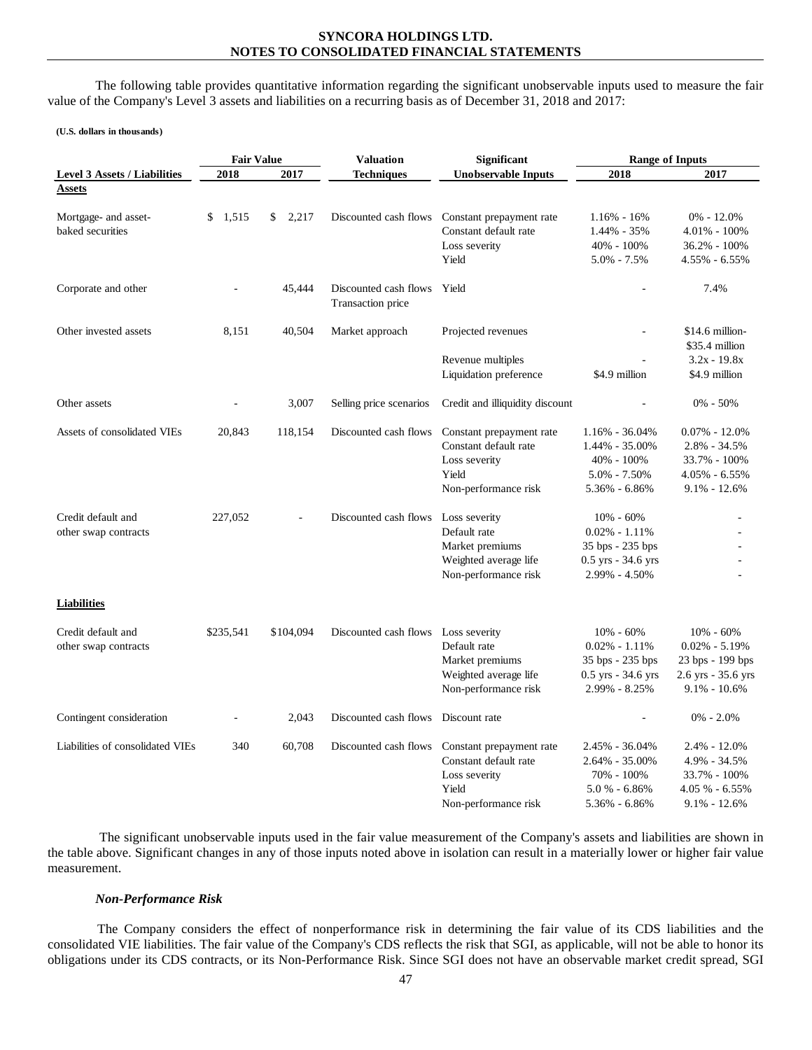The following table provides quantitative information regarding the significant unobservable inputs used to measure the fair value of the Company's Level 3 assets and liabilities on a recurring basis as of December 31, 2018 and 2017:

**(U.S. dollars in thousands)**

| | Fair Value | | Valuation | Significant | Range of Inputs | |
|---|---|---|---|---|---|---|
| **Level 3 Assets / Liabilities** | **2018** | **2017** | **Techniques** | **Unobservable Inputs** | **2018** | **2017** |
| **Assets** | | | | | | |
| Mortgage- and asset-baked securities | $ 1,515 | $ 2,217 | Discounted cash flows | Constant prepayment rate | 1.16% - 16% | 0% - 12.0% |
| | | | | Constant default rate | 1.44% - 35% | 4.01% - 100% |
| | | | | Loss severity | 40% - 100% | 36.2% - 100% |
| | | | | Yield | 5.0% - 7.5% | 4.55% - 6.55% |
| Corporate and other | - | 45,444 | Discounted cash flows Transaction price | Yield | - | 7.4% |
| Other invested assets | 8,151 | 40,504 | Market approach | Projected revenues | - | $14.6 million- $35.4 million |
| | | | | Revenue multiples | - | 3.2x - 19.8x |
| | | | | Liquidation preference | $4.9 million | $4.9 million |
| Other assets | - | 3,007 | Selling price scenarios | Credit and illiquidity discount | - | 0% - 50% |
| Assets of consolidated VIEs | 20,843 | 118,154 | Discounted cash flows | Constant prepayment rate | 1.16% - 36.04% | 0.07% - 12.0% |
| | | | | Constant default rate | 1.44% - 35.00% | 2.8% - 34.5% |
| | | | | Loss severity | 40% - 100% | 33.7% - 100% |
| | | | | Yield | 5.0% - 7.50% | 4.05% - 6.55% |
| | | | | Non-performance risk | 5.36% - 6.86% | 9.1% - 12.6% |
| Credit default and other swap contracts | 227,052 | - | Discounted cash flows | Loss severity | 10% - 60% | - |
| | | | | Default rate | 0.02% - 1.11% | - |
| | | | | Market premiums | 35 bps - 235 bps | - |
| | | | | Weighted average life | 0.5 yrs - 34.6 yrs | - |
| | | | | Non-performance risk | 2.99% - 4.50% | - |
| **Liabilities** | | | | | | |
| Credit default and other swap contracts | $235,541 | $104,094 | Discounted cash flows | Loss severity | 10% - 60% | 10% - 60% |
| | | | | Default rate | 0.02% - 1.11% | 0.02% - 5.19% |
| | | | | Market premiums | 35 bps - 235 bps | 23 bps - 199 bps |
| | | | | Weighted average life | 0.5 yrs - 34.6 yrs | 2.6 yrs - 35.6 yrs |
| | | | | Non-performance risk | 2.99% - 8.25% | 9.1% - 10.6% |
| Contingent consideration | - | 2,043 | Discounted cash flows | Discount rate | - | 0% - 2.0% |
| Liabilities of consolidated VIEs | 340 | 60,708 | Discounted cash flows | Constant prepayment rate | 2.45% - 36.04% | 2.4% - 12.0% |
| | | | | Constant default rate | 2.64% - 35.00% | 4.9% - 34.5% |
| | | | | Loss severity | 70% - 100% | 33.7% - 100% |
| | | | | Yield | 5.0 % - 6.86% | 4.05 % - 6.55% |
| | | | | Non-performance risk | 5.36% - 6.86% | 9.1% - 12.6% |

The significant unobservable inputs used in the fair value measurement of the Company's assets and liabilities are shown in the table above. Significant changes in any of those inputs noted above in isolation can result in a materially lower or higher fair value measurement.

### *Non-Performance Risk*

The Company considers the effect of nonperformance risk in determining the fair value of its CDS liabilities and the consolidated VIE liabilities. The fair value of the Company's CDS reflects the risk that SGI, as applicable, will not be able to honor its obligations under its CDS contracts, or its Non-Performance Risk. Since SGI does not have an observable market credit spread, SGI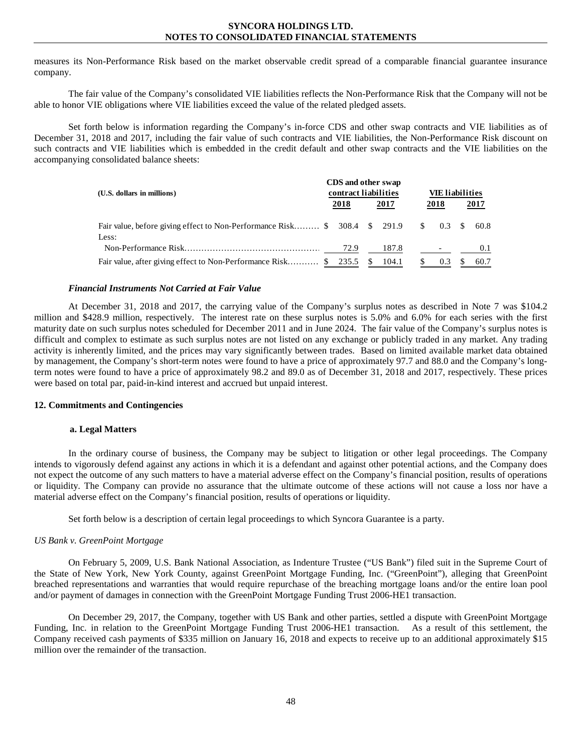measures its Non-Performance Risk based on the market observable credit spread of a comparable financial guarantee insurance company.

The fair value of the Company's consolidated VIE liabilities reflects the Non-Performance Risk that the Company will not be able to honor VIE obligations where VIE liabilities exceed the value of the related pledged assets.

Set forth below is information regarding the Company's in-force CDS and other swap contracts and VIE liabilities as of December 31, 2018 and 2017, including the fair value of such contracts and VIE liabilities, the Non-Performance Risk discount on such contracts and VIE liabilities which is embedded in the credit default and other swap contracts and the VIE liabilities on the accompanying consolidated balance sheets:

| (U.S. dollars in millions) | CDS and other swap contract liabilities | | VIE liabilities | |
|---|---|---|---|---|
| | 2018 | 2017 | 2018 | 2017 |
| Fair value, before giving effect to Non-Performance Risk | $ 308.4 | $ 291.9 | $ 0.3 | $ 60.8 |
| Less: | | | | |
| Non-Performance Risk | 72.9 | 187.8 | - | 0.1 |
| Fair value, after giving effect to Non-Performance Risk | $ 235.5 | $ 104.1 | $ 0.3 | $ 60.7 |

### *Financial Instruments Not Carried at Fair Value*

At December 31, 2018 and 2017, the carrying value of the Company's surplus notes as described in Note 7 was $104.2 million and $428.9 million, respectively. The interest rate on these surplus notes is 5.0% and 6.0% for each series with the first maturity date on such surplus notes scheduled for December 2011 and in June 2024. The fair value of the Company's surplus notes is difficult and complex to estimate as such surplus notes are not listed on any exchange or publicly traded in any market. Any trading activity is inherently limited, and the prices may vary significantly between trades. Based on limited available market data obtained by management, the Company's short-term notes were found to have a price of approximately 97.7 and 88.0 and the Company's long-term notes were found to have a price of approximately 98.2 and 89.0 as of December 31, 2018 and 2017, respectively. These prices were based on total par, paid-in-kind interest and accrued but unpaid interest.

## 12. Commitments and Contingencies

### a. Legal Matters

In the ordinary course of business, the Company may be subject to litigation or other legal proceedings. The Company intends to vigorously defend against any actions in which it is a defendant and against other potential actions, and the Company does not expect the outcome of any such matters to have a material adverse effect on the Company's financial position, results of operations or liquidity. The Company can provide no assurance that the ultimate outcome of these actions will not cause a loss nor have a material adverse effect on the Company's financial position, results of operations or liquidity.

Set forth below is a description of certain legal proceedings to which Syncora Guarantee is a party.

*US Bank v. GreenPoint Mortgage*

On February 5, 2009, U.S. Bank National Association, as Indenture Trustee ("US Bank") filed suit in the Supreme Court of the State of New York, New York County, against GreenPoint Mortgage Funding, Inc. ("GreenPoint"), alleging that GreenPoint breached representations and warranties that would require repurchase of the breaching mortgage loans and/or the entire loan pool and/or payment of damages in connection with the GreenPoint Mortgage Funding Trust 2006-HE1 transaction.

On December 29, 2017, the Company, together with US Bank and other parties, settled a dispute with GreenPoint Mortgage Funding, Inc. in relation to the GreenPoint Mortgage Funding Trust 2006-HE1 transaction. As a result of this settlement, the Company received cash payments of $335 million on January 16, 2018 and expects to receive up to an additional approximately $15 million over the remainder of the transaction.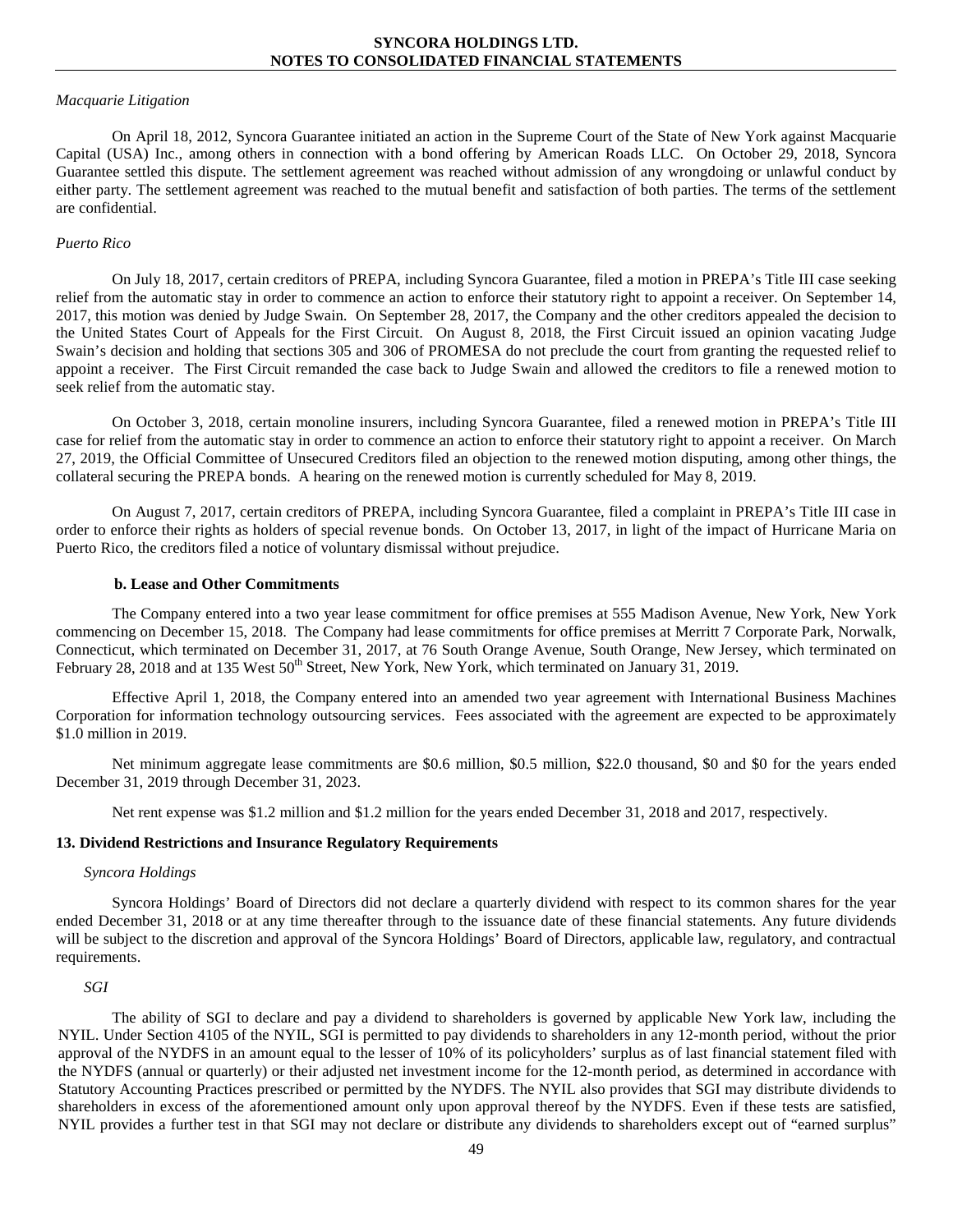*Macquarie Litigation*

On April 18, 2012, Syncora Guarantee initiated an action in the Supreme Court of the State of New York against Macquarie Capital (USA) Inc., among others in connection with a bond offering by American Roads LLC. On October 29, 2018, Syncora Guarantee settled this dispute. The settlement agreement was reached without admission of any wrongdoing or unlawful conduct by either party. The settlement agreement was reached to the mutual benefit and satisfaction of both parties. The terms of the settlement are confidential.

*Puerto Rico*

On July 18, 2017, certain creditors of PREPA, including Syncora Guarantee, filed a motion in PREPA's Title III case seeking relief from the automatic stay in order to commence an action to enforce their statutory right to appoint a receiver. On September 14, 2017, this motion was denied by Judge Swain. On September 28, 2017, the Company and the other creditors appealed the decision to the United States Court of Appeals for the First Circuit. On August 8, 2018, the First Circuit issued an opinion vacating Judge Swain's decision and holding that sections 305 and 306 of PROMESA do not preclude the court from granting the requested relief to appoint a receiver. The First Circuit remanded the case back to Judge Swain and allowed the creditors to file a renewed motion to seek relief from the automatic stay.

On October 3, 2018, certain monoline insurers, including Syncora Guarantee, filed a renewed motion in PREPA's Title III case for relief from the automatic stay in order to commence an action to enforce their statutory right to appoint a receiver. On March 27, 2019, the Official Committee of Unsecured Creditors filed an objection to the renewed motion disputing, among other things, the collateral securing the PREPA bonds. A hearing on the renewed motion is currently scheduled for May 8, 2019.

On August 7, 2017, certain creditors of PREPA, including Syncora Guarantee, filed a complaint in PREPA's Title III case in order to enforce their rights as holders of special revenue bonds. On October 13, 2017, in light of the impact of Hurricane Maria on Puerto Rico, the creditors filed a notice of voluntary dismissal without prejudice.

**b. Lease and Other Commitments**

The Company entered into a two year lease commitment for office premises at 555 Madison Avenue, New York, New York commencing on December 15, 2018. The Company had lease commitments for office premises at Merritt 7 Corporate Park, Norwalk, Connecticut, which terminated on December 31, 2017, at 76 South Orange Avenue, South Orange, New Jersey, which terminated on February 28, 2018 and at 135 West 50th Street, New York, New York, which terminated on January 31, 2019.

Effective April 1, 2018, the Company entered into an amended two year agreement with International Business Machines Corporation for information technology outsourcing services. Fees associated with the agreement are expected to be approximately $1.0 million in 2019.

Net minimum aggregate lease commitments are $0.6 million, $0.5 million, $22.0 thousand, $0 and $0 for the years ended December 31, 2019 through December 31, 2023.

Net rent expense was $1.2 million and $1.2 million for the years ended December 31, 2018 and 2017, respectively.

## 13. Dividend Restrictions and Insurance Regulatory Requirements

*Syncora Holdings*

Syncora Holdings' Board of Directors did not declare a quarterly dividend with respect to its common shares for the year ended December 31, 2018 or at any time thereafter through to the issuance date of these financial statements. Any future dividends will be subject to the discretion and approval of the Syncora Holdings' Board of Directors, applicable law, regulatory, and contractual requirements.

*SGI*

The ability of SGI to declare and pay a dividend to shareholders is governed by applicable New York law, including the NYIL. Under Section 4105 of the NYIL, SGI is permitted to pay dividends to shareholders in any 12-month period, without the prior approval of the NYDFS in an amount equal to the lesser of 10% of its policyholders' surplus as of last financial statement filed with the NYDFS (annual or quarterly) or their adjusted net investment income for the 12-month period, as determined in accordance with Statutory Accounting Practices prescribed or permitted by the NYDFS. The NYIL also provides that SGI may distribute dividends to shareholders in excess of the aforementioned amount only upon approval thereof by the NYDFS. Even if these tests are satisfied, NYIL provides a further test in that SGI may not declare or distribute any dividends to shareholders except out of "earned surplus"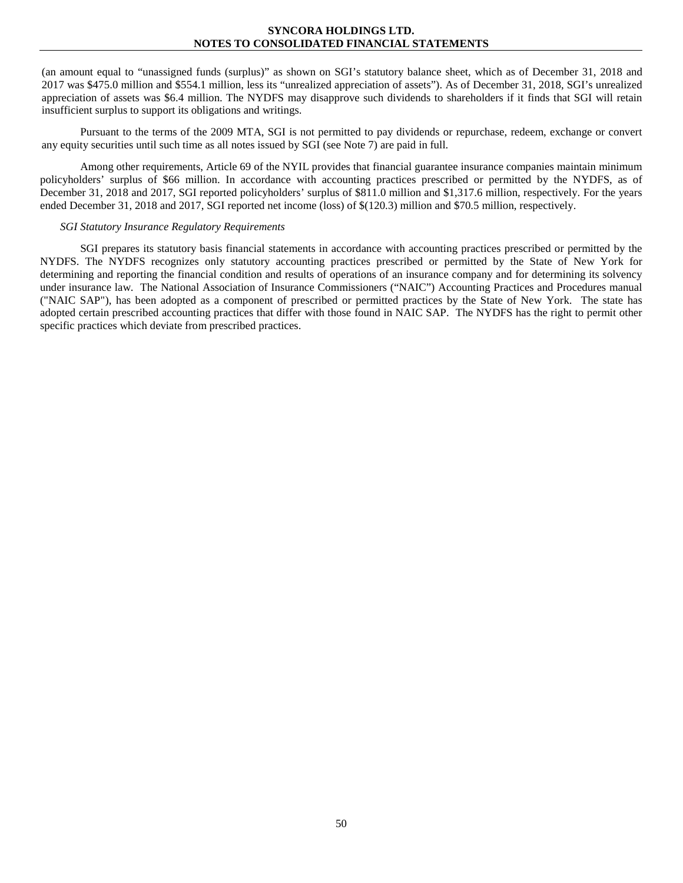(an amount equal to "unassigned funds (surplus)" as shown on SGI's statutory balance sheet, which as of December 31, 2018 and 2017 was $475.0 million and $554.1 million, less its "unrealized appreciation of assets"). As of December 31, 2018, SGI's unrealized appreciation of assets was $6.4 million. The NYDFS may disapprove such dividends to shareholders if it finds that SGI will retain insufficient surplus to support its obligations and writings.

Pursuant to the terms of the 2009 MTA, SGI is not permitted to pay dividends or repurchase, redeem, exchange or convert any equity securities until such time as all notes issued by SGI (see Note 7) are paid in full.

Among other requirements, Article 69 of the NYIL provides that financial guarantee insurance companies maintain minimum policyholders' surplus of $66 million. In accordance with accounting practices prescribed or permitted by the NYDFS, as of December 31, 2018 and 2017, SGI reported policyholders' surplus of $811.0 million and $1,317.6 million, respectively. For the years ended December 31, 2018 and 2017, SGI reported net income (loss) of $(120.3) million and $70.5 million, respectively.

*SGI Statutory Insurance Regulatory Requirements*

SGI prepares its statutory basis financial statements in accordance with accounting practices prescribed or permitted by the NYDFS. The NYDFS recognizes only statutory accounting practices prescribed or permitted by the State of New York for determining and reporting the financial condition and results of operations of an insurance company and for determining its solvency under insurance law. The National Association of Insurance Commissioners ("NAIC") Accounting Practices and Procedures manual ("NAIC SAP"), has been adopted as a component of prescribed or permitted practices by the State of New York. The state has adopted certain prescribed accounting practices that differ with those found in NAIC SAP. The NYDFS has the right to permit other specific practices which deviate from prescribed practices.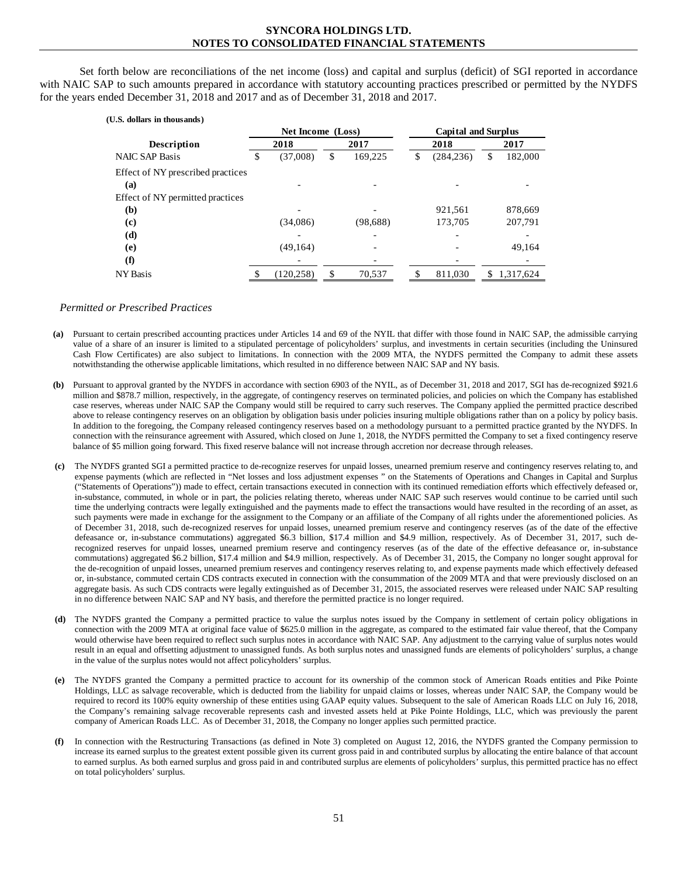Set forth below are reconciliations of the net income (loss) and capital and surplus (deficit) of SGI reported in accordance with NAIC SAP to such amounts prepared in accordance with statutory accounting practices prescribed or permitted by the NYDFS for the years ended December 31, 2018 and 2017 and as of December 31, 2018 and 2017.

**(U.S. dollars in thousands)**

| | Net Income (Loss) | | Capital and Surplus | |
|---|---|---|---|---|
| **Description** | **2018** | **2017** | **2018** | **2017** |
| NAIC SAP Basis | $ (37,008) | $ 169,225 | $ (284,236) | $ 182,000 |
| Effect of NY prescribed practices | | | | |
| **(a)** | - | - | - | - |
| Effect of NY permitted practices | | | | |
| **(b)** | - | - | 921,561 | 878,669 |
| **(c)** | (34,086) | (98,688) | 173,705 | 207,791 |
| **(d)** | - | - | - | - |
| **(e)** | (49,164) | - | - | 49,164 |
| **(f)** | - | - | - | - |
| NY Basis | $ (120,258) | $ 70,537 | $ 811,030 | $ 1,317,624 |

*Permitted or Prescribed Practices*

**(a)** Pursuant to certain prescribed accounting practices under Articles 14 and 69 of the NYIL that differ with those found in NAIC SAP, the admissible carrying value of a share of an insurer is limited to a stipulated percentage of policyholders' surplus, and investments in certain securities (including the Uninsured Cash Flow Certificates) are also subject to limitations. In connection with the 2009 MTA, the NYDFS permitted the Company to admit these assets notwithstanding the otherwise applicable limitations, which resulted in no difference between NAIC SAP and NY basis.

**(b)** Pursuant to approval granted by the NYDFS in accordance with section 6903 of the NYIL, as of December 31, 2018 and 2017, SGI has de-recognized $921.6 million and $878.7 million, respectively, in the aggregate, of contingency reserves on terminated policies, and policies on which the Company has established case reserves, whereas under NAIC SAP the Company would still be required to carry such reserves. The Company applied the permitted practice described above to release contingency reserves on an obligation by obligation basis under policies insuring multiple obligations rather than on a policy by policy basis. In addition to the foregoing, the Company released contingency reserves based on a methodology pursuant to a permitted practice granted by the NYDFS. In connection with the reinsurance agreement with Assured, which closed on June 1, 2018, the NYDFS permitted the Company to set a fixed contingency reserve balance of $5 million going forward. This fixed reserve balance will not increase through accretion nor decrease through releases.

**(c)** The NYDFS granted SGI a permitted practice to de-recognize reserves for unpaid losses, unearned premium reserve and contingency reserves relating to, and expense payments (which are reflected in "Net losses and loss adjustment expenses " on the Statements of Operations and Changes in Capital and Surplus ("Statements of Operations")) made to effect, certain transactions executed in connection with its continued remediation efforts which effectively defeased or, in-substance, commuted, in whole or in part, the policies relating thereto, whereas under NAIC SAP such reserves would continue to be carried until such time the underlying contracts were legally extinguished and the payments made to effect the transactions would have resulted in the recording of an asset, as such payments were made in exchange for the assignment to the Company or an affiliate of the Company of all rights under the aforementioned policies. As of December 31, 2018, such de-recognized reserves for unpaid losses, unearned premium reserve and contingency reserves (as of the date of the effective defeasance or, in-substance commutations) aggregated $6.3 billion, $17.4 million and $4.9 million, respectively. As of December 31, 2017, such de-recognized reserves for unpaid losses, unearned premium reserve and contingency reserves (as of the date of the effective defeasance or, in-substance commutations) aggregated $6.2 billion, $17.4 million and $4.9 million, respectively. As of December 31, 2015, the Company no longer sought approval for the de-recognition of unpaid losses, unearned premium reserves and contingency reserves relating to, and expense payments made which effectively defeased or, in-substance, commuted certain CDS contracts executed in connection with the consummation of the 2009 MTA and that were previously disclosed on an aggregate basis. As such CDS contracts were legally extinguished as of December 31, 2015, the associated reserves were released under NAIC SAP resulting in no difference between NAIC SAP and NY basis, and therefore the permitted practice is no longer required.

**(d)** The NYDFS granted the Company a permitted practice to value the surplus notes issued by the Company in settlement of certain policy obligations in connection with the 2009 MTA at original face value of $625.0 million in the aggregate, as compared to the estimated fair value thereof, that the Company would otherwise have been required to reflect such surplus notes in accordance with NAIC SAP. Any adjustment to the carrying value of surplus notes would result in an equal and offsetting adjustment to unassigned funds. As both surplus notes and unassigned funds are elements of policyholders' surplus, a change in the value of the surplus notes would not affect policyholders' surplus.

**(e)** The NYDFS granted the Company a permitted practice to account for its ownership of the common stock of American Roads entities and Pike Pointe Holdings, LLC as salvage recoverable, which is deducted from the liability for unpaid claims or losses, whereas under NAIC SAP, the Company would be required to record its 100% equity ownership of these entities using GAAP equity values. Subsequent to the sale of American Roads LLC on July 16, 2018, the Company's remaining salvage recoverable represents cash and invested assets held at Pike Pointe Holdings, LLC, which was previously the parent company of American Roads LLC. As of December 31, 2018, the Company no longer applies such permitted practice.

**(f)** In connection with the Restructuring Transactions (as defined in Note 3) completed on August 12, 2016, the NYDFS granted the Company permission to increase its earned surplus to the greatest extent possible given its current gross paid in and contributed surplus by allocating the entire balance of that account to earned surplus. As both earned surplus and gross paid in and contributed surplus are elements of policyholders' surplus, this permitted practice has no effect on total policyholders' surplus.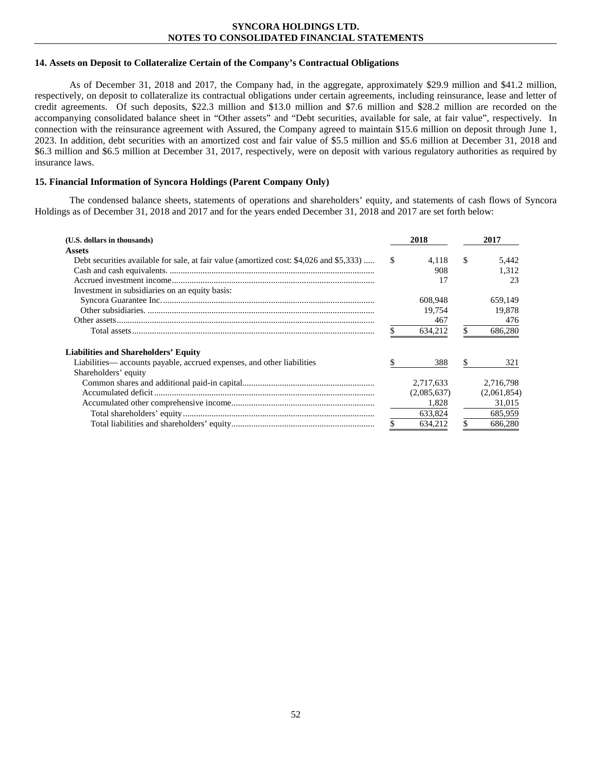## 14. Assets on Deposit to Collateralize Certain of the Company's Contractual Obligations

As of December 31, 2018 and 2017, the Company had, in the aggregate, approximately $29.9 million and $41.2 million, respectively, on deposit to collateralize its contractual obligations under certain agreements, including reinsurance, lease and letter of credit agreements. Of such deposits, $22.3 million and $13.0 million and $7.6 million and $28.2 million are recorded on the accompanying consolidated balance sheet in "Other assets" and "Debt securities, available for sale, at fair value", respectively. In connection with the reinsurance agreement with Assured, the Company agreed to maintain $15.6 million on deposit through June 1, 2023. In addition, debt securities with an amortized cost and fair value of $5.5 million and $5.6 million at December 31, 2018 and $6.3 million and $6.5 million at December 31, 2017, respectively, were on deposit with various regulatory authorities as required by insurance laws.

## 15. Financial Information of Syncora Holdings (Parent Company Only)

The condensed balance sheets, statements of operations and shareholders' equity, and statements of cash flows of Syncora Holdings as of December 31, 2018 and 2017 and for the years ended December 31, 2018 and 2017 are set forth below:

| (U.S. dollars in thousands) | 2018 | 2017 |
|---|---|---|
| **Assets** | | |
| Debt securities available for sale, at fair value (amortized cost: $4,026 and $5,333) | $ 4,118 | $ 5,442 |
| Cash and cash equivalents. | 908 | 1,312 |
| Accrued investment income | 17 | 23 |
| Investment in subsidiaries on an equity basis: | | |
| Syncora Guarantee Inc. | 608,948 | 659,149 |
| Other subsidiaries. | 19,754 | 19,878 |
| Other assets | 467 | 476 |
| Total assets | $ 634,212 | $ 686,280 |
| **Liabilities and Shareholders' Equity** | | |
| Liabilities— accounts payable, accrued expenses, and other liabilities | $ 388 | $ 321 |
| Shareholders' equity | | |
| Common shares and additional paid-in capital | 2,717,633 | 2,716,798 |
| Accumulated deficit | (2,085,637) | (2,061,854) |
| Accumulated other comprehensive income | 1,828 | 31,015 |
| Total shareholders' equity | 633,824 | 685,959 |
| Total liabilities and shareholders' equity | $ 634,212 | $ 686,280 |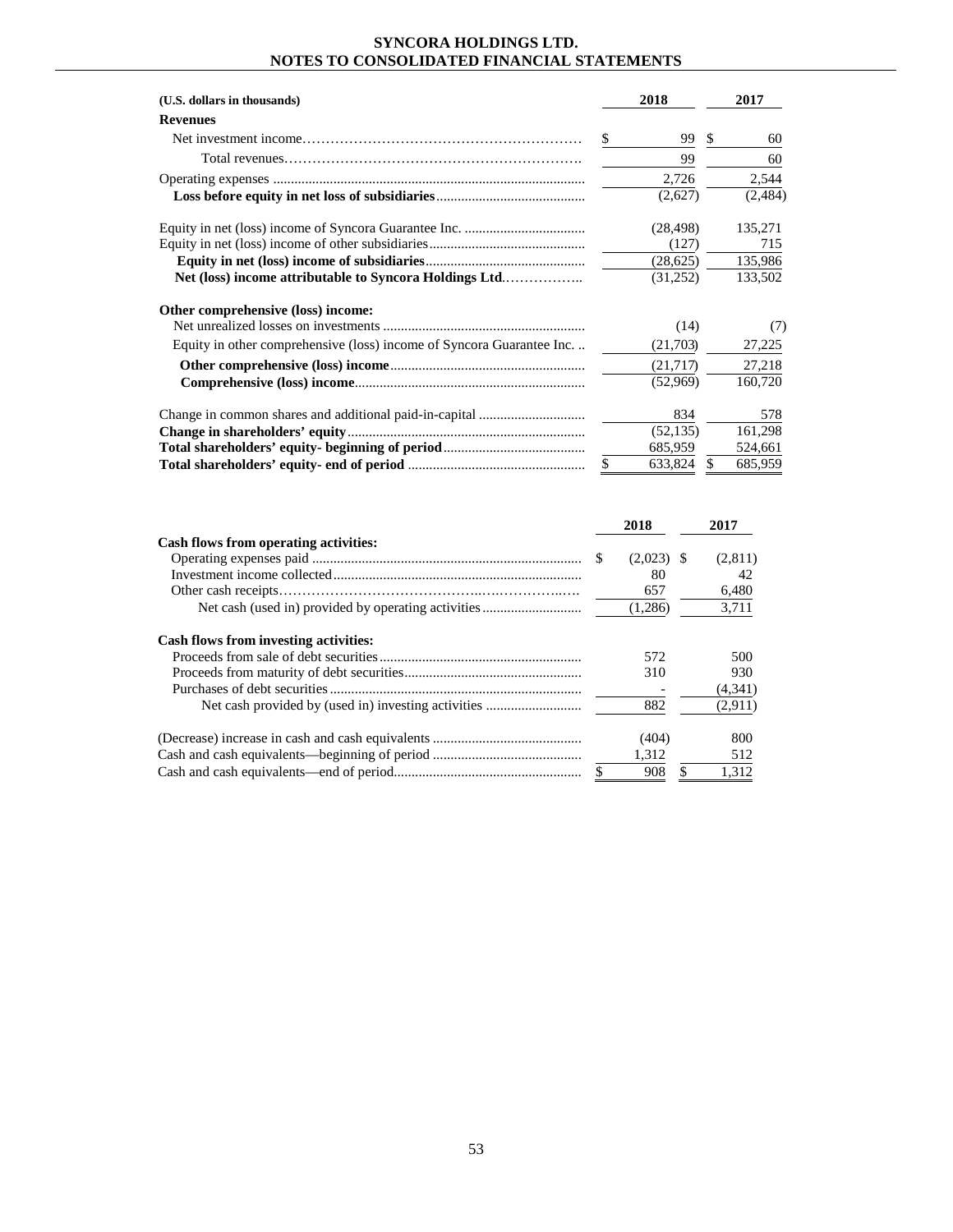**SYNCORA HOLDINGS LTD.**
**NOTES TO CONSOLIDATED FINANCIAL STATEMENTS**

| (U.S. dollars in thousands) | 2018 | 2017 |
|---|---|---|
| **Revenues** | | |
| Net investment income | $ 99 | $ 60 |
| Total revenues | 99 | 60 |
| Operating expenses | 2,726 | 2,544 |
| **Loss before equity in net loss of subsidiaries** | (2,627) | (2,484) |
| Equity in net (loss) income of Syncora Guarantee Inc. | (28,498) | 135,271 |
| Equity in net (loss) income of other subsidiaries | (127) | 715 |
| **Equity in net (loss) income of subsidiaries** | (28,625) | 135,986 |
| **Net (loss) income attributable to Syncora Holdings Ltd.** | (31,252) | 133,502 |
| **Other comprehensive (loss) income:** | | |
| Net unrealized losses on investments | (14) | (7) |
| Equity in other comprehensive (loss) income of Syncora Guarantee Inc. | (21,703) | 27,225 |
| **Other comprehensive (loss) income** | (21,717) | 27,218 |
| **Comprehensive (loss) income** | (52,969) | 160,720 |
| Change in common shares and additional paid-in-capital | 834 | 578 |
| **Change in shareholders' equity** | (52,135) | 161,298 |
| **Total shareholders' equity- beginning of period** | 685,959 | 524,661 |
| **Total shareholders' equity- end of period** | $ 633,824 | $ 685,959 |

| | 2018 | 2017 |
|---|---|---|
| **Cash flows from operating activities:** | | |
| Operating expenses paid | $ (2,023) | $ (2,811) |
| Investment income collected | 80 | 42 |
| Other cash receipts | 657 | 6,480 |
| Net cash (used in) provided by operating activities | (1,286) | 3,711 |
| **Cash flows from investing activities:** | | |
| Proceeds from sale of debt securities | 572 | 500 |
| Proceeds from maturity of debt securities | 310 | 930 |
| Purchases of debt securities | - | (4,341) |
| Net cash provided by (used in) investing activities | 882 | (2,911) |
| (Decrease) increase in cash and cash equivalents | (404) | 800 |
| Cash and cash equivalents—beginning of period | 1,312 | 512 |
| Cash and cash equivalents—end of period | $ 908 | $ 1,312 |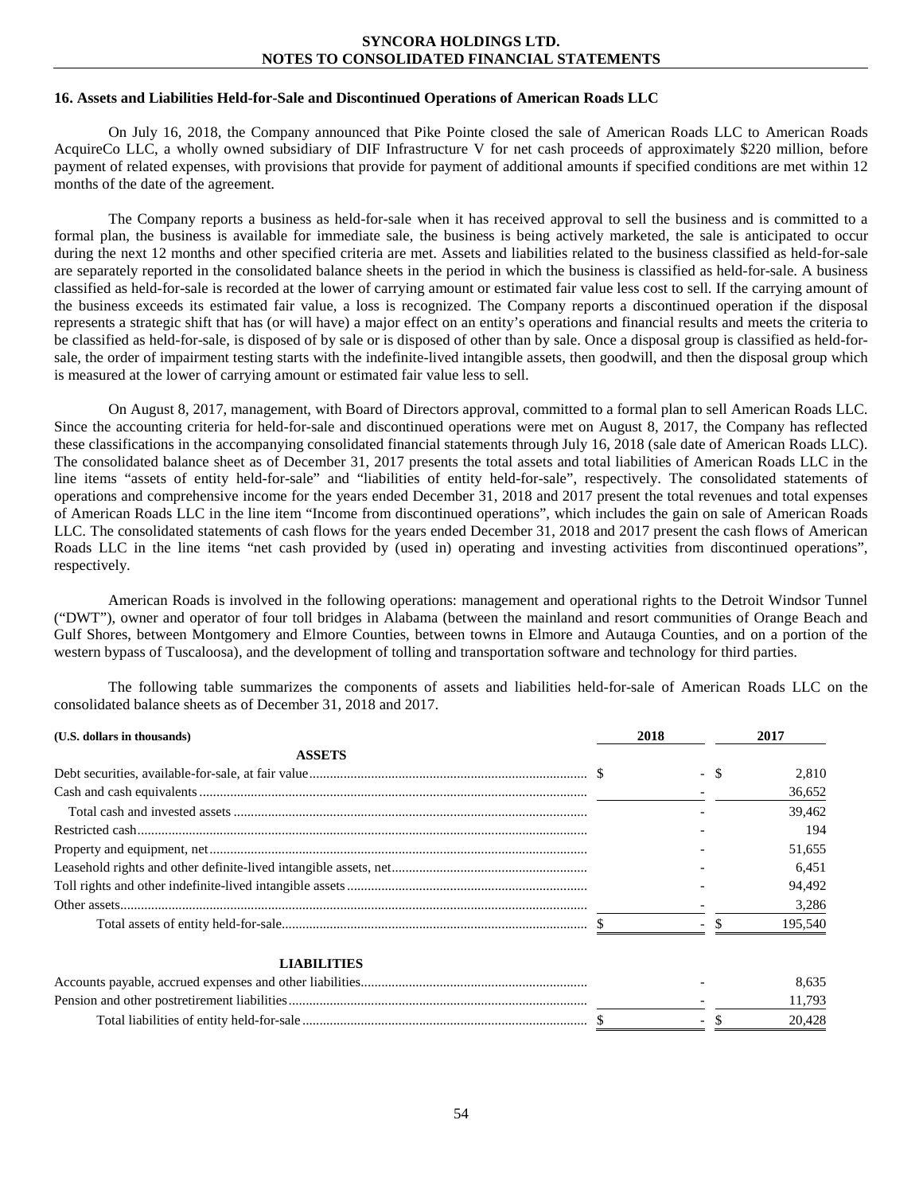## 16. Assets and Liabilities Held-for-Sale and Discontinued Operations of American Roads LLC

On July 16, 2018, the Company announced that Pike Pointe closed the sale of American Roads LLC to American Roads AcquireCo LLC, a wholly owned subsidiary of DIF Infrastructure V for net cash proceeds of approximately $220 million, before payment of related expenses, with provisions that provide for payment of additional amounts if specified conditions are met within 12 months of the date of the agreement.

The Company reports a business as held-for-sale when it has received approval to sell the business and is committed to a formal plan, the business is available for immediate sale, the business is being actively marketed, the sale is anticipated to occur during the next 12 months and other specified criteria are met. Assets and liabilities related to the business classified as held-for-sale are separately reported in the consolidated balance sheets in the period in which the business is classified as held-for-sale. A business classified as held-for-sale is recorded at the lower of carrying amount or estimated fair value less cost to sell. If the carrying amount of the business exceeds its estimated fair value, a loss is recognized. The Company reports a discontinued operation if the disposal represents a strategic shift that has (or will have) a major effect on an entity's operations and financial results and meets the criteria to be classified as held-for-sale, is disposed of by sale or is disposed of other than by sale. Once a disposal group is classified as held-for-sale, the order of impairment testing starts with the indefinite-lived intangible assets, then goodwill, and then the disposal group which is measured at the lower of carrying amount or estimated fair value less cost to sell.

On August 8, 2017, management, with Board of Directors approval, committed to a formal plan to sell American Roads LLC. Since the accounting criteria for held-for-sale and discontinued operations were met on August 8, 2017, the Company has reflected these classifications in the accompanying consolidated financial statements through July 16, 2018 (sale date of American Roads LLC). The consolidated balance sheet as of December 31, 2017 presents the total assets and total liabilities of American Roads LLC in the line items "assets of entity held-for-sale" and "liabilities of entity held-for-sale", respectively. The consolidated statements of operations and comprehensive income for the years ended December 31, 2018 and 2017 present the total revenues and total expenses of American Roads LLC in the line item "Income from discontinued operations", which includes the gain on sale of American Roads LLC. The consolidated statements of cash flows for the years ended December 31, 2018 and 2017 present the cash flows of American Roads LLC in the line items "net cash provided by (used in) operating and investing activities from discontinued operations", respectively.

American Roads is involved in the following operations: management and operational rights to the Detroit Windsor Tunnel ("DWT"), owner and operator of four toll bridges in Alabama (between the mainland and resort communities of Orange Beach and Gulf Shores, between Montgomery and Elmore Counties, between towns in Elmore and Autauga Counties, and on a portion of the western bypass of Tuscaloosa), and the development of tolling and transportation software and technology for third parties.

The following table summarizes the components of assets and liabilities held-for-sale of American Roads LLC on the consolidated balance sheets as of December 31, 2018 and 2017.

| (U.S. dollars in thousands) | 2018 | 2017 |
|---|---|---|
| **ASSETS** | | |
| Debt securities, available-for-sale, at fair value | $ - | $ 2,810 |
| Cash and cash equivalents | - | 36,652 |
| Total cash and invested assets | - | 39,462 |
| Restricted cash | - | 194 |
| Property and equipment, net | - | 51,655 |
| Leasehold rights and other definite-lived intangible assets, net | - | 6,451 |
| Toll rights and other indefinite-lived intangible assets | - | 94,492 |
| Other assets | - | 3,286 |
| Total assets of entity held-for-sale | $ - | $ 195,540 |
| **LIABILITIES** | | |
| Accounts payable, accrued expenses and other liabilities | - | 8,635 |
| Pension and other postretirement liabilities | - | 11,793 |
| Total liabilities of entity held-for-sale | $ - | $ 20,428 |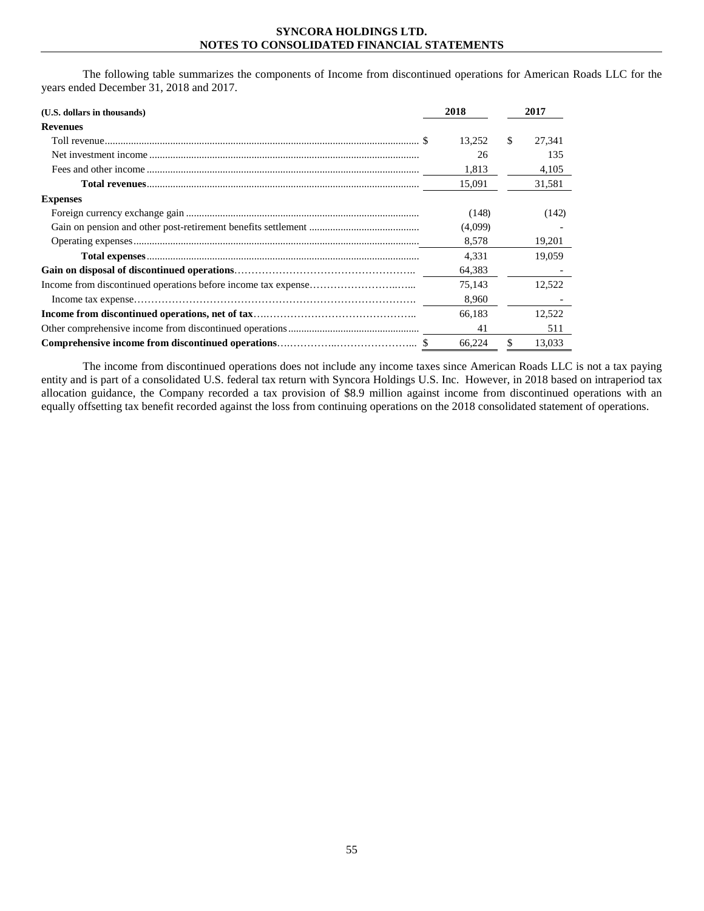The following table summarizes the components of Income from discontinued operations for American Roads LLC for the years ended December 31, 2018 and 2017.

| (U.S. dollars in thousands) | 2018 | 2017 |
|---|---|---|
| **Revenues** | | |
| Toll revenue | $ 13,252 | $ 27,341 |
| Net investment income | 26 | 135 |
| Fees and other income | 1,813 | 4,105 |
| **Total revenues** | 15,091 | 31,581 |
| **Expenses** | | |
| Foreign currency exchange gain | (148) | (142) |
| Gain on pension and other post-retirement benefits settlement | (4,099) | - |
| Operating expenses | 8,578 | 19,201 |
| **Total expenses** | 4,331 | 19,059 |
| **Gain on disposal of discontinued operations** | 64,383 | - |
| Income from discontinued operations before income tax expense | 75,143 | 12,522 |
| Income tax expense | 8,960 | - |
| **Income from discontinued operations, net of tax** | 66,183 | 12,522 |
| Other comprehensive income from discontinued operations | 41 | 511 |
| **Comprehensive income from discontinued operations** | $ 66,224 | $ 13,033 |

The income from discontinued operations does not include any income taxes since American Roads LLC is not a tax paying entity and is part of a consolidated U.S. federal tax return with Syncora Holdings U.S. Inc. However, in 2018 based on intraperiod tax allocation guidance, the Company recorded a tax provision of $8.9 million against income from discontinued operations with an equally offsetting tax benefit recorded against the loss from continuing operations on the 2018 consolidated statement of operations.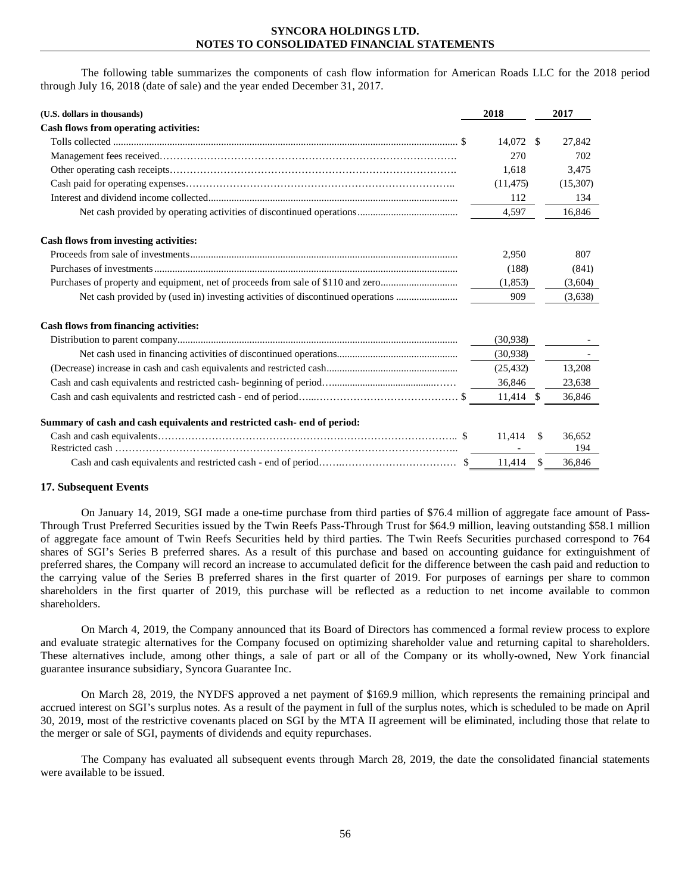The following table summarizes the components of cash flow information for American Roads LLC for the 2018 period through July 16, 2018 (date of sale) and the year ended December 31, 2017.

| (U.S. dollars in thousands) | 2018 | 2017 |
|---|---|---|
| **Cash flows from operating activities:** | | |
| Tolls collected | $ 14,072 | $ 27,842 |
| Management fees received | 270 | 702 |
| Other operating cash receipts | 1,618 | 3,475 |
| Cash paid for operating expenses | (11,475) | (15,307) |
| Interest and dividend income collected | 112 | 134 |
| Net cash provided by operating activities of discontinued operations | 4,597 | 16,846 |
| **Cash flows from investing activities:** | | |
| Proceeds from sale of investments | 2,950 | 807 |
| Purchases of investments | (188) | (841) |
| Purchases of property and equipment, net of proceeds from sale of $110 and zero | (1,853) | (3,604) |
| Net cash provided by (used in) investing activities of discontinued operations | 909 | (3,638) |
| **Cash flows from financing activities:** | | |
| Distribution to parent company | (30,938) | - |
| Net cash used in financing activities of discontinued operations | (30,938) | - |
| (Decrease) increase in cash and cash equivalents and restricted cash | (25,432) | 13,208 |
| Cash and cash equivalents and restricted cash- beginning of period | 36,846 | 23,638 |
| Cash and cash equivalents and restricted cash - end of period | $ 11,414 | $ 36,846 |
| **Summary of cash and cash equivalents and restricted cash- end of period:** | | |
| Cash and cash equivalents | $ 11,414 | $ 36,652 |
| Restricted cash | - | 194 |
| Cash and cash equivalents and restricted cash - end of period | $ 11,414 | $ 36,846 |

## 17. Subsequent Events

On January 14, 2019, SGI made a one-time purchase from third parties of $76.4 million of aggregate face amount of Pass-Through Trust Preferred Securities issued by the Twin Reefs Pass-Through Trust for $64.9 million, leaving outstanding $58.1 million of aggregate face amount of Twin Reefs Securities held by third parties. The Twin Reefs Securities purchased correspond to 764 shares of SGI's Series B preferred shares. As a result of this purchase and based on accounting guidance for extinguishment of preferred shares, the Company will record an increase to accumulated deficit for the difference between the cash paid and reduction to the carrying value of the Series B preferred shares in the first quarter of 2019. For purposes of earnings per share to common shareholders in the first quarter of 2019, this purchase will be reflected as a reduction to net income available to common shareholders.

On March 4, 2019, the Company announced that its Board of Directors has commenced a formal review process to explore and evaluate strategic alternatives for the Company focused on optimizing shareholder value and returning capital to shareholders. These alternatives include, among other things, a sale of part or all of the Company or its wholly-owned, New York financial guarantee insurance subsidiary, Syncora Guarantee Inc.

On March 28, 2019, the NYDFS approved a net payment of $169.9 million, which represents the remaining principal and accrued interest on SGI's surplus notes. As a result of the payment in full of the surplus notes, which is scheduled to be made on April 30, 2019, most of the restrictive covenants placed on SGI by the MTA II agreement will be eliminated, including those that relate to the merger or sale of SGI, payments of dividends and equity repurchases.

The Company has evaluated all subsequent events through March 28, 2019, the date the consolidated financial statements were available to be issued.